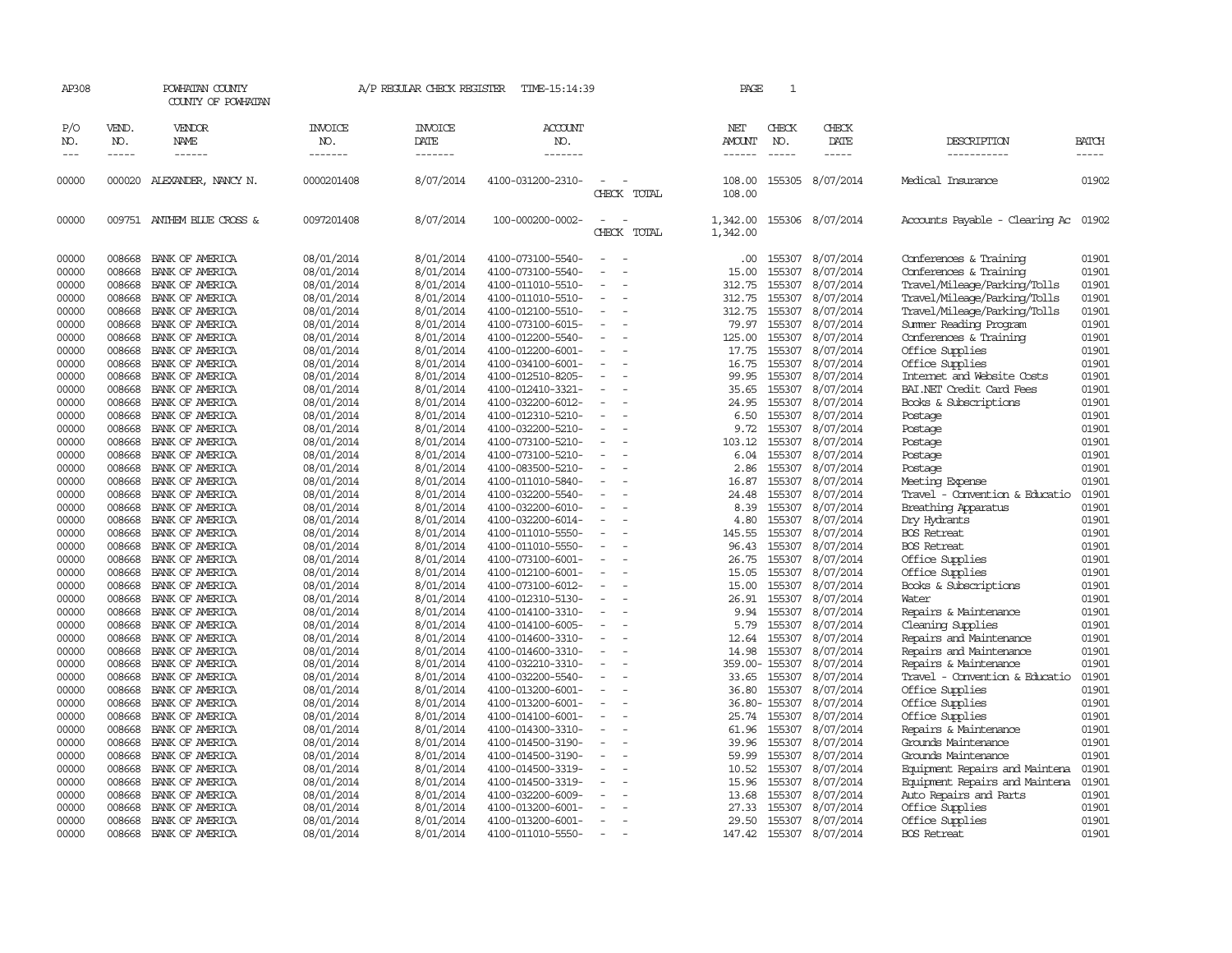AP308 POWHATAN COUNTY A/P REGULAR CHECK REGISTER TIME-15:14:39

COUNTY OF POWHATAN

| P/O NO. | VEND. NO. | VENDOR NAME | INVOICE NO. | INVOICE DATE | ACCOUNT NO. | | NET AMOUNT | CHECK NO. | CHECK DATE | DESCRIPTION | BATCH |
|---|---|---|---|---|---|---|---|---|---|---|---|
| 00000 | 000020 | ALEXANDER, NANCY N. | 0000201408 | 8/07/2014 | 4100-031200-2310- | - - | 108.00 | 155305 | 8/07/2014 | Medical Insurance | 01902 |
| | | | | | | CHECK TOTAL | 108.00 | | | | |
| 00000 | 009751 | ANTHEM BLUE CROSS & | 0097201408 | 8/07/2014 | 100-000200-0002- | - - | 1,342.00 | 155306 | 8/07/2014 | Accounts Payable - Clearing Ac | 01902 |
| | | | | | | CHECK TOTAL | 1,342.00 | | | | |
| 00000 | 008668 | BANK OF AMERICA | 08/01/2014 | 8/01/2014 | 4100-073100-5540- | - - | .00 | 155307 | 8/07/2014 | Conferences & Training | 01901 |
| 00000 | 008668 | BANK OF AMERICA | 08/01/2014 | 8/01/2014 | 4100-073100-5540- | - - | 15.00 | 155307 | 8/07/2014 | Conferences & Training | 01901 |
| 00000 | 008668 | BANK OF AMERICA | 08/01/2014 | 8/01/2014 | 4100-011010-5510- | - - | 312.75 | 155307 | 8/07/2014 | Travel/Mileage/Parking/Tolls | 01901 |
| 00000 | 008668 | BANK OF AMERICA | 08/01/2014 | 8/01/2014 | 4100-011010-5510- | - - | 312.75 | 155307 | 8/07/2014 | Travel/Mileage/Parking/Tolls | 01901 |
| 00000 | 008668 | BANK OF AMERICA | 08/01/2014 | 8/01/2014 | 4100-012100-5510- | - - | 312.75 | 155307 | 8/07/2014 | Travel/Mileage/Parking/Tolls | 01901 |
| 00000 | 008668 | BANK OF AMERICA | 08/01/2014 | 8/01/2014 | 4100-073100-6015- | - - | 79.97 | 155307 | 8/07/2014 | Summer Reading Program | 01901 |
| 00000 | 008668 | BANK OF AMERICA | 08/01/2014 | 8/01/2014 | 4100-012200-5540- | - - | 125.00 | 155307 | 8/07/2014 | Conferences & Training | 01901 |
| 00000 | 008668 | BANK OF AMERICA | 08/01/2014 | 8/01/2014 | 4100-012200-6001- | - - | 17.75 | 155307 | 8/07/2014 | Office Supplies | 01901 |
| 00000 | 008668 | BANK OF AMERICA | 08/01/2014 | 8/01/2014 | 4100-034100-6001- | - - | 16.75 | 155307 | 8/07/2014 | Office Supplies | 01901 |
| 00000 | 008668 | BANK OF AMERICA | 08/01/2014 | 8/01/2014 | 4100-012510-8205- | - - | 99.95 | 155307 | 8/07/2014 | Internet and Website Costs | 01901 |
| 00000 | 008668 | BANK OF AMERICA | 08/01/2014 | 8/01/2014 | 4100-012410-3321- | - - | 35.65 | 155307 | 8/07/2014 | BAI.NET Credit Card Fees | 01901 |
| 00000 | 008668 | BANK OF AMERICA | 08/01/2014 | 8/01/2014 | 4100-032200-6012- | - - | 24.95 | 155307 | 8/07/2014 | Books & Subscriptions | 01901 |
| 00000 | 008668 | BANK OF AMERICA | 08/01/2014 | 8/01/2014 | 4100-012310-5210- | - - | 6.50 | 155307 | 8/07/2014 | Postage | 01901 |
| 00000 | 008668 | BANK OF AMERICA | 08/01/2014 | 8/01/2014 | 4100-032200-5210- | - - | 9.72 | 155307 | 8/07/2014 | Postage | 01901 |
| 00000 | 008668 | BANK OF AMERICA | 08/01/2014 | 8/01/2014 | 4100-073100-5210- | - - | 103.12 | 155307 | 8/07/2014 | Postage | 01901 |
| 00000 | 008668 | BANK OF AMERICA | 08/01/2014 | 8/01/2014 | 4100-073100-5210- | - - | 6.04 | 155307 | 8/07/2014 | Postage | 01901 |
| 00000 | 008668 | BANK OF AMERICA | 08/01/2014 | 8/01/2014 | 4100-083500-5210- | - - | 2.86 | 155307 | 8/07/2014 | Postage | 01901 |
| 00000 | 008668 | BANK OF AMERICA | 08/01/2014 | 8/01/2014 | 4100-011010-5840- | - - | 16.87 | 155307 | 8/07/2014 | Meeting Expense | 01901 |
| 00000 | 008668 | BANK OF AMERICA | 08/01/2014 | 8/01/2014 | 4100-032200-5540- | - - | 24.48 | 155307 | 8/07/2014 | Travel - Convention & Educatio | 01901 |
| 00000 | 008668 | BANK OF AMERICA | 08/01/2014 | 8/01/2014 | 4100-032200-6010- | - - | 8.39 | 155307 | 8/07/2014 | Breathing Apparatus | 01901 |
| 00000 | 008668 | BANK OF AMERICA | 08/01/2014 | 8/01/2014 | 4100-032200-6014- | - - | 4.80 | 155307 | 8/07/2014 | Dry Hydrants | 01901 |
| 00000 | 008668 | BANK OF AMERICA | 08/01/2014 | 8/01/2014 | 4100-011010-5550- | - - | 145.55 | 155307 | 8/07/2014 | BOS Retreat | 01901 |
| 00000 | 008668 | BANK OF AMERICA | 08/01/2014 | 8/01/2014 | 4100-011010-5550- | - - | 96.43 | 155307 | 8/07/2014 | BOS Retreat | 01901 |
| 00000 | 008668 | BANK OF AMERICA | 08/01/2014 | 8/01/2014 | 4100-073100-6001- | - - | 26.75 | 155307 | 8/07/2014 | Office Supplies | 01901 |
| 00000 | 008668 | BANK OF AMERICA | 08/01/2014 | 8/01/2014 | 4100-012100-6001- | - - | 15.05 | 155307 | 8/07/2014 | Office Supplies | 01901 |
| 00000 | 008668 | BANK OF AMERICA | 08/01/2014 | 8/01/2014 | 4100-073100-6012- | - - | 15.00 | 155307 | 8/07/2014 | Books & Subscriptions | 01901 |
| 00000 | 008668 | BANK OF AMERICA | 08/01/2014 | 8/01/2014 | 4100-012310-5130- | - - | 26.91 | 155307 | 8/07/2014 | Water | 01901 |
| 00000 | 008668 | BANK OF AMERICA | 08/01/2014 | 8/01/2014 | 4100-014100-3310- | - - | 9.94 | 155307 | 8/07/2014 | Repairs & Maintenance | 01901 |
| 00000 | 008668 | BANK OF AMERICA | 08/01/2014 | 8/01/2014 | 4100-014100-6005- | - - | 5.79 | 155307 | 8/07/2014 | Cleaning Supplies | 01901 |
| 00000 | 008668 | BANK OF AMERICA | 08/01/2014 | 8/01/2014 | 4100-014600-3310- | - - | 12.64 | 155307 | 8/07/2014 | Repairs and Maintenance | 01901 |
| 00000 | 008668 | BANK OF AMERICA | 08/01/2014 | 8/01/2014 | 4100-014600-3310- | - - | 14.98 | 155307 | 8/07/2014 | Repairs and Maintenance | 01901 |
| 00000 | 008668 | BANK OF AMERICA | 08/01/2014 | 8/01/2014 | 4100-032210-3310- | - - | 359.00- | 155307 | 8/07/2014 | Repairs & Maintenance | 01901 |
| 00000 | 008668 | BANK OF AMERICA | 08/01/2014 | 8/01/2014 | 4100-032200-5540- | - - | 33.65 | 155307 | 8/07/2014 | Travel - Convention & Educatio | 01901 |
| 00000 | 008668 | BANK OF AMERICA | 08/01/2014 | 8/01/2014 | 4100-013200-6001- | - - | 36.80 | 155307 | 8/07/2014 | Office Supplies | 01901 |
| 00000 | 008668 | BANK OF AMERICA | 08/01/2014 | 8/01/2014 | 4100-013200-6001- | - - | 36.80- | 155307 | 8/07/2014 | Office Supplies | 01901 |
| 00000 | 008668 | BANK OF AMERICA | 08/01/2014 | 8/01/2014 | 4100-014100-6001- | - - | 25.74 | 155307 | 8/07/2014 | Office Supplies | 01901 |
| 00000 | 008668 | BANK OF AMERICA | 08/01/2014 | 8/01/2014 | 4100-014300-3310- | - - | 61.96 | 155307 | 8/07/2014 | Repairs & Maintenance | 01901 |
| 00000 | 008668 | BANK OF AMERICA | 08/01/2014 | 8/01/2014 | 4100-014500-3190- | - - | 39.96 | 155307 | 8/07/2014 | Grounds Maintenance | 01901 |
| 00000 | 008668 | BANK OF AMERICA | 08/01/2014 | 8/01/2014 | 4100-014500-3190- | - - | 59.99 | 155307 | 8/07/2014 | Grounds Maintenance | 01901 |
| 00000 | 008668 | BANK OF AMERICA | 08/01/2014 | 8/01/2014 | 4100-014500-3319- | - - | 10.52 | 155307 | 8/07/2014 | Equipment Repairs and Maintena | 01901 |
| 00000 | 008668 | BANK OF AMERICA | 08/01/2014 | 8/01/2014 | 4100-014500-3319- | - - | 15.96 | 155307 | 8/07/2014 | Equipment Repairs and Maintena | 01901 |
| 00000 | 008668 | BANK OF AMERICA | 08/01/2014 | 8/01/2014 | 4100-032200-6009- | - - | 13.68 | 155307 | 8/07/2014 | Auto Repairs and Parts | 01901 |
| 00000 | 008668 | BANK OF AMERICA | 08/01/2014 | 8/01/2014 | 4100-013200-6001- | - - | 27.33 | 155307 | 8/07/2014 | Office Supplies | 01901 |
| 00000 | 008668 | BANK OF AMERICA | 08/01/2014 | 8/01/2014 | 4100-013200-6001- | - - | 29.50 | 155307 | 8/07/2014 | Office Supplies | 01901 |
| 00000 | 008668 | BANK OF AMERICA | 08/01/2014 | 8/01/2014 | 4100-011010-5550- | - - | 147.42 | 155307 | 8/07/2014 | BOS Retreat | 01901 |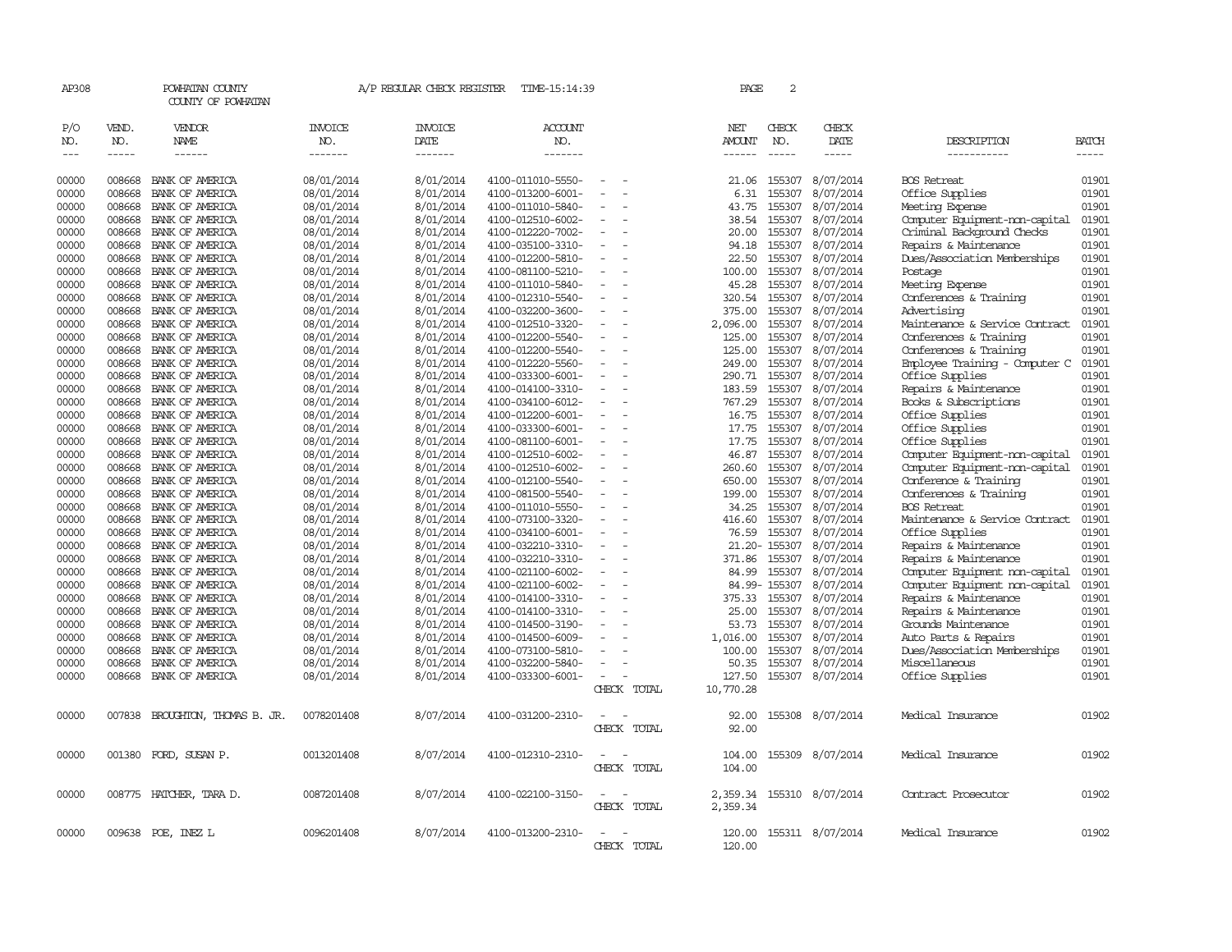AP308 POWHATAN COUNTY A/P REGULAR CHECK REGISTER TIME-15:14:39

COUNTY OF POWHATAN

| P/O NO. | VEND. NO. | VENDOR NAME | INVOICE NO. | INVOICE DATE | ACCOUNT NO. | | NET AMOUNT | CHECK NO. | CHECK DATE | DESCRIPTION | BATCH |
|---|---|---|---|---|---|---|---|---|---|---|---|
| 00000 | 008668 | BANK OF AMERICA | 08/01/2014 | 8/01/2014 | 4100-011010-5550- | - - | 21.06 | 155307 | 8/07/2014 | BOS Retreat | 01901 |
| 00000 | 008668 | BANK OF AMERICA | 08/01/2014 | 8/01/2014 | 4100-013200-6001- | - - | 6.31 | 155307 | 8/07/2014 | Office Supplies | 01901 |
| 00000 | 008668 | BANK OF AMERICA | 08/01/2014 | 8/01/2014 | 4100-011010-5840- | - - | 43.75 | 155307 | 8/07/2014 | Meeting Expense | 01901 |
| 00000 | 008668 | BANK OF AMERICA | 08/01/2014 | 8/01/2014 | 4100-012510-6002- | - - | 38.54 | 155307 | 8/07/2014 | Computer Equipment-non-capital | 01901 |
| 00000 | 008668 | BANK OF AMERICA | 08/01/2014 | 8/01/2014 | 4100-012220-7002- | - - | 20.00 | 155307 | 8/07/2014 | Criminal Background Checks | 01901 |
| 00000 | 008668 | BANK OF AMERICA | 08/01/2014 | 8/01/2014 | 4100-035100-3310- | - - | 94.18 | 155307 | 8/07/2014 | Repairs & Maintenance | 01901 |
| 00000 | 008668 | BANK OF AMERICA | 08/01/2014 | 8/01/2014 | 4100-012200-5810- | - - | 22.50 | 155307 | 8/07/2014 | Dues/Association Memberships | 01901 |
| 00000 | 008668 | BANK OF AMERICA | 08/01/2014 | 8/01/2014 | 4100-081100-5210- | - - | 100.00 | 155307 | 8/07/2014 | Postage | 01901 |
| 00000 | 008668 | BANK OF AMERICA | 08/01/2014 | 8/01/2014 | 4100-011010-5840- | - - | 45.28 | 155307 | 8/07/2014 | Meeting Expense | 01901 |
| 00000 | 008668 | BANK OF AMERICA | 08/01/2014 | 8/01/2014 | 4100-012310-5540- | - - | 320.54 | 155307 | 8/07/2014 | Conferences & Training | 01901 |
| 00000 | 008668 | BANK OF AMERICA | 08/01/2014 | 8/01/2014 | 4100-032200-3600- | - - | 375.00 | 155307 | 8/07/2014 | Advertising | 01901 |
| 00000 | 008668 | BANK OF AMERICA | 08/01/2014 | 8/01/2014 | 4100-012510-3320- | - - | 2,096.00 | 155307 | 8/07/2014 | Maintenance & Service Contract | 01901 |
| 00000 | 008668 | BANK OF AMERICA | 08/01/2014 | 8/01/2014 | 4100-012200-5540- | - - | 125.00 | 155307 | 8/07/2014 | Conferences & Training | 01901 |
| 00000 | 008668 | BANK OF AMERICA | 08/01/2014 | 8/01/2014 | 4100-012200-5540- | - - | 125.00 | 155307 | 8/07/2014 | Conferences & Training | 01901 |
| 00000 | 008668 | BANK OF AMERICA | 08/01/2014 | 8/01/2014 | 4100-012220-5560- | - - | 249.00 | 155307 | 8/07/2014 | Employee Training - Computer C | 01901 |
| 00000 | 008668 | BANK OF AMERICA | 08/01/2014 | 8/01/2014 | 4100-033300-6001- | - - | 290.71 | 155307 | 8/07/2014 | Office Supplies | 01901 |
| 00000 | 008668 | BANK OF AMERICA | 08/01/2014 | 8/01/2014 | 4100-014100-3310- | - - | 183.59 | 155307 | 8/07/2014 | Repairs & Maintenance | 01901 |
| 00000 | 008668 | BANK OF AMERICA | 08/01/2014 | 8/01/2014 | 4100-034100-6012- | - - | 767.29 | 155307 | 8/07/2014 | Books & Subscriptions | 01901 |
| 00000 | 008668 | BANK OF AMERICA | 08/01/2014 | 8/01/2014 | 4100-012200-6001- | - - | 16.75 | 155307 | 8/07/2014 | Office Supplies | 01901 |
| 00000 | 008668 | BANK OF AMERICA | 08/01/2014 | 8/01/2014 | 4100-033300-6001- | - - | 17.75 | 155307 | 8/07/2014 | Office Supplies | 01901 |
| 00000 | 008668 | BANK OF AMERICA | 08/01/2014 | 8/01/2014 | 4100-081100-6001- | - - | 17.75 | 155307 | 8/07/2014 | Office Supplies | 01901 |
| 00000 | 008668 | BANK OF AMERICA | 08/01/2014 | 8/01/2014 | 4100-012510-6002- | - - | 46.87 | 155307 | 8/07/2014 | Computer Equipment-non-capital | 01901 |
| 00000 | 008668 | BANK OF AMERICA | 08/01/2014 | 8/01/2014 | 4100-012510-6002- | - - | 260.60 | 155307 | 8/07/2014 | Computer Equipment-non-capital | 01901 |
| 00000 | 008668 | BANK OF AMERICA | 08/01/2014 | 8/01/2014 | 4100-012100-5540- | - - | 650.00 | 155307 | 8/07/2014 | Conference & Training | 01901 |
| 00000 | 008668 | BANK OF AMERICA | 08/01/2014 | 8/01/2014 | 4100-081500-5540- | - - | 199.00 | 155307 | 8/07/2014 | Conferences & Training | 01901 |
| 00000 | 008668 | BANK OF AMERICA | 08/01/2014 | 8/01/2014 | 4100-011010-5550- | - - | 34.25 | 155307 | 8/07/2014 | BOS Retreat | 01901 |
| 00000 | 008668 | BANK OF AMERICA | 08/01/2014 | 8/01/2014 | 4100-073100-3320- | - - | 416.60 | 155307 | 8/07/2014 | Maintenance & Service Contract | 01901 |
| 00000 | 008668 | BANK OF AMERICA | 08/01/2014 | 8/01/2014 | 4100-034100-6001- | - - | 76.59 | 155307 | 8/07/2014 | Office Supplies | 01901 |
| 00000 | 008668 | BANK OF AMERICA | 08/01/2014 | 8/01/2014 | 4100-032210-3310- | - - | 21.20- | 155307 | 8/07/2014 | Repairs & Maintenance | 01901 |
| 00000 | 008668 | BANK OF AMERICA | 08/01/2014 | 8/01/2014 | 4100-032210-3310- | - - | 371.86 | 155307 | 8/07/2014 | Repairs & Maintenance | 01901 |
| 00000 | 008668 | BANK OF AMERICA | 08/01/2014 | 8/01/2014 | 4100-021100-6002- | - - | 84.99 | 155307 | 8/07/2014 | Computer Equipment non-capital | 01901 |
| 00000 | 008668 | BANK OF AMERICA | 08/01/2014 | 8/01/2014 | 4100-021100-6002- | - - | 84.99- | 155307 | 8/07/2014 | Computer Equipment non-capital | 01901 |
| 00000 | 008668 | BANK OF AMERICA | 08/01/2014 | 8/01/2014 | 4100-014100-3310- | - - | 375.33 | 155307 | 8/07/2014 | Repairs & Maintenance | 01901 |
| 00000 | 008668 | BANK OF AMERICA | 08/01/2014 | 8/01/2014 | 4100-014100-3310- | - - | 25.00 | 155307 | 8/07/2014 | Repairs & Maintenance | 01901 |
| 00000 | 008668 | BANK OF AMERICA | 08/01/2014 | 8/01/2014 | 4100-014500-3190- | - - | 53.73 | 155307 | 8/07/2014 | Grounds Maintenance | 01901 |
| 00000 | 008668 | BANK OF AMERICA | 08/01/2014 | 8/01/2014 | 4100-014500-6009- | - - | 1,016.00 | 155307 | 8/07/2014 | Auto Parts & Repairs | 01901 |
| 00000 | 008668 | BANK OF AMERICA | 08/01/2014 | 8/01/2014 | 4100-073100-5810- | - - | 100.00 | 155307 | 8/07/2014 | Dues/Association Memberships | 01901 |
| 00000 | 008668 | BANK OF AMERICA | 08/01/2014 | 8/01/2014 | 4100-032200-5840- | - - | 50.35 | 155307 | 8/07/2014 | Miscellaneous | 01901 |
| 00000 | 008668 | BANK OF AMERICA | 08/01/2014 | 8/01/2014 | 4100-033300-6001- | - - | 127.50 | 155307 | 8/07/2014 | Office Supplies | 01901 |
| | | | | | | CHECK TOTAL | 10,770.28 | | | | |
| 00000 | 007838 | BROUGHTON, THOMAS B. JR. | 0078201408 | 8/07/2014 | 4100-031200-2310- | - - | 92.00 | 155308 | 8/07/2014 | Medical Insurance | 01902 |
| | | | | | | CHECK TOTAL | 92.00 | | | | |
| 00000 | 001380 | FORD, SUSAN P. | 0013201408 | 8/07/2014 | 4100-012310-2310- | - - | 104.00 | 155309 | 8/07/2014 | Medical Insurance | 01902 |
| | | | | | | CHECK TOTAL | 104.00 | | | | |
| 00000 | 008775 | HATCHER, TARA D. | 0087201408 | 8/07/2014 | 4100-022100-3150- | - - | 2,359.34 | 155310 | 8/07/2014 | Contract Prosecutor | 01902 |
| | | | | | | CHECK TOTAL | 2,359.34 | | | | |
| 00000 | 009638 | POE, INEZ L | 0096201408 | 8/07/2014 | 4100-013200-2310- | - - | 120.00 | 155311 | 8/07/2014 | Medical Insurance | 01902 |
| | | | | | | CHECK TOTAL | 120.00 | | | | |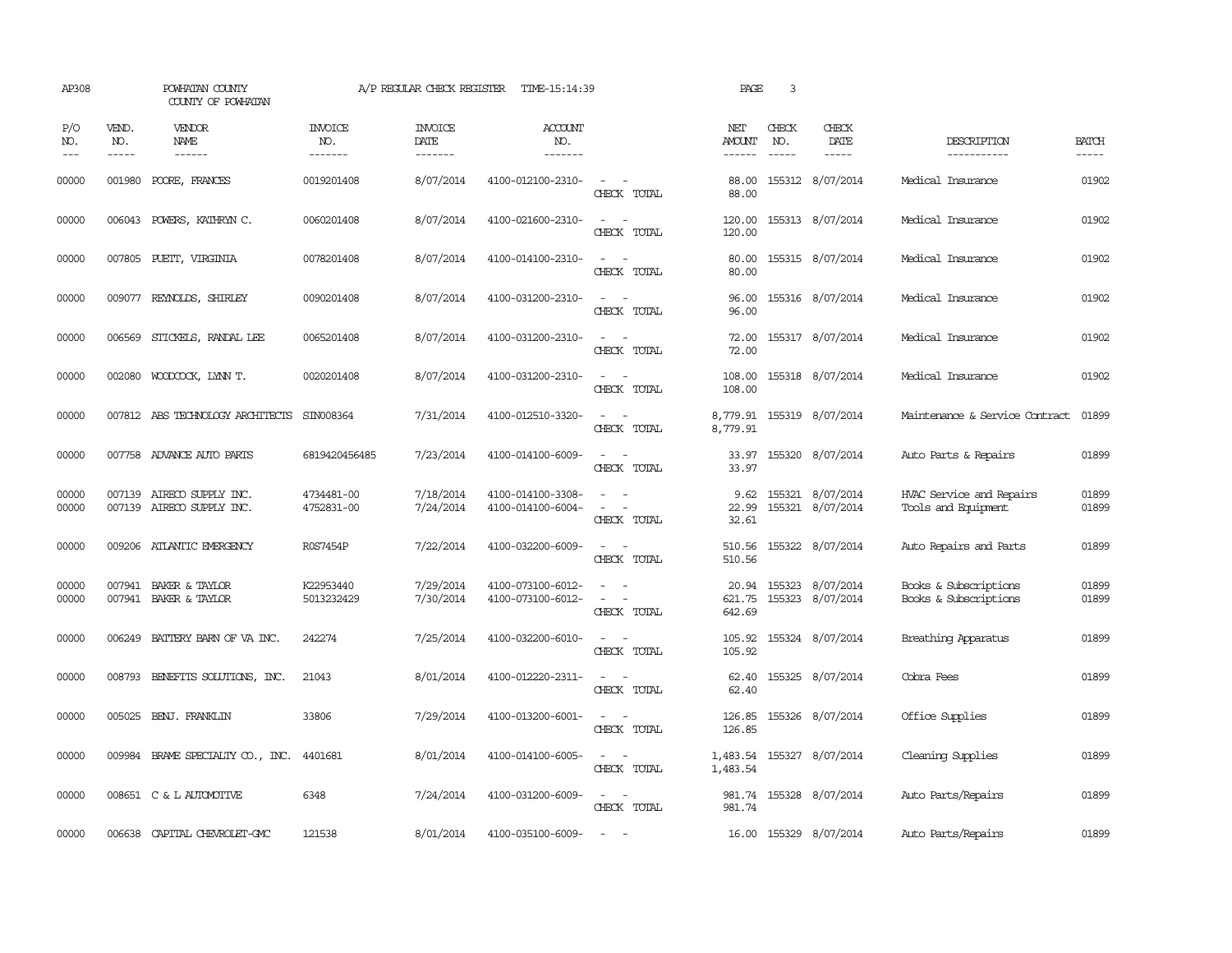AP308 POWHATAN COUNTY COUNTY OF POWHATAN A/P REGULAR CHECK REGISTER TIME-15:14:39

| P/O NO. | VEND. NO. | VENDOR NAME | INVOICE NO. | INVOICE DATE | ACCOUNT NO. | | NET AMOUNT | CHECK NO. | CHECK DATE | DESCRIPTION | BATCH |
|---|---|---|---|---|---|---|---|---|---|---|---|
| 00000 | 001980 | POORE, FRANCES | 0019201408 | 8/07/2014 | 4100-012100-2310- | - - | 88.00 | 155312 | 8/07/2014 | Medical Insurance | 01902 |
| | | | | | | CHECK TOTAL | 88.00 | | | | |
| 00000 | 006043 | POWERS, KATHRYN C. | 0060201408 | 8/07/2014 | 4100-021600-2310- | - - | 120.00 | 155313 | 8/07/2014 | Medical Insurance | 01902 |
| | | | | | | CHECK TOTAL | 120.00 | | | | |
| 00000 | 007805 | PUETT, VIRGINIA | 0078201408 | 8/07/2014 | 4100-014100-2310- | - - | 80.00 | 155315 | 8/07/2014 | Medical Insurance | 01902 |
| | | | | | | CHECK TOTAL | 80.00 | | | | |
| 00000 | 009077 | REYNOLDS, SHIRLEY | 0090201408 | 8/07/2014 | 4100-031200-2310- | - - | 96.00 | 155316 | 8/07/2014 | Medical Insurance | 01902 |
| | | | | | | CHECK TOTAL | 96.00 | | | | |
| 00000 | 006569 | STICKELS, RANDAL LEE | 0065201408 | 8/07/2014 | 4100-031200-2310- | - - | 72.00 | 155317 | 8/07/2014 | Medical Insurance | 01902 |
| | | | | | | CHECK TOTAL | 72.00 | | | | |
| 00000 | 002080 | WOODCOCK, LYNN T. | 0020201408 | 8/07/2014 | 4100-031200-2310- | - - | 108.00 | 155318 | 8/07/2014 | Medical Insurance | 01902 |
| | | | | | | CHECK TOTAL | 108.00 | | | | |
| 00000 | 007812 | ABS TECHNOLOGY ARCHITECTS | SIN008364 | 7/31/2014 | 4100-012510-3320- | - - | 8,779.91 | 155319 | 8/07/2014 | Maintenance & Service Contract | 01899 |
| | | | | | | CHECK TOTAL | 8,779.91 | | | | |
| 00000 | 007758 | ADVANCE AUTO PARTS | 6819420456485 | 7/23/2014 | 4100-014100-6009- | - - | 33.97 | 155320 | 8/07/2014 | Auto Parts & Repairs | 01899 |
| | | | | | | CHECK TOTAL | 33.97 | | | | |
| 00000 | 007139 | AIRECO SUPPLY INC. | 4734481-00 | 7/18/2014 | 4100-014100-3308- | - - | 9.62 | 155321 | 8/07/2014 | HVAC Service and Repairs | 01899 |
| 00000 | 007139 | AIRECO SUPPLY INC. | 4752831-00 | 7/24/2014 | 4100-014100-6004- | - - | 22.99 | 155321 | 8/07/2014 | Tools and Equipment | 01899 |
| | | | | | | CHECK TOTAL | 32.61 | | | | |
| 00000 | 009206 | ATLANTIC EMERGENCY | R0S7454P | 7/22/2014 | 4100-032200-6009- | - - | 510.56 | 155322 | 8/07/2014 | Auto Repairs and Parts | 01899 |
| | | | | | | CHECK TOTAL | 510.56 | | | | |
| 00000 | 007941 | BAKER & TAYLOR | K22953440 | 7/29/2014 | 4100-073100-6012- | - - | 20.94 | 155323 | 8/07/2014 | Books & Subscriptions | 01899 |
| 00000 | 007941 | BAKER & TAYLOR | 5013232429 | 7/30/2014 | 4100-073100-6012- | - - | 621.75 | 155323 | 8/07/2014 | Books & Subscriptions | 01899 |
| | | | | | | CHECK TOTAL | 642.69 | | | | |
| 00000 | 006249 | BATTERY BARN OF VA INC. | 242274 | 7/25/2014 | 4100-032200-6010- | - - | 105.92 | 155324 | 8/07/2014 | Breathing Apparatus | 01899 |
| | | | | | | CHECK TOTAL | 105.92 | | | | |
| 00000 | 008793 | BENEFITS SOLUTIONS, INC. | 21043 | 8/01/2014 | 4100-012220-2311- | - - | 62.40 | 155325 | 8/07/2014 | Cobra Fees | 01899 |
| | | | | | | CHECK TOTAL | 62.40 | | | | |
| 00000 | 005025 | BENJ. FRANKLIN | 33806 | 7/29/2014 | 4100-013200-6001- | - - | 126.85 | 155326 | 8/07/2014 | Office Supplies | 01899 |
| | | | | | | CHECK TOTAL | 126.85 | | | | |
| 00000 | 009984 | BRAME SPECIALTY CO., INC. | 4401681 | 8/01/2014 | 4100-014100-6005- | - - | 1,483.54 | 155327 | 8/07/2014 | Cleaning Supplies | 01899 |
| | | | | | | CHECK TOTAL | 1,483.54 | | | | |
| 00000 | 008651 | C & L AUTOMOTIVE | 6348 | 7/24/2014 | 4100-031200-6009- | - - | 981.74 | 155328 | 8/07/2014 | Auto Parts/Repairs | 01899 |
| | | | | | | CHECK TOTAL | 981.74 | | | | |
| 00000 | 006638 | CAPITAL CHEVROLET-GMC | 121538 | 8/01/2014 | 4100-035100-6009- | - - | 16.00 | 155329 | 8/07/2014 | Auto Parts/Repairs | 01899 |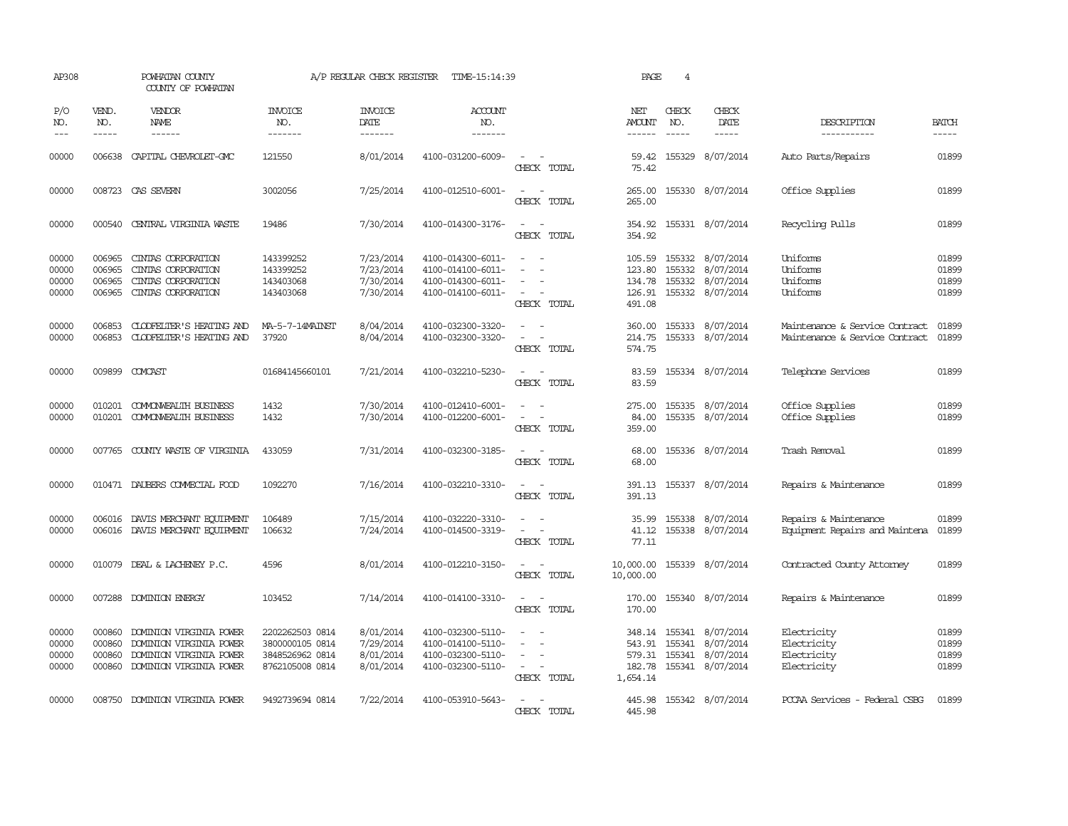AP308 POWHATAN COUNTY A/P REGULAR CHECK REGISTER TIME-15:14:39 PAGE 4

COUNTY OF POWHATAN

| P/O NO. | VEND. NO. | VENDOR NAME | INVOICE NO. | INVOICE DATE | ACCOUNT NO. | | NET AMOUNT | CHECK NO. | CHECK DATE | DESCRIPTION | BATCH |
|---|---|---|---|---|---|---|---|---|---|---|---|
| --- | ----- | ------ | ------- | ------- | ------- | | ------ | ----- | ----- | ----------- | ----- |
| 00000 | 006638 | CAPITAL CHEVROLET-GMC | 121550 | 8/01/2014 | 4100-031200-6009- | - - | 59.42 | 155329 | 8/07/2014 | Auto Parts/Repairs | 01899 |
| | | | | | | CHECK TOTAL | 75.42 | | | | |
| 00000 | 008723 | CAS SEVERN | 3002056 | 7/25/2014 | 4100-012510-6001- | - - | 265.00 | 155330 | 8/07/2014 | Office Supplies | 01899 |
| | | | | | | CHECK TOTAL | 265.00 | | | | |
| 00000 | 000540 | CENTRAL VIRGINIA WASTE | 19486 | 7/30/2014 | 4100-014300-3176- | - - | 354.92 | 155331 | 8/07/2014 | Recycling Pulls | 01899 |
| | | | | | | CHECK TOTAL | 354.92 | | | | |
| 00000 | 006965 | CINTAS CORPORATION | 143399252 | 7/23/2014 | 4100-014300-6011- | - - | 105.59 | 155332 | 8/07/2014 | Uniforms | 01899 |
| 00000 | 006965 | CINTAS CORPORATION | 143399252 | 7/23/2014 | 4100-014100-6011- | - - | 123.80 | 155332 | 8/07/2014 | Uniforms | 01899 |
| 00000 | 006965 | CINTAS CORPORATION | 143403068 | 7/30/2014 | 4100-014300-6011- | - - | 134.78 | 155332 | 8/07/2014 | Uniforms | 01899 |
| 00000 | 006965 | CINTAS CORPORATION | 143403068 | 7/30/2014 | 4100-014100-6011- | - - | 126.91 | 155332 | 8/07/2014 | Uniforms | 01899 |
| | | | | | | CHECK TOTAL | 491.08 | | | | |
| 00000 | 006853 | CLODFELTER'S HEATING AND | MA-5-7-14MAINST | 8/04/2014 | 4100-032300-3320- | - - | 360.00 | 155333 | 8/07/2014 | Maintenance & Service Contract | 01899 |
| 00000 | 006853 | CLODFELTER'S HEATING AND | 37920 | 8/04/2014 | 4100-032300-3320- | - - | 214.75 | 155333 | 8/07/2014 | Maintenance & Service Contract | 01899 |
| | | | | | | CHECK TOTAL | 574.75 | | | | |
| 00000 | 009899 | COMCAST | 01684145660101 | 7/21/2014 | 4100-032210-5230- | - - | 83.59 | 155334 | 8/07/2014 | Telephone Services | 01899 |
| | | | | | | CHECK TOTAL | 83.59 | | | | |
| 00000 | 010201 | COMMONWEALTH BUSINESS | 1432 | 7/30/2014 | 4100-012410-6001- | - - | 275.00 | 155335 | 8/07/2014 | Office Supplies | 01899 |
| 00000 | 010201 | COMMONWEALTH BUSINESS | 1432 | 7/30/2014 | 4100-012200-6001- | - - | 84.00 | 155335 | 8/07/2014 | Office Supplies | 01899 |
| | | | | | | CHECK TOTAL | 359.00 | | | | |
| 00000 | 007765 | COUNTY WASTE OF VIRGINIA | 433059 | 7/31/2014 | 4100-032300-3185- | - - | 68.00 | 155336 | 8/07/2014 | Trash Removal | 01899 |
| | | | | | | CHECK TOTAL | 68.00 | | | | |
| 00000 | 010471 | DAUBERS COMMECIAL FOOD | 1092270 | 7/16/2014 | 4100-032210-3310- | - - | 391.13 | 155337 | 8/07/2014 | Repairs & Maintenance | 01899 |
| | | | | | | CHECK TOTAL | 391.13 | | | | |
| 00000 | 006016 | DAVIS MERCHANT EQUIPMENT | 106489 | 7/15/2014 | 4100-032220-3310- | - - | 35.99 | 155338 | 8/07/2014 | Repairs & Maintenance | 01899 |
| 00000 | 006016 | DAVIS MERCHANT EQUIPMENT | 106632 | 7/24/2014 | 4100-014500-3319- | - - | 41.12 | 155338 | 8/07/2014 | Equipment Repairs and Maintena | 01899 |
| | | | | | | CHECK TOTAL | 77.11 | | | | |
| 00000 | 010079 | DEAL & LACHENEY P.C. | 4596 | 8/01/2014 | 4100-012210-3150- | - - | 10,000.00 | 155339 | 8/07/2014 | Contracted County Attorney | 01899 |
| | | | | | | CHECK TOTAL | 10,000.00 | | | | |
| 00000 | 007288 | DOMINION ENERGY | 103452 | 7/14/2014 | 4100-014100-3310- | - - | 170.00 | 155340 | 8/07/2014 | Repairs & Maintenance | 01899 |
| | | | | | | CHECK TOTAL | 170.00 | | | | |
| 00000 | 000860 | DOMINION VIRGINIA POWER | 2202262503 0814 | 8/01/2014 | 4100-032300-5110- | - - | 348.14 | 155341 | 8/07/2014 | Electricity | 01899 |
| 00000 | 000860 | DOMINION VIRGINIA POWER | 3800000105 0814 | 7/29/2014 | 4100-014100-5110- | - - | 543.91 | 155341 | 8/07/2014 | Electricity | 01899 |
| 00000 | 000860 | DOMINION VIRGINIA POWER | 3848526962 0814 | 8/01/2014 | 4100-032300-5110- | - - | 579.31 | 155341 | 8/07/2014 | Electricity | 01899 |
| 00000 | 000860 | DOMINION VIRGINIA POWER | 8762105008 0814 | 8/01/2014 | 4100-032300-5110- | - - | 182.78 | 155341 | 8/07/2014 | Electricity | 01899 |
| | | | | | | CHECK TOTAL | 1,654.14 | | | | |
| 00000 | 008750 | DOMINION VIRGINIA POWER | 9492739694 0814 | 7/22/2014 | 4100-053910-5643- | - - | 445.98 | 155342 | 8/07/2014 | PCCAA Services - Federal CSBG | 01899 |
| | | | | | | CHECK TOTAL | 445.98 | | | | |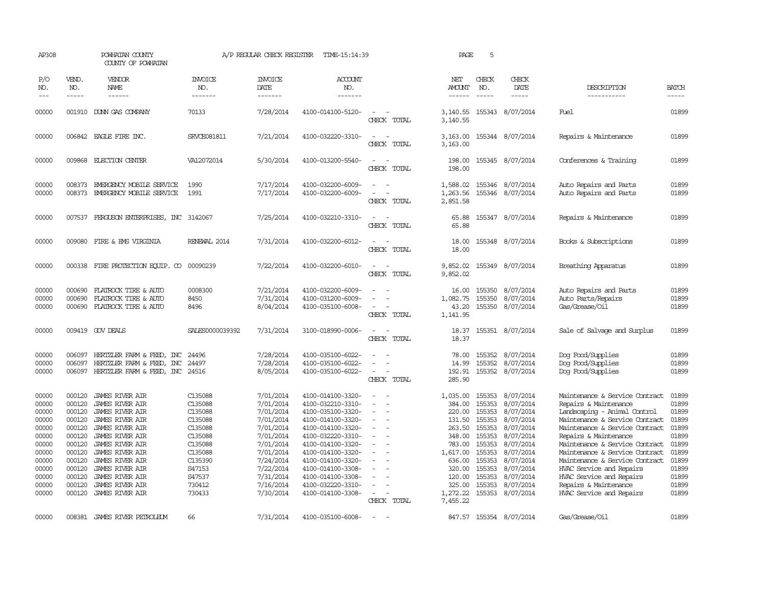AP308 POWHATAN COUNTY A/P REGULAR CHECK REGISTER TIME-15:14:39 PAGE 5
COUNTY OF POWHATAN

| P/O NO. | VEND. NO. | VENDOR NAME | INVOICE NO. | INVOICE DATE | ACCOUNT NO. | | NET AMOUNT | CHECK NO. | CHECK DATE | DESCRIPTION | BATCH |
|---|---|---|---|---|---|---|---|---|---|---|---|
| 00000 | 001910 | DUNN GAS COMPANY | 70133 | 7/28/2014 | 4100-014100-5120- | - - | 3,140.55 | 155343 | 8/07/2014 | Fuel | 01899 |
| | | | | | | CHECK TOTAL | 3,140.55 | | | | |
| 00000 | 006842 | EAGLE FIRE INC. | SRVCE081811 | 7/21/2014 | 4100-032220-3310- | - - | 3,163.00 | 155344 | 8/07/2014 | Repairs & Maintenance | 01899 |
| | | | | | | CHECK TOTAL | 3,163.00 | | | | |
| 00000 | 009868 | ELECTION CENTER | VA12072014 | 5/30/2014 | 4100-013200-5540- | - - | 198.00 | 155345 | 8/07/2014 | Conferences & Training | 01899 |
| | | | | | | CHECK TOTAL | 198.00 | | | | |
| 00000 | 008373 | EMERGENCY MOBILE SERVICE | 1990 | 7/17/2014 | 4100-032200-6009- | - - | 1,588.02 | 155346 | 8/07/2014 | Auto Repairs and Parts | 01899 |
| 00000 | 008373 | EMERGENCY MOBILE SERVICE | 1991 | 7/17/2014 | 4100-032200-6009- | - - | 1,263.56 | 155346 | 8/07/2014 | Auto Repairs and Parts | 01899 |
| | | | | | | CHECK TOTAL | 2,851.58 | | | | |
| 00000 | 007537 | FERGUSON ENTERPRISES, INC | 3142067 | 7/25/2014 | 4100-032210-3310- | - - | 65.88 | 155347 | 8/07/2014 | Repairs & Maintenance | 01899 |
| | | | | | | CHECK TOTAL | 65.88 | | | | |
| 00000 | 009080 | FIRE & EMS VIRGINIA | RENEWAL 2014 | 7/31/2014 | 4100-032200-6012- | - - | 18.00 | 155348 | 8/07/2014 | Books & Subscriptions | 01899 |
| | | | | | | CHECK TOTAL | 18.00 | | | | |
| 00000 | 000338 | FIRE PROTECTION EQUIP. CO | 00090239 | 7/22/2014 | 4100-032200-6010- | - - | 9,852.02 | 155349 | 8/07/2014 | Breathing Apparatus | 01899 |
| | | | | | | CHECK TOTAL | 9,852.02 | | | | |
| 00000 | 000690 | FLATROCK TIRE & AUTO | 0008300 | 7/21/2014 | 4100-032200-6009- | - - | 16.00 | 155350 | 8/07/2014 | Auto Repairs and Parts | 01899 |
| 00000 | 000690 | FLATROCK TIRE & AUTO | 8450 | 7/31/2014 | 4100-031200-6009- | - - | 1,082.75 | 155350 | 8/07/2014 | Auto Parts/Repairs | 01899 |
| 00000 | 000690 | FLATROCK TIRE & AUTO | 8496 | 8/04/2014 | 4100-035100-6008- | - - | 43.20 | 155350 | 8/07/2014 | Gas/Grease/Oil | 01899 |
| | | | | | | CHECK TOTAL | 1,141.95 | | | | |
| 00000 | 009419 | GOV DEALS | SALES0000039392 | 7/31/2014 | 3100-018990-0006- | - - | 18.37 | 155351 | 8/07/2014 | Sale of Salvage and Surplus | 01899 |
| | | | | | | CHECK TOTAL | 18.37 | | | | |
| 00000 | 006097 | HERTZLER FARM & FEED, INC | 24496 | 7/28/2014 | 4100-035100-6022- | - - | 78.00 | 155352 | 8/07/2014 | Dog Food/Supplies | 01899 |
| 00000 | 006097 | HERTZLER FARM & FEED, INC | 24497 | 7/28/2014 | 4100-035100-6022- | - - | 14.99 | 155352 | 8/07/2014 | Dog Food/Supplies | 01899 |
| 00000 | 006097 | HERTZLER FARM & FEED, INC | 24516 | 8/05/2014 | 4100-035100-6022- | - - | 192.91 | 155352 | 8/07/2014 | Dog Food/Supplies | 01899 |
| | | | | | | CHECK TOTAL | 285.90 | | | | |
| 00000 | 000120 | JAMES RIVER AIR | C135088 | 7/01/2014 | 4100-014100-3320- | - - | 1,035.00 | 155353 | 8/07/2014 | Maintenance & Service Contract | 01899 |
| 00000 | 000120 | JAMES RIVER AIR | C135088 | 7/01/2014 | 4100-032210-3310- | - - | 384.00 | 155353 | 8/07/2014 | Repairs & Maintenance | 01899 |
| 00000 | 000120 | JAMES RIVER AIR | C135088 | 7/01/2014 | 4100-035100-3320- | - - | 220.00 | 155353 | 8/07/2014 | Landscaping - Animal Control | 01899 |
| 00000 | 000120 | JAMES RIVER AIR | C135088 | 7/01/2014 | 4100-014100-3320- | - - | 131.50 | 155353 | 8/07/2014 | Maintenance & Service Contract | 01899 |
| 00000 | 000120 | JAMES RIVER AIR | C135088 | 7/01/2014 | 4100-014100-3320- | - - | 263.50 | 155353 | 8/07/2014 | Maintenance & Service Contract | 01899 |
| 00000 | 000120 | JAMES RIVER AIR | C135088 | 7/01/2014 | 4100-032220-3310- | - - | 348.00 | 155353 | 8/07/2014 | Repairs & Maintenance | 01899 |
| 00000 | 000120 | JAMES RIVER AIR | C135088 | 7/01/2014 | 4100-014100-3320- | - - | 783.00 | 155353 | 8/07/2014 | Maintenance & Service Contract | 01899 |
| 00000 | 000120 | JAMES RIVER AIR | C135088 | 7/01/2014 | 4100-014100-3320- | - - | 1,617.00 | 155353 | 8/07/2014 | Maintenance & Service Contract | 01899 |
| 00000 | 000120 | JAMES RIVER AIR | C135390 | 7/24/2014 | 4100-014100-3320- | - - | 636.00 | 155353 | 8/07/2014 | Maintenance & Service Contract | 01899 |
| 00000 | 000120 | JAMES RIVER AIR | S47153 | 7/22/2014 | 4100-014100-3308- | - - | 320.00 | 155353 | 8/07/2014 | HVAC Service and Repairs | 01899 |
| 00000 | 000120 | JAMES RIVER AIR | S47537 | 7/31/2014 | 4100-014100-3308- | - - | 120.00 | 155353 | 8/07/2014 | HVAC Service and Repairs | 01899 |
| 00000 | 000120 | JAMES RIVER AIR | 730412 | 7/16/2014 | 4100-032220-3310- | - - | 325.00 | 155353 | 8/07/2014 | Repairs & Maintenance | 01899 |
| 00000 | 000120 | JAMES RIVER AIR | 730433 | 7/30/2014 | 4100-014100-3308- | - - | 1,272.22 | 155353 | 8/07/2014 | HVAC Service and Repairs | 01899 |
| | | | | | | CHECK TOTAL | 7,455.22 | | | | |
| 00000 | 008381 | JAMES RIVER PETROLEUM | 66 | 7/31/2014 | 4100-035100-6008- | - - | 847.57 | 155354 | 8/07/2014 | Gas/Grease/Oil | 01899 |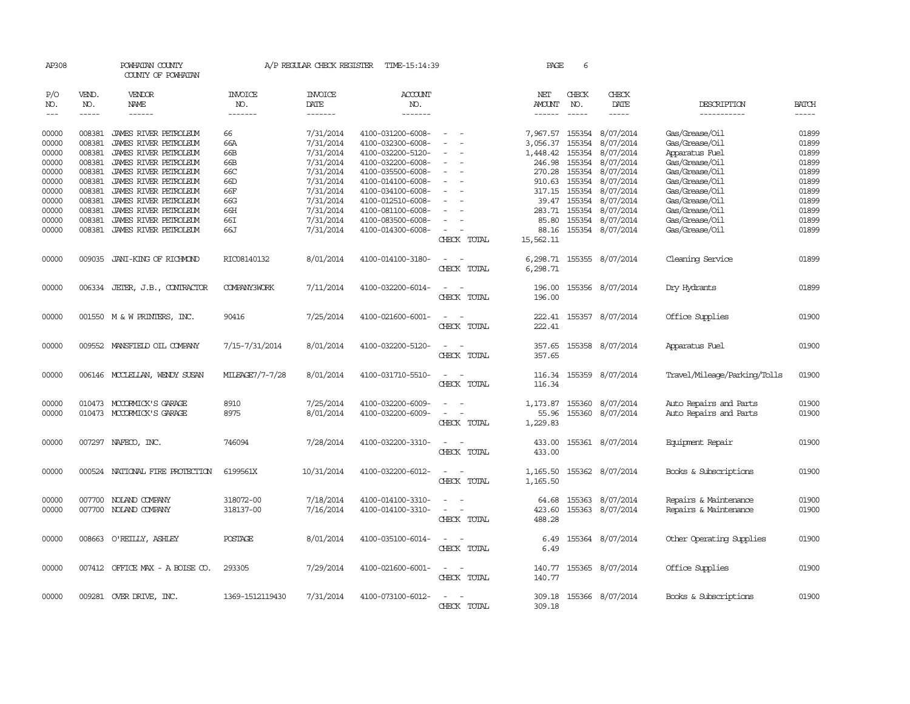AP308 POWHATAN COUNTY A/P REGULAR CHECK REGISTER TIME-15:14:39 PAGE 6

COUNTY OF POWHATAN

| P/O NO. | VEND. NO. | VENDOR NAME | INVOICE NO. | INVOICE DATE | ACCOUNT NO. | | NET AMOUNT | CHECK NO. | CHECK DATE | DESCRIPTION | BATCH |
|---|---|---|---|---|---|---|---|---|---|---|---|
| 00000 | 008381 | JAMES RIVER PETROLEUM | 66 | 7/31/2014 | 4100-031200-6008- | - - | 7,967.57 | 155354 | 8/07/2014 | Gas/Grease/Oil | 01899 |
| 00000 | 008381 | JAMES RIVER PETROLEUM | 66A | 7/31/2014 | 4100-032300-6008- | - - | 3,056.37 | 155354 | 8/07/2014 | Gas/Grease/Oil | 01899 |
| 00000 | 008381 | JAMES RIVER PETROLEUM | 66B | 7/31/2014 | 4100-032200-5120- | - - | 1,448.42 | 155354 | 8/07/2014 | Apparatus Fuel | 01899 |
| 00000 | 008381 | JAMES RIVER PETROLEUM | 66B | 7/31/2014 | 4100-032200-6008- | - - | 246.98 | 155354 | 8/07/2014 | Gas/Grease/Oil | 01899 |
| 00000 | 008381 | JAMES RIVER PETROLEUM | 66C | 7/31/2014 | 4100-035500-6008- | - - | 270.28 | 155354 | 8/07/2014 | Gas/Grease/Oil | 01899 |
| 00000 | 008381 | JAMES RIVER PETROLEUM | 66D | 7/31/2014 | 4100-014100-6008- | - - | 910.63 | 155354 | 8/07/2014 | Gas/Grease/Oil | 01899 |
| 00000 | 008381 | JAMES RIVER PETROLEUM | 66F | 7/31/2014 | 4100-034100-6008- | - - | 317.15 | 155354 | 8/07/2014 | Gas/Grease/Oil | 01899 |
| 00000 | 008381 | JAMES RIVER PETROLEUM | 66G | 7/31/2014 | 4100-012510-6008- | - - | 39.47 | 155354 | 8/07/2014 | Gas/Grease/Oil | 01899 |
| 00000 | 008381 | JAMES RIVER PETROLEUM | 66H | 7/31/2014 | 4100-081100-6008- | - - | 283.71 | 155354 | 8/07/2014 | Gas/Grease/Oil | 01899 |
| 00000 | 008381 | JAMES RIVER PETROLEUM | 66I | 7/31/2014 | 4100-083500-6008- | - - | 85.80 | 155354 | 8/07/2014 | Gas/Grease/Oil | 01899 |
| 00000 | 008381 | JAMES RIVER PETROLEUM | 66J | 7/31/2014 | 4100-014300-6008- | - - | 88.16 | 155354 | 8/07/2014 | Gas/Grease/Oil | 01899 |
| | | | | | | CHECK TOTAL | 15,562.11 | | | | |
| 00000 | 009035 | JANI-KING OF RICHMOND | RIC08140132 | 8/01/2014 | 4100-014100-3180- | - - | 6,298.71 | 155355 | 8/07/2014 | Cleaning Service | 01899 |
| | | | | | | CHECK TOTAL | 6,298.71 | | | | |
| 00000 | 006334 | JETER, J.B., CONTRACTOR | COMPANY3WORK | 7/11/2014 | 4100-032200-6014- | - - | 196.00 | 155356 | 8/07/2014 | Dry Hydrants | 01899 |
| | | | | | | CHECK TOTAL | 196.00 | | | | |
| 00000 | 001550 | M & W PRINTERS, INC. | 90416 | 7/25/2014 | 4100-021600-6001- | - - | 222.41 | 155357 | 8/07/2014 | Office Supplies | 01900 |
| | | | | | | CHECK TOTAL | 222.41 | | | | |
| 00000 | 009552 | MANSFIELD OIL COMPANY | 7/15-7/31/2014 | 8/01/2014 | 4100-032200-5120- | - - | 357.65 | 155358 | 8/07/2014 | Apparatus Fuel | 01900 |
| | | | | | | CHECK TOTAL | 357.65 | | | | |
| 00000 | 006146 | MCCLELLAN, WENDY SUSAN | MILEAGE7/7-7/28 | 8/01/2014 | 4100-031710-5510- | - - | 116.34 | 155359 | 8/07/2014 | Travel/Mileage/Parking/Tolls | 01900 |
| | | | | | | CHECK TOTAL | 116.34 | | | | |
| 00000 | 010473 | MCCORMICK'S GARAGE | 8910 | 7/25/2014 | 4100-032200-6009- | - - | 1,173.87 | 155360 | 8/07/2014 | Auto Repairs and Parts | 01900 |
| 00000 | 010473 | MCCORMICK'S GARAGE | 8975 | 8/01/2014 | 4100-032200-6009- | - - | 55.96 | 155360 | 8/07/2014 | Auto Repairs and Parts | 01900 |
| | | | | | | CHECK TOTAL | 1,229.83 | | | | |
| 00000 | 007297 | NAFECO, INC. | 746094 | 7/28/2014 | 4100-032200-3310- | - - | 433.00 | 155361 | 8/07/2014 | Equipment Repair | 01900 |
| | | | | | | CHECK TOTAL | 433.00 | | | | |
| 00000 | 000524 | NATIONAL FIRE PROTECTION | 6199561X | 10/31/2014 | 4100-032200-6012- | - - | 1,165.50 | 155362 | 8/07/2014 | Books & Subscriptions | 01900 |
| | | | | | | CHECK TOTAL | 1,165.50 | | | | |
| 00000 | 007700 | NOLAND COMPANY | 318072-00 | 7/18/2014 | 4100-014100-3310- | - - | 64.68 | 155363 | 8/07/2014 | Repairs & Maintenance | 01900 |
| 00000 | 007700 | NOLAND COMPANY | 318137-00 | 7/16/2014 | 4100-014100-3310- | - - | 423.60 | 155363 | 8/07/2014 | Repairs & Maintenance | 01900 |
| | | | | | | CHECK TOTAL | 488.28 | | | | |
| 00000 | 008663 | O'REILLY, ASHLEY | POSTAGE | 8/01/2014 | 4100-035100-6014- | - - | 6.49 | 155364 | 8/07/2014 | Other Operating Supplies | 01900 |
| | | | | | | CHECK TOTAL | 6.49 | | | | |
| 00000 | 007412 | OFFICE MAX - A BOISE CO. | 293305 | 7/29/2014 | 4100-021600-6001- | - - | 140.77 | 155365 | 8/07/2014 | Office Supplies | 01900 |
| | | | | | | CHECK TOTAL | 140.77 | | | | |
| 00000 | 009281 | OVER DRIVE, INC. | 1369-1512119430 | 7/31/2014 | 4100-073100-6012- | - - | 309.18 | 155366 | 8/07/2014 | Books & Subscriptions | 01900 |
| | | | | | | CHECK TOTAL | 309.18 | | | | |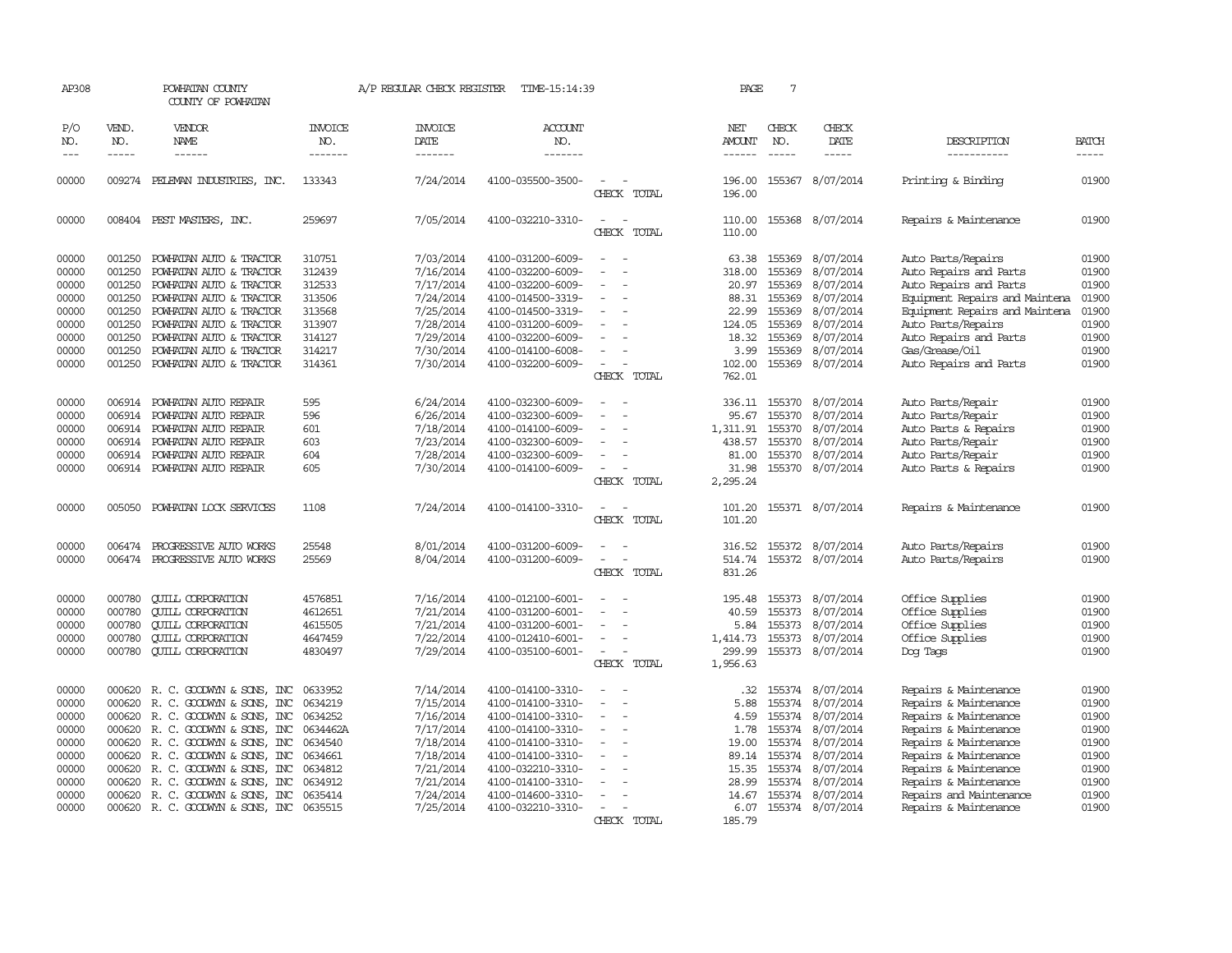AP308 POWHATAN COUNTY A/P REGULAR CHECK REGISTER TIME-15:14:39

COUNTY OF POWHATAN

| P/O NO. | VEND. NO. | VENDOR NAME | INVOICE NO. | INVOICE DATE | ACCOUNT NO. | | NET AMOUNT | CHECK NO. | CHECK DATE | DESCRIPTION | BATCH |
|---|---|---|---|---|---|---|---|---|---|---|---|
| 00000 | 009274 | PELEMAN INDUSTRIES, INC. | 133343 | 7/24/2014 | 4100-035500-3500- | - - | 196.00 | 155367 | 8/07/2014 | Printing & Binding | 01900 |
| | | | | | | CHECK TOTAL | 196.00 | | | | |
| 00000 | 008404 | PEST MASTERS, INC. | 259697 | 7/05/2014 | 4100-032210-3310- | - - | 110.00 | 155368 | 8/07/2014 | Repairs & Maintenance | 01900 |
| | | | | | | CHECK TOTAL | 110.00 | | | | |
| 00000 | 001250 | POWHATAN AUTO & TRACTOR | 310751 | 7/03/2014 | 4100-031200-6009- | - - | 63.38 | 155369 | 8/07/2014 | Auto Parts/Repairs | 01900 |
| 00000 | 001250 | POWHATAN AUTO & TRACTOR | 312439 | 7/16/2014 | 4100-032200-6009- | - - | 318.00 | 155369 | 8/07/2014 | Auto Repairs and Parts | 01900 |
| 00000 | 001250 | POWHATAN AUTO & TRACTOR | 312533 | 7/17/2014 | 4100-032200-6009- | - - | 20.97 | 155369 | 8/07/2014 | Auto Repairs and Parts | 01900 |
| 00000 | 001250 | POWHATAN AUTO & TRACTOR | 313506 | 7/24/2014 | 4100-014500-3319- | - - | 88.31 | 155369 | 8/07/2014 | Equipment Repairs and Maintena | 01900 |
| 00000 | 001250 | POWHATAN AUTO & TRACTOR | 313568 | 7/25/2014 | 4100-014500-3319- | - - | 22.99 | 155369 | 8/07/2014 | Equipment Repairs and Maintena | 01900 |
| 00000 | 001250 | POWHATAN AUTO & TRACTOR | 313907 | 7/28/2014 | 4100-031200-6009- | - - | 124.05 | 155369 | 8/07/2014 | Auto Parts/Repairs | 01900 |
| 00000 | 001250 | POWHATAN AUTO & TRACTOR | 314127 | 7/29/2014 | 4100-032200-6009- | - - | 18.32 | 155369 | 8/07/2014 | Auto Repairs and Parts | 01900 |
| 00000 | 001250 | POWHATAN AUTO & TRACTOR | 314217 | 7/30/2014 | 4100-014100-6008- | - - | 3.99 | 155369 | 8/07/2014 | Gas/Grease/Oil | 01900 |
| 00000 | 001250 | POWHATAN AUTO & TRACTOR | 314361 | 7/30/2014 | 4100-032200-6009- | - - | 102.00 | 155369 | 8/07/2014 | Auto Repairs and Parts | 01900 |
| | | | | | | CHECK TOTAL | 762.01 | | | | |
| 00000 | 006914 | POWHATAN AUTO REPAIR | 595 | 6/24/2014 | 4100-032300-6009- | - - | 336.11 | 155370 | 8/07/2014 | Auto Parts/Repair | 01900 |
| 00000 | 006914 | POWHATAN AUTO REPAIR | 596 | 6/26/2014 | 4100-032300-6009- | - - | 95.67 | 155370 | 8/07/2014 | Auto Parts/Repair | 01900 |
| 00000 | 006914 | POWHATAN AUTO REPAIR | 601 | 7/18/2014 | 4100-014100-6009- | - - | 1,311.91 | 155370 | 8/07/2014 | Auto Parts & Repairs | 01900 |
| 00000 | 006914 | POWHATAN AUTO REPAIR | 603 | 7/23/2014 | 4100-032300-6009- | - - | 438.57 | 155370 | 8/07/2014 | Auto Parts/Repair | 01900 |
| 00000 | 006914 | POWHATAN AUTO REPAIR | 604 | 7/28/2014 | 4100-032300-6009- | - - | 81.00 | 155370 | 8/07/2014 | Auto Parts/Repair | 01900 |
| 00000 | 006914 | POWHATAN AUTO REPAIR | 605 | 7/30/2014 | 4100-014100-6009- | - - | 31.98 | 155370 | 8/07/2014 | Auto Parts & Repairs | 01900 |
| | | | | | | CHECK TOTAL | 2,295.24 | | | | |
| 00000 | 005050 | POWHATAN LOCK SERVICES | 1108 | 7/24/2014 | 4100-014100-3310- | - - | 101.20 | 155371 | 8/07/2014 | Repairs & Maintenance | 01900 |
| | | | | | | CHECK TOTAL | 101.20 | | | | |
| 00000 | 006474 | PROGRESSIVE AUTO WORKS | 25548 | 8/01/2014 | 4100-031200-6009- | - - | 316.52 | 155372 | 8/07/2014 | Auto Parts/Repairs | 01900 |
| 00000 | 006474 | PROGRESSIVE AUTO WORKS | 25569 | 8/04/2014 | 4100-031200-6009- | - - | 514.74 | 155372 | 8/07/2014 | Auto Parts/Repairs | 01900 |
| | | | | | | CHECK TOTAL | 831.26 | | | | |
| 00000 | 000780 | QUILL CORPORATION | 4576851 | 7/16/2014 | 4100-012100-6001- | - - | 195.48 | 155373 | 8/07/2014 | Office Supplies | 01900 |
| 00000 | 000780 | QUILL CORPORATION | 4612651 | 7/21/2014 | 4100-031200-6001- | - - | 40.59 | 155373 | 8/07/2014 | Office Supplies | 01900 |
| 00000 | 000780 | QUILL CORPORATION | 4615505 | 7/21/2014 | 4100-031200-6001- | - - | 5.84 | 155373 | 8/07/2014 | Office Supplies | 01900 |
| 00000 | 000780 | QUILL CORPORATION | 4647459 | 7/22/2014 | 4100-012410-6001- | - - | 1,414.73 | 155373 | 8/07/2014 | Office Supplies | 01900 |
| 00000 | 000780 | QUILL CORPORATION | 4830497 | 7/29/2014 | 4100-035100-6001- | - - | 299.99 | 155373 | 8/07/2014 | Dog Tags | 01900 |
| | | | | | | CHECK TOTAL | 1,956.63 | | | | |
| 00000 | 000620 | R. C. GOODWYN & SONS, INC | 0633952 | 7/14/2014 | 4100-014100-3310- | - - | .32 | 155374 | 8/07/2014 | Repairs & Maintenance | 01900 |
| 00000 | 000620 | R. C. GOODWYN & SONS, INC | 0634219 | 7/15/2014 | 4100-014100-3310- | - - | 5.88 | 155374 | 8/07/2014 | Repairs & Maintenance | 01900 |
| 00000 | 000620 | R. C. GOODWYN & SONS, INC | 0634252 | 7/16/2014 | 4100-014100-3310- | - - | 4.59 | 155374 | 8/07/2014 | Repairs & Maintenance | 01900 |
| 00000 | 000620 | R. C. GOODWYN & SONS, INC | 0634462A | 7/17/2014 | 4100-014100-3310- | - - | 1.78 | 155374 | 8/07/2014 | Repairs & Maintenance | 01900 |
| 00000 | 000620 | R. C. GOODWYN & SONS, INC | 0634540 | 7/18/2014 | 4100-014100-3310- | - - | 19.00 | 155374 | 8/07/2014 | Repairs & Maintenance | 01900 |
| 00000 | 000620 | R. C. GOODWYN & SONS, INC | 0634661 | 7/18/2014 | 4100-014100-3310- | - - | 89.14 | 155374 | 8/07/2014 | Repairs & Maintenance | 01900 |
| 00000 | 000620 | R. C. GOODWYN & SONS, INC | 0634812 | 7/21/2014 | 4100-032210-3310- | - - | 15.35 | 155374 | 8/07/2014 | Repairs & Maintenance | 01900 |
| 00000 | 000620 | R. C. GOODWYN & SONS, INC | 0634912 | 7/21/2014 | 4100-014100-3310- | - - | 28.99 | 155374 | 8/07/2014 | Repairs & Maintenance | 01900 |
| 00000 | 000620 | R. C. GOODWYN & SONS, INC | 0635414 | 7/24/2014 | 4100-014600-3310- | - - | 14.67 | 155374 | 8/07/2014 | Repairs and Maintenance | 01900 |
| 00000 | 000620 | R. C. GOODWYN & SONS, INC | 0635515 | 7/25/2014 | 4100-032210-3310- | - - | 6.07 | 155374 | 8/07/2014 | Repairs & Maintenance | 01900 |
| | | | | | | CHECK TOTAL | 185.79 | | | | |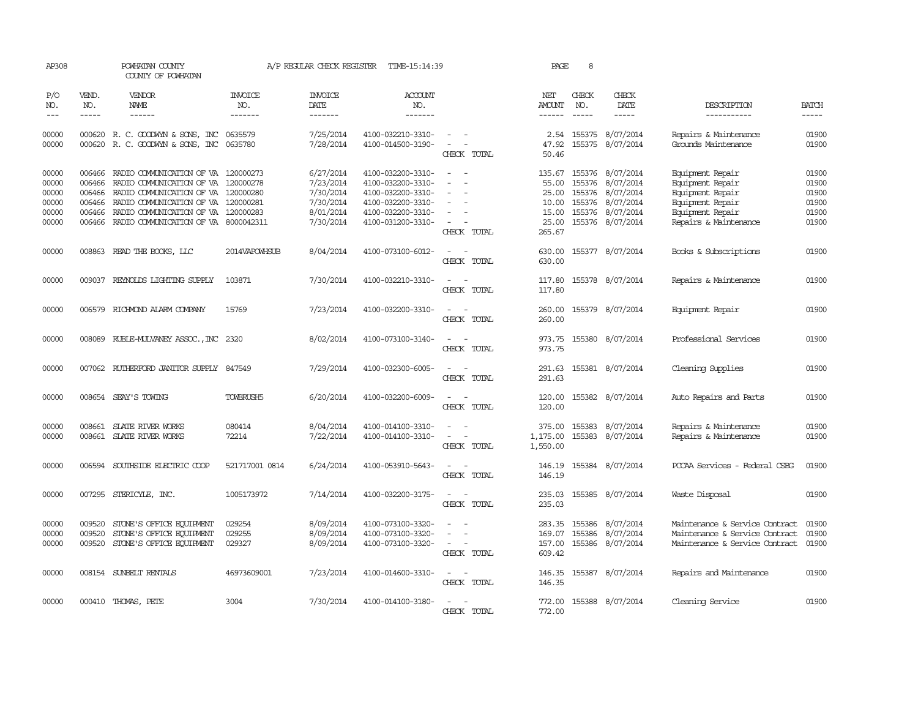AP308 POWHATAN COUNTY A/P REGULAR CHECK REGISTER TIME-15:14:39 PAGE 8

COUNTY OF POWHATAN

| P/O NO. | VEND. NO. | VENDOR NAME | INVOICE NO. | INVOICE DATE | ACCOUNT NO. | | NET AMOUNT | CHECK NO. | CHECK DATE | DESCRIPTION | BATCH |
|---|---|---|---|---|---|---|---|---|---|---|---|
| 00000 | 000620 | R. C. GOODWYN & SONS, INC | 0635579 | 7/25/2014 | 4100-032210-3310- | - - | 2.54 | 155375 | 8/07/2014 | Repairs & Maintenance | 01900 |
| 00000 | 000620 | R. C. GOODWYN & SONS, INC | 0635780 | 7/28/2014 | 4100-014500-3190- | - - | 47.92 | 155375 | 8/07/2014 | Grounds Maintenance | 01900 |
| | | | | | | CHECK TOTAL | 50.46 | | | | |
| 00000 | 006466 | RADIO COMMUNICATION OF VA | 120000273 | 6/27/2014 | 4100-032200-3310- | - - | 135.67 | 155376 | 8/07/2014 | Equipment Repair | 01900 |
| 00000 | 006466 | RADIO COMMUNICATION OF VA | 120000278 | 7/23/2014 | 4100-032200-3310- | - - | 55.00 | 155376 | 8/07/2014 | Equipment Repair | 01900 |
| 00000 | 006466 | RADIO COMMUNICATION OF VA | 120000280 | 7/30/2014 | 4100-032200-3310- | - - | 25.00 | 155376 | 8/07/2014 | Equipment Repair | 01900 |
| 00000 | 006466 | RADIO COMMUNICATION OF VA | 120000281 | 7/30/2014 | 4100-032200-3310- | - - | 10.00 | 155376 | 8/07/2014 | Equipment Repair | 01900 |
| 00000 | 006466 | RADIO COMMUNICATION OF VA | 120000283 | 8/01/2014 | 4100-032200-3310- | - - | 15.00 | 155376 | 8/07/2014 | Equipment Repair | 01900 |
| 00000 | 006466 | RADIO COMMUNICATION OF VA | 8000042311 | 7/30/2014 | 4100-031200-3310- | - - | 25.00 | 155376 | 8/07/2014 | Repairs & Maintenance | 01900 |
| | | | | | | CHECK TOTAL | 265.67 | | | | |
| 00000 | 008863 | READ THE BOOKS, LLC | 2014VAPOWHSUB | 8/04/2014 | 4100-073100-6012- | - - | 630.00 | 155377 | 8/07/2014 | Books & Subscriptions | 01900 |
| | | | | | | CHECK TOTAL | 630.00 | | | | |
| 00000 | 009037 | REYNOLDS LIGHTING SUPPLY | 103871 | 7/30/2014 | 4100-032210-3310- | - - | 117.80 | 155378 | 8/07/2014 | Repairs & Maintenance | 01900 |
| | | | | | | CHECK TOTAL | 117.80 | | | | |
| 00000 | 006579 | RICHMOND ALARM COMPANY | 15769 | 7/23/2014 | 4100-032200-3310- | - - | 260.00 | 155379 | 8/07/2014 | Equipment Repair | 01900 |
| | | | | | | CHECK TOTAL | 260.00 | | | | |
| 00000 | 008089 | RUBLE-MULVANEY ASSOC.,INC | 2320 | 8/02/2014 | 4100-073100-3140- | - - | 973.75 | 155380 | 8/07/2014 | Professional Services | 01900 |
| | | | | | | CHECK TOTAL | 973.75 | | | | |
| 00000 | 007062 | RUTHERFORD JANITOR SUPPLY | 847549 | 7/29/2014 | 4100-032300-6005- | - - | 291.63 | 155381 | 8/07/2014 | Cleaning Supplies | 01900 |
| | | | | | | CHECK TOTAL | 291.63 | | | | |
| 00000 | 008654 | SEAY'S TOWING | TOWBRUSH5 | 6/20/2014 | 4100-032200-6009- | - - | 120.00 | 155382 | 8/07/2014 | Auto Repairs and Parts | 01900 |
| | | | | | | CHECK TOTAL | 120.00 | | | | |
| 00000 | 008661 | SLATE RIVER WORKS | 080414 | 8/04/2014 | 4100-014100-3310- | - - | 375.00 | 155383 | 8/07/2014 | Repairs & Maintenance | 01900 |
| 00000 | 008661 | SLATE RIVER WORKS | 72214 | 7/22/2014 | 4100-014100-3310- | - - | 1,175.00 | 155383 | 8/07/2014 | Repairs & Maintenance | 01900 |
| | | | | | | CHECK TOTAL | 1,550.00 | | | | |
| 00000 | 006594 | SOUTHSIDE ELECTRIC COOP | 521717001 0814 | 6/24/2014 | 4100-053910-5643- | - - | 146.19 | 155384 | 8/07/2014 | PCCAA Services - Federal CSBG | 01900 |
| | | | | | | CHECK TOTAL | 146.19 | | | | |
| 00000 | 007295 | STERICYLE, INC. | 1005173972 | 7/14/2014 | 4100-032200-3175- | - - | 235.03 | 155385 | 8/07/2014 | Waste Disposal | 01900 |
| | | | | | | CHECK TOTAL | 235.03 | | | | |
| 00000 | 009520 | STONE'S OFFICE EQUIPMENT | 029254 | 8/09/2014 | 4100-073100-3320- | - - | 283.35 | 155386 | 8/07/2014 | Maintenance & Service Contract | 01900 |
| 00000 | 009520 | STONE'S OFFICE EQUIPMENT | 029255 | 8/09/2014 | 4100-073100-3320- | - - | 169.07 | 155386 | 8/07/2014 | Maintenance & Service Contract | 01900 |
| 00000 | 009520 | STONE'S OFFICE EQUIPMENT | 029327 | 8/09/2014 | 4100-073100-3320- | - - | 157.00 | 155386 | 8/07/2014 | Maintenance & Service Contract | 01900 |
| | | | | | | CHECK TOTAL | 609.42 | | | | |
| 00000 | 008154 | SUNBELT RENTALS | 46973609001 | 7/23/2014 | 4100-014600-3310- | - - | 146.35 | 155387 | 8/07/2014 | Repairs and Maintenance | 01900 |
| | | | | | | CHECK TOTAL | 146.35 | | | | |
| 00000 | 000410 | THOMAS, PETE | 3004 | 7/30/2014 | 4100-014100-3180- | - - | 772.00 | 155388 | 8/07/2014 | Cleaning Service | 01900 |
| | | | | | | CHECK TOTAL | 772.00 | | | | |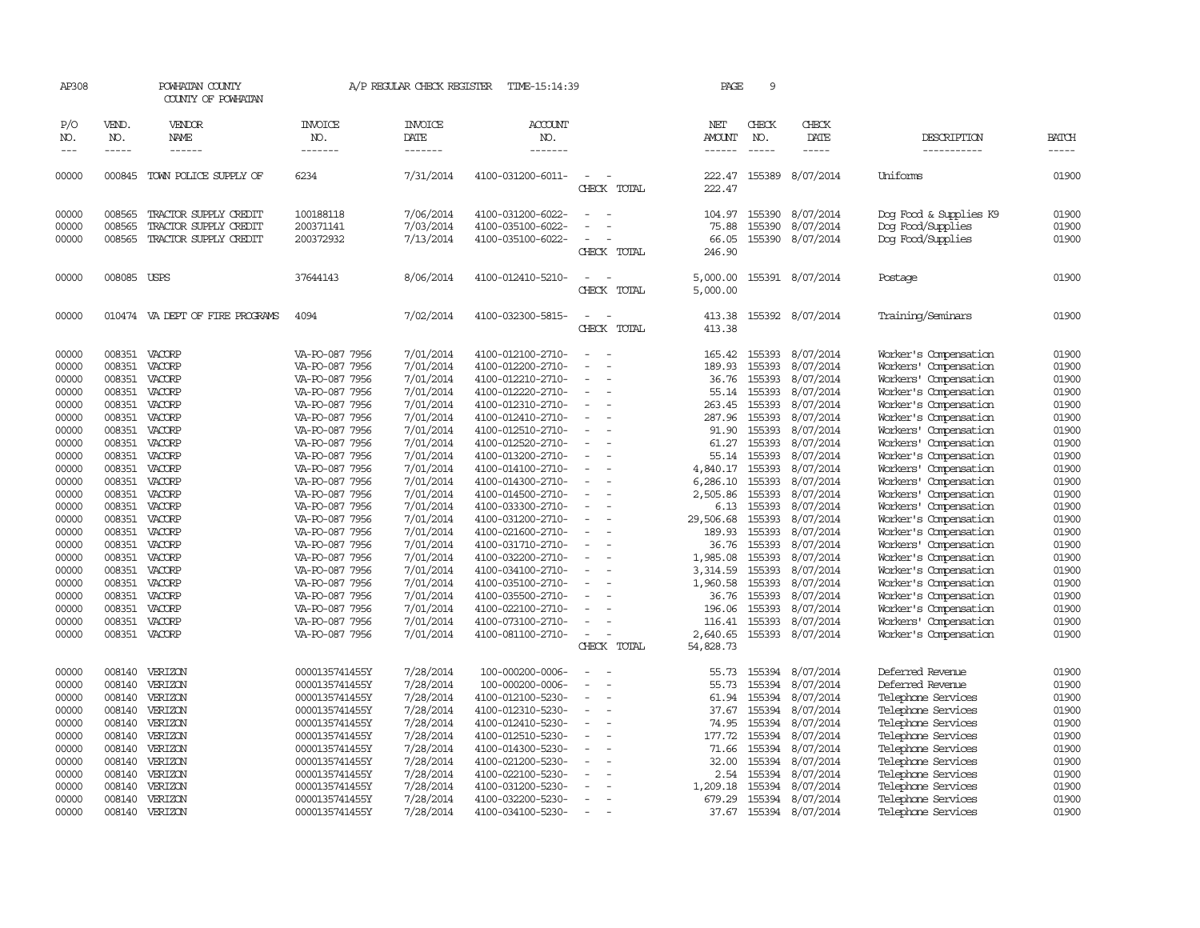AP308 POWHATAN COUNTY COUNTY OF POWHATAN A/P REGULAR CHECK REGISTER TIME-15:14:39 PAGE 9

| P/O NO. | VEND. NO. | VENDOR NAME | INVOICE NO. | INVOICE DATE | ACCOUNT NO. | | NET AMOUNT | CHECK NO. | CHECK DATE | DESCRIPTION | BATCH |
|---|---|---|---|---|---|---|---|---|---|---|---|
| 00000 | 000845 | TOWN POLICE SUPPLY OF | 6234 | 7/31/2014 | 4100-031200-6011- | - - | 222.47 | 155389 | 8/07/2014 | Uniforms | 01900 |
| | | | | | | CHECK TOTAL | 222.47 | | | | |
| 00000 | 008565 | TRACTOR SUPPLY CREDIT | 100188118 | 7/06/2014 | 4100-031200-6022- | - - | 104.97 | 155390 | 8/07/2014 | Dog Food & Supplies K9 | 01900 |
| 00000 | 008565 | TRACTOR SUPPLY CREDIT | 200371141 | 7/03/2014 | 4100-035100-6022- | - - | 75.88 | 155390 | 8/07/2014 | Dog Food/Supplies | 01900 |
| 00000 | 008565 | TRACTOR SUPPLY CREDIT | 200372932 | 7/13/2014 | 4100-035100-6022- | - - | 66.05 | 155390 | 8/07/2014 | Dog Food/Supplies | 01900 |
| | | | | | | CHECK TOTAL | 246.90 | | | | |
| 00000 | 008085 | USPS | 37644143 | 8/06/2014 | 4100-012410-5210- | - - | 5,000.00 | 155391 | 8/07/2014 | Postage | 01900 |
| | | | | | | CHECK TOTAL | 5,000.00 | | | | |
| 00000 | 010474 | VA DEPT OF FIRE PROGRAMS | 4094 | 7/02/2014 | 4100-032300-5815- | - - | 413.38 | 155392 | 8/07/2014 | Training/Seminars | 01900 |
| | | | | | | CHECK TOTAL | 413.38 | | | | |
| 00000 | 008351 | VACORP | VA-PO-087 7956 | 7/01/2014 | 4100-012100-2710- | - - | 165.42 | 155393 | 8/07/2014 | Worker's Compensation | 01900 |
| 00000 | 008351 | VACORP | VA-PO-087 7956 | 7/01/2014 | 4100-012200-2710- | - - | 189.93 | 155393 | 8/07/2014 | Workers' Compensation | 01900 |
| 00000 | 008351 | VACORP | VA-PO-087 7956 | 7/01/2014 | 4100-012210-2710- | - - | 36.76 | 155393 | 8/07/2014 | Workers' Compensation | 01900 |
| 00000 | 008351 | VACORP | VA-PO-087 7956 | 7/01/2014 | 4100-012220-2710- | - - | 55.14 | 155393 | 8/07/2014 | Worker's Compensation | 01900 |
| 00000 | 008351 | VACORP | VA-PO-087 7956 | 7/01/2014 | 4100-012310-2710- | - - | 263.45 | 155393 | 8/07/2014 | Worker's Compensation | 01900 |
| 00000 | 008351 | VACORP | VA-PO-087 7956 | 7/01/2014 | 4100-012410-2710- | - - | 287.96 | 155393 | 8/07/2014 | Worker's Compensation | 01900 |
| 00000 | 008351 | VACORP | VA-PO-087 7956 | 7/01/2014 | 4100-012510-2710- | - - | 91.90 | 155393 | 8/07/2014 | Worker's Compensation | 01900 |
| 00000 | 008351 | VACORP | VA-PO-087 7956 | 7/01/2014 | 4100-012520-2710- | - - | 61.27 | 155393 | 8/07/2014 | Workers' Compensation | 01900 |
| 00000 | 008351 | VACORP | VA-PO-087 7956 | 7/01/2014 | 4100-013200-2710- | - - | 55.14 | 155393 | 8/07/2014 | Worker's Compensation | 01900 |
| 00000 | 008351 | VACORP | VA-PO-087 7956 | 7/01/2014 | 4100-014100-2710- | - - | 4,840.17 | 155393 | 8/07/2014 | Workers' Compensation | 01900 |
| 00000 | 008351 | VACORP | VA-PO-087 7956 | 7/01/2014 | 4100-014300-2710- | - - | 6,286.10 | 155393 | 8/07/2014 | Workers' Compensation | 01900 |
| 00000 | 008351 | VACORP | VA-PO-087 7956 | 7/01/2014 | 4100-014500-2710- | - - | 2,505.86 | 155393 | 8/07/2014 | Workers' Compensation | 01900 |
| 00000 | 008351 | VACORP | VA-PO-087 7956 | 7/01/2014 | 4100-033300-2710- | - - | 6.13 | 155393 | 8/07/2014 | Workers' Compensation | 01900 |
| 00000 | 008351 | VACORP | VA-PO-087 7956 | 7/01/2014 | 4100-031200-2710- | - - | 29,506.68 | 155393 | 8/07/2014 | Worker's Compensation | 01900 |
| 00000 | 008351 | VACORP | VA-PO-087 7956 | 7/01/2014 | 4100-021600-2710- | - - | 189.93 | 155393 | 8/07/2014 | Worker's Compensation | 01900 |
| 00000 | 008351 | VACORP | VA-PO-087 7956 | 7/01/2014 | 4100-031710-2710- | - - | 36.76 | 155393 | 8/07/2014 | Workers' Compensation | 01900 |
| 00000 | 008351 | VACORP | VA-PO-087 7956 | 7/01/2014 | 4100-032200-2710- | - - | 1,985.08 | 155393 | 8/07/2014 | Worker's Compensation | 01900 |
| 00000 | 008351 | VACORP | VA-PO-087 7956 | 7/01/2014 | 4100-034100-2710- | - - | 3,314.59 | 155393 | 8/07/2014 | Worker's Compensation | 01900 |
| 00000 | 008351 | VACORP | VA-PO-087 7956 | 7/01/2014 | 4100-035100-2710- | - - | 1,960.58 | 155393 | 8/07/2014 | Worker's Compensation | 01900 |
| 00000 | 008351 | VACORP | VA-PO-087 7956 | 7/01/2014 | 4100-035500-2710- | - - | 36.76 | 155393 | 8/07/2014 | Worker's Compensation | 01900 |
| 00000 | 008351 | VACORP | VA-PO-087 7956 | 7/01/2014 | 4100-022100-2710- | - - | 196.06 | 155393 | 8/07/2014 | Worker's Compensation | 01900 |
| 00000 | 008351 | VACORP | VA-PO-087 7956 | 7/01/2014 | 4100-073100-2710- | - - | 116.41 | 155393 | 8/07/2014 | Workers' Compensation | 01900 |
| 00000 | 008351 | VACORP | VA-PO-087 7956 | 7/01/2014 | 4100-081100-2710- | - - | 2,640.65 | 155393 | 8/07/2014 | Worker's Compensation | 01900 |
| | | | | | | CHECK TOTAL | 54,828.73 | | | | |
| 00000 | 008140 | VERIZON | 0000135741455Y | 7/28/2014 | 100-000200-0006- | - - | 55.73 | 155394 | 8/07/2014 | Deferred Revenue | 01900 |
| 00000 | 008140 | VERIZON | 0000135741455Y | 7/28/2014 | 100-000200-0006- | - - | 55.73 | 155394 | 8/07/2014 | Deferred Revenue | 01900 |
| 00000 | 008140 | VERIZON | 0000135741455Y | 7/28/2014 | 4100-012100-5230- | - - | 61.94 | 155394 | 8/07/2014 | Telephone Services | 01900 |
| 00000 | 008140 | VERIZON | 0000135741455Y | 7/28/2014 | 4100-012310-5230- | - - | 37.67 | 155394 | 8/07/2014 | Telephone Services | 01900 |
| 00000 | 008140 | VERIZON | 0000135741455Y | 7/28/2014 | 4100-012410-5230- | - - | 74.95 | 155394 | 8/07/2014 | Telephone Services | 01900 |
| 00000 | 008140 | VERIZON | 0000135741455Y | 7/28/2014 | 4100-012510-5230- | - - | 177.72 | 155394 | 8/07/2014 | Telephone Services | 01900 |
| 00000 | 008140 | VERIZON | 0000135741455Y | 7/28/2014 | 4100-014300-5230- | - - | 71.66 | 155394 | 8/07/2014 | Telephone Services | 01900 |
| 00000 | 008140 | VERIZON | 0000135741455Y | 7/28/2014 | 4100-021200-5230- | - - | 32.00 | 155394 | 8/07/2014 | Telephone Services | 01900 |
| 00000 | 008140 | VERIZON | 0000135741455Y | 7/28/2014 | 4100-022100-5230- | - - | 2.54 | 155394 | 8/07/2014 | Telephone Services | 01900 |
| 00000 | 008140 | VERIZON | 0000135741455Y | 7/28/2014 | 4100-031200-5230- | - - | 1,209.18 | 155394 | 8/07/2014 | Telephone Services | 01900 |
| 00000 | 008140 | VERIZON | 0000135741455Y | 7/28/2014 | 4100-032200-5230- | - - | 679.29 | 155394 | 8/07/2014 | Telephone Services | 01900 |
| 00000 | 008140 | VERIZON | 0000135741455Y | 7/28/2014 | 4100-034100-5230- | - - | 37.67 | 155394 | 8/07/2014 | Telephone Services | 01900 |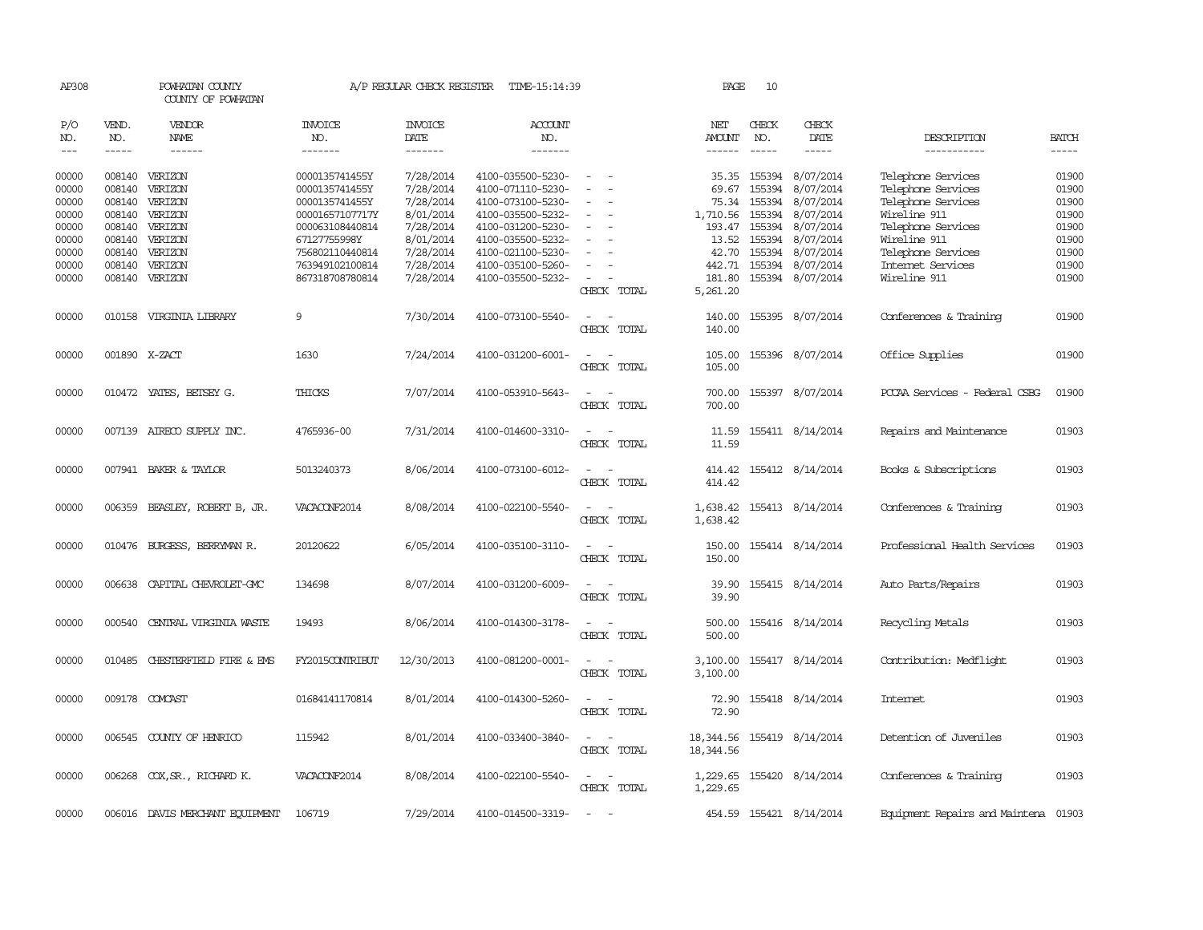AP308 POWHATAN COUNTY A/P REGULAR CHECK REGISTER TIME-15:14:39 PAGE 10

COUNTY OF POWHATAN

| P/O NO. | VEND. NO. | VENDOR NAME | INVOICE NO. | INVOICE DATE | ACCOUNT NO. | | NET AMOUNT | CHECK NO. | CHECK DATE | DESCRIPTION | BATCH |
|---|---|---|---|---|---|---|---|---|---|---|---|
| 00000 | 008140 | VERIZON | 0000135741455Y | 7/28/2014 | 4100-035500-5230- | - - | 35.35 | 155394 | 8/07/2014 | Telephone Services | 01900 |
| 00000 | 008140 | VERIZON | 0000135741455Y | 7/28/2014 | 4100-071110-5230- | - - | 69.67 | 155394 | 8/07/2014 | Telephone Services | 01900 |
| 00000 | 008140 | VERIZON | 0000135741455Y | 7/28/2014 | 4100-073100-5230- | - - | 75.34 | 155394 | 8/07/2014 | Telephone Services | 01900 |
| 00000 | 008140 | VERIZON | 00001657107717Y | 8/01/2014 | 4100-035500-5232- | - - | 1,710.56 | 155394 | 8/07/2014 | Wireline 911 | 01900 |
| 00000 | 008140 | VERIZON | 000063108440814 | 7/28/2014 | 4100-031200-5230- | - - | 193.47 | 155394 | 8/07/2014 | Telephone Services | 01900 |
| 00000 | 008140 | VERIZON | 67127755998Y | 8/01/2014 | 4100-035500-5232- | - - | 13.52 | 155394 | 8/07/2014 | Wireline 911 | 01900 |
| 00000 | 008140 | VERIZON | 756802110440814 | 7/28/2014 | 4100-021100-5230- | - - | 42.70 | 155394 | 8/07/2014 | Telephone Services | 01900 |
| 00000 | 008140 | VERIZON | 763949102100814 | 7/28/2014 | 4100-035100-5260- | - - | 442.71 | 155394 | 8/07/2014 | Internet Services | 01900 |
| 00000 | 008140 | VERIZON | 867318708780814 | 7/28/2014 | 4100-035500-5232- | - - | 181.80 | 155394 | 8/07/2014 | Wireline 911 | 01900 |
| | | | | | | CHECK TOTAL | 5,261.20 | | | | |
| 00000 | 010158 | VIRGINIA LIBRARY | 9 | 7/30/2014 | 4100-073100-5540- | - - | 140.00 | 155395 | 8/07/2014 | Conferences & Training | 01900 |
| | | | | | | CHECK TOTAL | 140.00 | | | | |
| 00000 | 001890 | X-ZACT | 1630 | 7/24/2014 | 4100-031200-6001- | - - | 105.00 | 155396 | 8/07/2014 | Office Supplies | 01900 |
| | | | | | | CHECK TOTAL | 105.00 | | | | |
| 00000 | 010472 | YATES, BETSEY G. | THICKS | 7/07/2014 | 4100-053910-5643- | - - | 700.00 | 155397 | 8/07/2014 | PCCAA Services - Federal CSBG | 01900 |
| | | | | | | CHECK TOTAL | 700.00 | | | | |
| 00000 | 007139 | AIRECO SUPPLY INC. | 4765936-00 | 7/31/2014 | 4100-014600-3310- | - - | 11.59 | 155411 | 8/14/2014 | Repairs and Maintenance | 01903 |
| | | | | | | CHECK TOTAL | 11.59 | | | | |
| 00000 | 007941 | BAKER & TAYLOR | 5013240373 | 8/06/2014 | 4100-073100-6012- | - - | 414.42 | 155412 | 8/14/2014 | Books & Subscriptions | 01903 |
| | | | | | | CHECK TOTAL | 414.42 | | | | |
| 00000 | 006359 | BEASLEY, ROBERT B, JR. | VACACONF2014 | 8/08/2014 | 4100-022100-5540- | - - | 1,638.42 | 155413 | 8/14/2014 | Conferences & Training | 01903 |
| | | | | | | CHECK TOTAL | 1,638.42 | | | | |
| 00000 | 010476 | BURGESS, BERRYMAN R. | 20120622 | 6/05/2014 | 4100-035100-3110- | - - | 150.00 | 155414 | 8/14/2014 | Professional Health Services | 01903 |
| | | | | | | CHECK TOTAL | 150.00 | | | | |
| 00000 | 006638 | CAPITAL CHEVROLET-GMC | 134698 | 8/07/2014 | 4100-031200-6009- | - - | 39.90 | 155415 | 8/14/2014 | Auto Parts/Repairs | 01903 |
| | | | | | | CHECK TOTAL | 39.90 | | | | |
| 00000 | 000540 | CENTRAL VIRGINIA WASTE | 19493 | 8/06/2014 | 4100-014300-3178- | - - | 500.00 | 155416 | 8/14/2014 | Recycling Metals | 01903 |
| | | | | | | CHECK TOTAL | 500.00 | | | | |
| 00000 | 010485 | CHESTERFIELD FIRE & EMS | FY2015CONTRIBUT | 12/30/2013 | 4100-081200-0001- | - - | 3,100.00 | 155417 | 8/14/2014 | Contribution: Medflight | 01903 |
| | | | | | | CHECK TOTAL | 3,100.00 | | | | |
| 00000 | 009178 | COMCAST | 01684141170814 | 8/01/2014 | 4100-014300-5260- | - - | 72.90 | 155418 | 8/14/2014 | Internet | 01903 |
| | | | | | | CHECK TOTAL | 72.90 | | | | |
| 00000 | 006545 | COUNTY OF HENRICO | 115942 | 8/01/2014 | 4100-033400-3840- | - - | 18,344.56 | 155419 | 8/14/2014 | Detention of Juveniles | 01903 |
| | | | | | | CHECK TOTAL | 18,344.56 | | | | |
| 00000 | 006268 | COX,SR., RICHARD K. | VACACONF2014 | 8/08/2014 | 4100-022100-5540- | - - | 1,229.65 | 155420 | 8/14/2014 | Conferences & Training | 01903 |
| | | | | | | CHECK TOTAL | 1,229.65 | | | | |
| 00000 | 006016 | DAVIS MERCHANT EQUIPMENT | 106719 | 7/29/2014 | 4100-014500-3319- | - - | 454.59 | 155421 | 8/14/2014 | Equipment Repairs and Maintena | 01903 |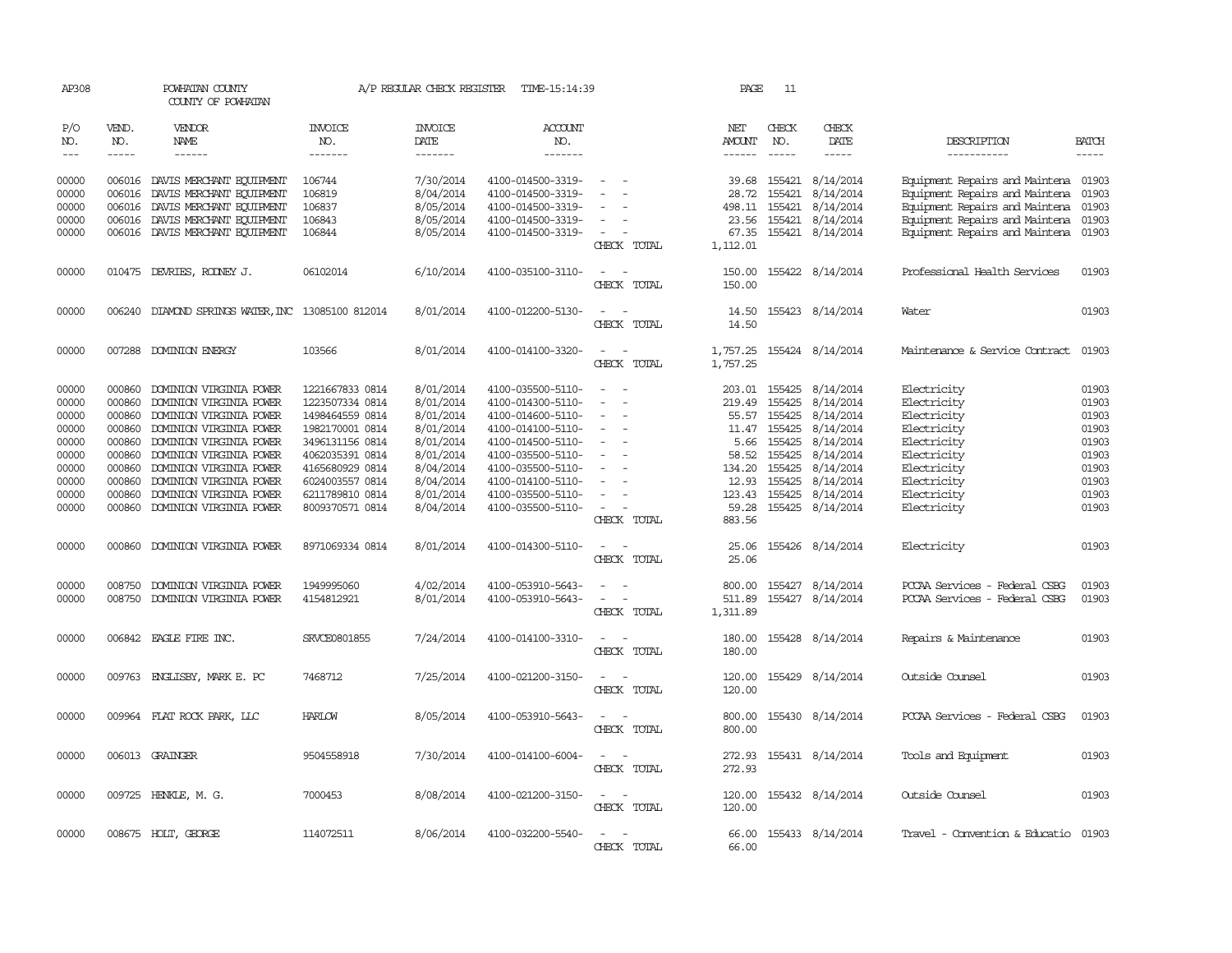AP308 POWHATAN COUNTY A/P REGULAR CHECK REGISTER TIME-15:14:39 PAGE 11

COUNTY OF POWHATAN

| P/O NO. | VEND. NO. | VENDOR NAME | INVOICE NO. | INVOICE DATE | ACCOUNT NO. | | NET AMOUNT | CHECK NO. | CHECK DATE | DESCRIPTION | BATCH |
|---|---|---|---|---|---|---|---|---|---|---|---|
| --- | ----- | ------ | ------- | ------- | ------- | | ------ | ----- | ----- | ----------- | ----- |
| 00000 | 006016 | DAVIS MERCHANT EQUIPMENT | 106744 | 7/30/2014 | 4100-014500-3319- | - - | 39.68 | 155421 | 8/14/2014 | Equipment Repairs and Maintena | 01903 |
| 00000 | 006016 | DAVIS MERCHANT EQUIPMENT | 106819 | 8/04/2014 | 4100-014500-3319- | - - | 28.72 | 155421 | 8/14/2014 | Equipment Repairs and Maintena | 01903 |
| 00000 | 006016 | DAVIS MERCHANT EQUIPMENT | 106837 | 8/05/2014 | 4100-014500-3319- | - - | 498.11 | 155421 | 8/14/2014 | Equipment Repairs and Maintena | 01903 |
| 00000 | 006016 | DAVIS MERCHANT EQUIPMENT | 106843 | 8/05/2014 | 4100-014500-3319- | - - | 23.56 | 155421 | 8/14/2014 | Equipment Repairs and Maintena | 01903 |
| 00000 | 006016 | DAVIS MERCHANT EQUIPMENT | 106844 | 8/05/2014 | 4100-014500-3319- | - - | 67.35 | 155421 | 8/14/2014 | Equipment Repairs and Maintena | 01903 |
| | | | | | | CHECK TOTAL | 1,112.01 | | | | |
| 00000 | 010475 | DEVRIES, RODNEY J. | 06102014 | 6/10/2014 | 4100-035100-3110- | - - | 150.00 | 155422 | 8/14/2014 | Professional Health Services | 01903 |
| | | | | | | CHECK TOTAL | 150.00 | | | | |
| 00000 | 006240 | DIAMOND SPRINGS WATER,INC | 13085100 812014 | 8/01/2014 | 4100-012200-5130- | - - | 14.50 | 155423 | 8/14/2014 | Water | 01903 |
| | | | | | | CHECK TOTAL | 14.50 | | | | |
| 00000 | 007288 | DOMINION ENERGY | 103566 | 8/01/2014 | 4100-014100-3320- | - - | 1,757.25 | 155424 | 8/14/2014 | Maintenance & Service Contract | 01903 |
| | | | | | | CHECK TOTAL | 1,757.25 | | | | |
| 00000 | 000860 | DOMINION VIRGINIA POWER | 1221667833 0814 | 8/01/2014 | 4100-035500-5110- | - - | 203.01 | 155425 | 8/14/2014 | Electricity | 01903 |
| 00000 | 000860 | DOMINION VIRGINIA POWER | 1223507334 0814 | 8/01/2014 | 4100-014300-5110- | - - | 219.49 | 155425 | 8/14/2014 | Electricity | 01903 |
| 00000 | 000860 | DOMINION VIRGINIA POWER | 1498464559 0814 | 8/01/2014 | 4100-014600-5110- | - - | 55.57 | 155425 | 8/14/2014 | Electricity | 01903 |
| 00000 | 000860 | DOMINION VIRGINIA POWER | 1982170001 0814 | 8/01/2014 | 4100-014100-5110- | - - | 11.47 | 155425 | 8/14/2014 | Electricity | 01903 |
| 00000 | 000860 | DOMINION VIRGINIA POWER | 3496131156 0814 | 8/01/2014 | 4100-014500-5110- | - - | 5.66 | 155425 | 8/14/2014 | Electricity | 01903 |
| 00000 | 000860 | DOMINION VIRGINIA POWER | 4062035391 0814 | 8/01/2014 | 4100-035500-5110- | - - | 58.52 | 155425 | 8/14/2014 | Electricity | 01903 |
| 00000 | 000860 | DOMINION VIRGINIA POWER | 4165680929 0814 | 8/04/2014 | 4100-035500-5110- | - - | 134.20 | 155425 | 8/14/2014 | Electricity | 01903 |
| 00000 | 000860 | DOMINION VIRGINIA POWER | 6024003557 0814 | 8/04/2014 | 4100-014100-5110- | - - | 12.93 | 155425 | 8/14/2014 | Electricity | 01903 |
| 00000 | 000860 | DOMINION VIRGINIA POWER | 6211789810 0814 | 8/01/2014 | 4100-035500-5110- | - - | 123.43 | 155425 | 8/14/2014 | Electricity | 01903 |
| 00000 | 000860 | DOMINION VIRGINIA POWER | 8009370571 0814 | 8/04/2014 | 4100-035500-5110- | - - | 59.28 | 155425 | 8/14/2014 | Electricity | 01903 |
| | | | | | | CHECK TOTAL | 883.56 | | | | |
| 00000 | 000860 | DOMINION VIRGINIA POWER | 8971069334 0814 | 8/01/2014 | 4100-014300-5110- | - - | 25.06 | 155426 | 8/14/2014 | Electricity | 01903 |
| | | | | | | CHECK TOTAL | 25.06 | | | | |
| 00000 | 008750 | DOMINION VIRGINIA POWER | 1949995060 | 4/02/2014 | 4100-053910-5643- | - - | 800.00 | 155427 | 8/14/2014 | PCCAA Services - Federal CSBG | 01903 |
| 00000 | 008750 | DOMINION VIRGINIA POWER | 4154812921 | 8/01/2014 | 4100-053910-5643- | - - | 511.89 | 155427 | 8/14/2014 | PCCAA Services - Federal CSBG | 01903 |
| | | | | | | CHECK TOTAL | 1,311.89 | | | | |
| 00000 | 006842 | EAGLE FIRE INC. | SRVCE0801855 | 7/24/2014 | 4100-014100-3310- | - - | 180.00 | 155428 | 8/14/2014 | Repairs & Maintenance | 01903 |
| | | | | | | CHECK TOTAL | 180.00 | | | | |
| 00000 | 009763 | ENGLISBY, MARK E. PC | 7468712 | 7/25/2014 | 4100-021200-3150- | - - | 120.00 | 155429 | 8/14/2014 | Outside Counsel | 01903 |
| | | | | | | CHECK TOTAL | 120.00 | | | | |
| 00000 | 009964 | FLAT ROCK PARK, LLC | HARLOW | 8/05/2014 | 4100-053910-5643- | - - | 800.00 | 155430 | 8/14/2014 | PCCAA Services - Federal CSBG | 01903 |
| | | | | | | CHECK TOTAL | 800.00 | | | | |
| 00000 | 006013 | GRAINGER | 9504558918 | 7/30/2014 | 4100-014100-6004- | - - | 272.93 | 155431 | 8/14/2014 | Tools and Equipment | 01903 |
| | | | | | | CHECK TOTAL | 272.93 | | | | |
| 00000 | 009725 | HENKLE, M. G. | 7000453 | 8/08/2014 | 4100-021200-3150- | - - | 120.00 | 155432 | 8/14/2014 | Outside Counsel | 01903 |
| | | | | | | CHECK TOTAL | 120.00 | | | | |
| 00000 | 008675 | HOLT, GEORGE | 114072511 | 8/06/2014 | 4100-032200-5540- | - - | 66.00 | 155433 | 8/14/2014 | Travel - Convention & Educatio | 01903 |
| | | | | | | CHECK TOTAL | 66.00 | | | | |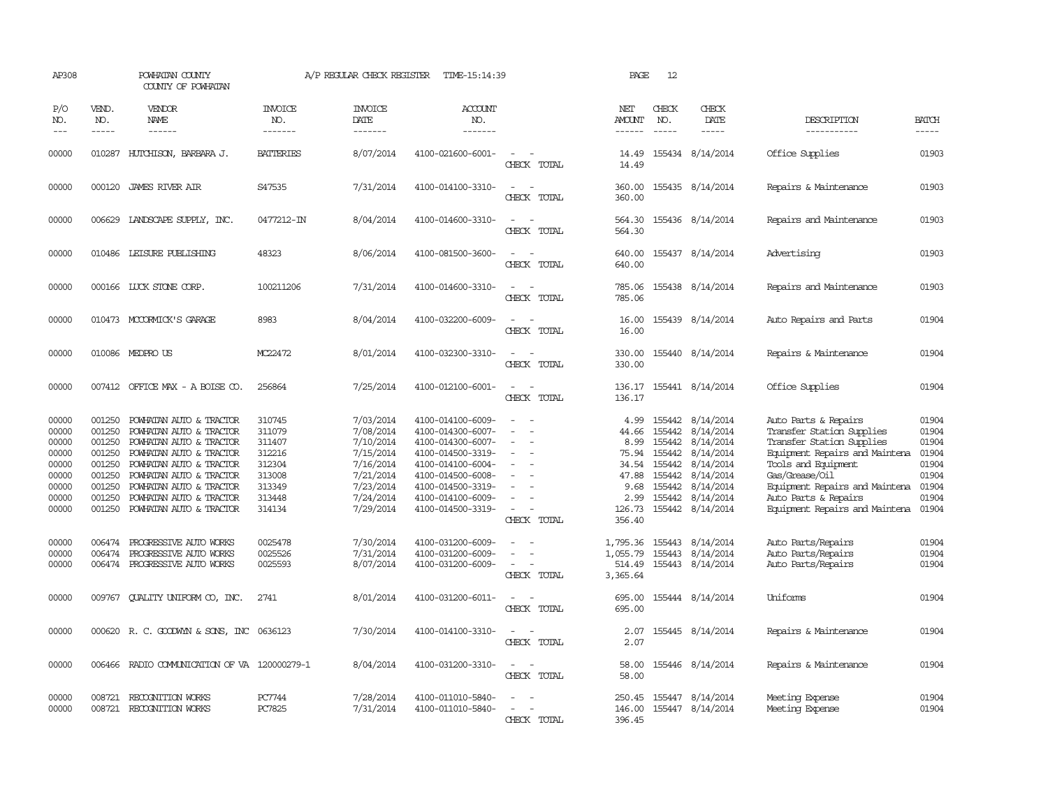AP308 POWHATAN COUNTY A/P REGULAR CHECK REGISTER TIME-15:14:39 PAGE 12
COUNTY OF POWHATAN

| P/O NO. | VEND. NO. | VENDOR NAME | INVOICE NO. | INVOICE DATE | ACCOUNT NO. | | NET AMOUNT | CHECK NO. | CHECK DATE | DESCRIPTION | BATCH |
|---|---|---|---|---|---|---|---|---|---|---|---|
| 00000 | 010287 | HUTCHISON, BARBARA J. | BATTERIES | 8/07/2014 | 4100-021600-6001- | - - | 14.49 | 155434 | 8/14/2014 | Office Supplies | 01903 |
| | | | | | | CHECK TOTAL | 14.49 | | | | |
| 00000 | 000120 | JAMES RIVER AIR | S47535 | 7/31/2014 | 4100-014100-3310- | - - | 360.00 | 155435 | 8/14/2014 | Repairs & Maintenance | 01903 |
| | | | | | | CHECK TOTAL | 360.00 | | | | |
| 00000 | 006629 | LANDSCAPE SUPPLY, INC. | 0477212-IN | 8/04/2014 | 4100-014600-3310- | - - | 564.30 | 155436 | 8/14/2014 | Repairs and Maintenance | 01903 |
| | | | | | | CHECK TOTAL | 564.30 | | | | |
| 00000 | 010486 | LEISURE PUBLISHING | 48323 | 8/06/2014 | 4100-081500-3600- | - - | 640.00 | 155437 | 8/14/2014 | Advertising | 01903 |
| | | | | | | CHECK TOTAL | 640.00 | | | | |
| 00000 | 000166 | LUCK STONE CORP. | 100211206 | 7/31/2014 | 4100-014600-3310- | - - | 785.06 | 155438 | 8/14/2014 | Repairs and Maintenance | 01903 |
| | | | | | | CHECK TOTAL | 785.06 | | | | |
| 00000 | 010473 | MCCORMICK'S GARAGE | 8983 | 8/04/2014 | 4100-032200-6009- | - - | 16.00 | 155439 | 8/14/2014 | Auto Repairs and Parts | 01904 |
| | | | | | | CHECK TOTAL | 16.00 | | | | |
| 00000 | 010086 | MEDPRO US | MC22472 | 8/01/2014 | 4100-032300-3310- | - - | 330.00 | 155440 | 8/14/2014 | Repairs & Maintenance | 01904 |
| | | | | | | CHECK TOTAL | 330.00 | | | | |
| 00000 | 007412 | OFFICE MAX - A BOISE CO. | 256864 | 7/25/2014 | 4100-012100-6001- | - - | 136.17 | 155441 | 8/14/2014 | Office Supplies | 01904 |
| | | | | | | CHECK TOTAL | 136.17 | | | | |
| 00000 | 001250 | POWHATAN AUTO & TRACTOR | 310745 | 7/03/2014 | 4100-014100-6009- | - - | 4.99 | 155442 | 8/14/2014 | Auto Parts & Repairs | 01904 |
| 00000 | 001250 | POWHATAN AUTO & TRACTOR | 311079 | 7/08/2014 | 4100-014300-6007- | - - | 44.66 | 155442 | 8/14/2014 | Transfer Station Supplies | 01904 |
| 00000 | 001250 | POWHATAN AUTO & TRACTOR | 311407 | 7/10/2014 | 4100-014300-6007- | - - | 8.99 | 155442 | 8/14/2014 | Transfer Station Supplies | 01904 |
| 00000 | 001250 | POWHATAN AUTO & TRACTOR | 312216 | 7/15/2014 | 4100-014500-3319- | - - | 75.94 | 155442 | 8/14/2014 | Equipment Repairs and Maintena | 01904 |
| 00000 | 001250 | POWHATAN AUTO & TRACTOR | 312304 | 7/16/2014 | 4100-014100-6004- | - - | 34.54 | 155442 | 8/14/2014 | Tools and Equipment | 01904 |
| 00000 | 001250 | POWHATAN AUTO & TRACTOR | 313008 | 7/21/2014 | 4100-014500-6008- | - - | 47.88 | 155442 | 8/14/2014 | Gas/Grease/Oil | 01904 |
| 00000 | 001250 | POWHATAN AUTO & TRACTOR | 313349 | 7/23/2014 | 4100-014500-3319- | - - | 9.68 | 155442 | 8/14/2014 | Equipment Repairs and Maintena | 01904 |
| 00000 | 001250 | POWHATAN AUTO & TRACTOR | 313448 | 7/24/2014 | 4100-014100-6009- | - - | 2.99 | 155442 | 8/14/2014 | Auto Parts & Repairs | 01904 |
| 00000 | 001250 | POWHATAN AUTO & TRACTOR | 314134 | 7/29/2014 | 4100-014500-3319- | - - | 126.73 | 155442 | 8/14/2014 | Equipment Repairs and Maintena | 01904 |
| | | | | | | CHECK TOTAL | 356.40 | | | | |
| 00000 | 006474 | PROGRESSIVE AUTO WORKS | 0025478 | 7/30/2014 | 4100-031200-6009- | - - | 1,795.36 | 155443 | 8/14/2014 | Auto Parts/Repairs | 01904 |
| 00000 | 006474 | PROGRESSIVE AUTO WORKS | 0025526 | 7/31/2014 | 4100-031200-6009- | - - | 1,055.79 | 155443 | 8/14/2014 | Auto Parts/Repairs | 01904 |
| 00000 | 006474 | PROGRESSIVE AUTO WORKS | 0025593 | 8/07/2014 | 4100-031200-6009- | - - | 514.49 | 155443 | 8/14/2014 | Auto Parts/Repairs | 01904 |
| | | | | | | CHECK TOTAL | 3,365.64 | | | | |
| 00000 | 009767 | QUALITY UNIFORM CO, INC. | 2741 | 8/01/2014 | 4100-031200-6011- | - - | 695.00 | 155444 | 8/14/2014 | Uniforms | 01904 |
| | | | | | | CHECK TOTAL | 695.00 | | | | |
| 00000 | 000620 | R. C. GOODWYN & SONS, INC | 0636123 | 7/30/2014 | 4100-014100-3310- | - - | 2.07 | 155445 | 8/14/2014 | Repairs & Maintenance | 01904 |
| | | | | | | CHECK TOTAL | 2.07 | | | | |
| 00000 | 006466 | RADIO COMMUNICATION OF VA | 120000279-1 | 8/04/2014 | 4100-031200-3310- | - - | 58.00 | 155446 | 8/14/2014 | Repairs & Maintenance | 01904 |
| | | | | | | CHECK TOTAL | 58.00 | | | | |
| 00000 | 008721 | RECOGNITION WORKS | PC7744 | 7/28/2014 | 4100-011010-5840- | - - | 250.45 | 155447 | 8/14/2014 | Meeting Expense | 01904 |
| 00000 | 008721 | RECOGNITION WORKS | PC7825 | 7/31/2014 | 4100-011010-5840- | - - | 146.00 | 155447 | 8/14/2014 | Meeting Expense | 01904 |
| | | | | | | CHECK TOTAL | 396.45 | | | | |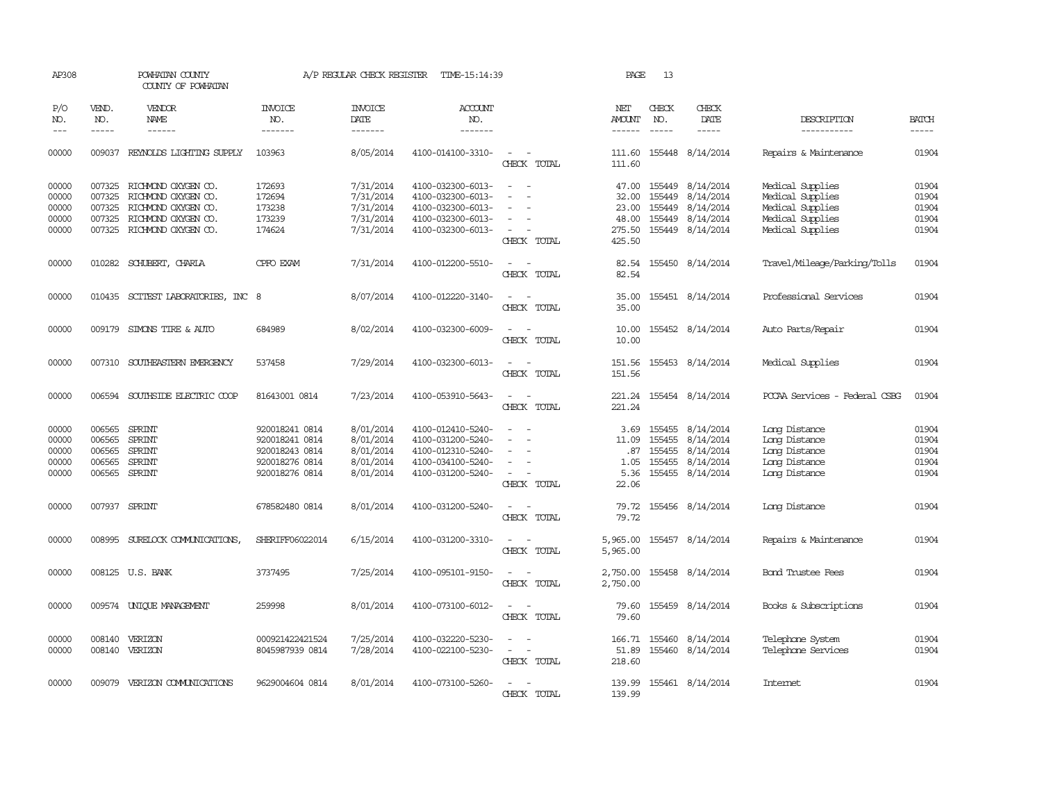AP308 POWHATAN COUNTY A/P REGULAR CHECK REGISTER TIME-15:14:39 PAGE 13

COUNTY OF POWHATAN

| P/O NO. | VEND. NO. | VENDOR NAME | INVOICE NO. | INVOICE DATE | ACCOUNT NO. | | NET AMOUNT | CHECK NO. | CHECK DATE | DESCRIPTION | BATCH |
|---|---|---|---|---|---|---|---|---|---|---|---|
| 00000 | 009037 | REYNOLDS LIGHTING SUPPLY | 103963 | 8/05/2014 | 4100-014100-3310- | - - | 111.60 | 155448 | 8/14/2014 | Repairs & Maintenance | 01904 |
| | | | | | | CHECK TOTAL | 111.60 | | | | |
| 00000 | 007325 | RICHMOND OXYGEN CO. | 172693 | 7/31/2014 | 4100-032300-6013- | - - | 47.00 | 155449 | 8/14/2014 | Medical Supplies | 01904 |
| 00000 | 007325 | RICHMOND OXYGEN CO. | 172694 | 7/31/2014 | 4100-032300-6013- | - - | 32.00 | 155449 | 8/14/2014 | Medical Supplies | 01904 |
| 00000 | 007325 | RICHMOND OXYGEN CO. | 173238 | 7/31/2014 | 4100-032300-6013- | - - | 23.00 | 155449 | 8/14/2014 | Medical Supplies | 01904 |
| 00000 | 007325 | RICHMOND OXYGEN CO. | 173239 | 7/31/2014 | 4100-032300-6013- | - - | 48.00 | 155449 | 8/14/2014 | Medical Supplies | 01904 |
| 00000 | 007325 | RICHMOND OXYGEN CO. | 174624 | 7/31/2014 | 4100-032300-6013- | - - | 275.50 | 155449 | 8/14/2014 | Medical Supplies | 01904 |
| | | | | | | CHECK TOTAL | 425.50 | | | | |
| 00000 | 010282 | SCHUBERT, CHARLA | CPFO EXAM | 7/31/2014 | 4100-012200-5510- | - - | 82.54 | 155450 | 8/14/2014 | Travel/Mileage/Parking/Tolls | 01904 |
| | | | | | | CHECK TOTAL | 82.54 | | | | |
| 00000 | 010435 | SCITEST LABORATORIES, INC | 8 | 8/07/2014 | 4100-012220-3140- | - - | 35.00 | 155451 | 8/14/2014 | Professional Services | 01904 |
| | | | | | | CHECK TOTAL | 35.00 | | | | |
| 00000 | 009179 | SIMONS TIRE & AUTO | 684989 | 8/02/2014 | 4100-032300-6009- | - - | 10.00 | 155452 | 8/14/2014 | Auto Parts/Repair | 01904 |
| | | | | | | CHECK TOTAL | 10.00 | | | | |
| 00000 | 007310 | SOUTHEASTERN EMERGENCY | 537458 | 7/29/2014 | 4100-032300-6013- | - - | 151.56 | 155453 | 8/14/2014 | Medical Supplies | 01904 |
| | | | | | | CHECK TOTAL | 151.56 | | | | |
| 00000 | 006594 | SOUTHSIDE ELECTRIC COOP | 81643001 0814 | 7/23/2014 | 4100-053910-5643- | - - | 221.24 | 155454 | 8/14/2014 | PCCAA Services - Federal CSBG | 01904 |
| | | | | | | CHECK TOTAL | 221.24 | | | | |
| 00000 | 006565 | SPRINT | 920018241 0814 | 8/01/2014 | 4100-012410-5240- | - - | 3.69 | 155455 | 8/14/2014 | Long Distance | 01904 |
| 00000 | 006565 | SPRINT | 920018241 0814 | 8/01/2014 | 4100-031200-5240- | - - | 11.09 | 155455 | 8/14/2014 | Long Distance | 01904 |
| 00000 | 006565 | SPRINT | 920018243 0814 | 8/01/2014 | 4100-012310-5240- | - - | .87 | 155455 | 8/14/2014 | Long Distance | 01904 |
| 00000 | 006565 | SPRINT | 920018276 0814 | 8/01/2014 | 4100-034100-5240- | - - | 1.05 | 155455 | 8/14/2014 | Long Distance | 01904 |
| 00000 | 006565 | SPRINT | 920018276 0814 | 8/01/2014 | 4100-031200-5240- | - - | 5.36 | 155455 | 8/14/2014 | Long Distance | 01904 |
| | | | | | | CHECK TOTAL | 22.06 | | | | |
| 00000 | 007937 | SPRINT | 678582480 0814 | 8/01/2014 | 4100-031200-5240- | - - | 79.72 | 155456 | 8/14/2014 | Long Distance | 01904 |
| | | | | | | CHECK TOTAL | 79.72 | | | | |
| 00000 | 008995 | SURELOCK COMMUNICATIONS, | SHERIFF06022014 | 6/15/2014 | 4100-031200-3310- | - - | 5,965.00 | 155457 | 8/14/2014 | Repairs & Maintenance | 01904 |
| | | | | | | CHECK TOTAL | 5,965.00 | | | | |
| 00000 | 008125 | U.S. BANK | 3737495 | 7/25/2014 | 4100-095101-9150- | - - | 2,750.00 | 155458 | 8/14/2014 | Bond Trustee Fees | 01904 |
| | | | | | | CHECK TOTAL | 2,750.00 | | | | |
| 00000 | 009574 | UNIQUE MANAGEMENT | 259998 | 8/01/2014 | 4100-073100-6012- | - - | 79.60 | 155459 | 8/14/2014 | Books & Subscriptions | 01904 |
| | | | | | | CHECK TOTAL | 79.60 | | | | |
| 00000 | 008140 | VERIZON | 000921422421524 | 7/25/2014 | 4100-032220-5230- | - - | 166.71 | 155460 | 8/14/2014 | Telephone System | 01904 |
| 00000 | 008140 | VERIZON | 8045987939 0814 | 7/28/2014 | 4100-022100-5230- | - - | 51.89 | 155460 | 8/14/2014 | Telephone Services | 01904 |
| | | | | | | CHECK TOTAL | 218.60 | | | | |
| 00000 | 009079 | VERIZON COMMUNICATIONS | 9629004604 0814 | 8/01/2014 | 4100-073100-5260- | - - | 139.99 | 155461 | 8/14/2014 | Internet | 01904 |
| | | | | | | CHECK TOTAL | 139.99 | | | | |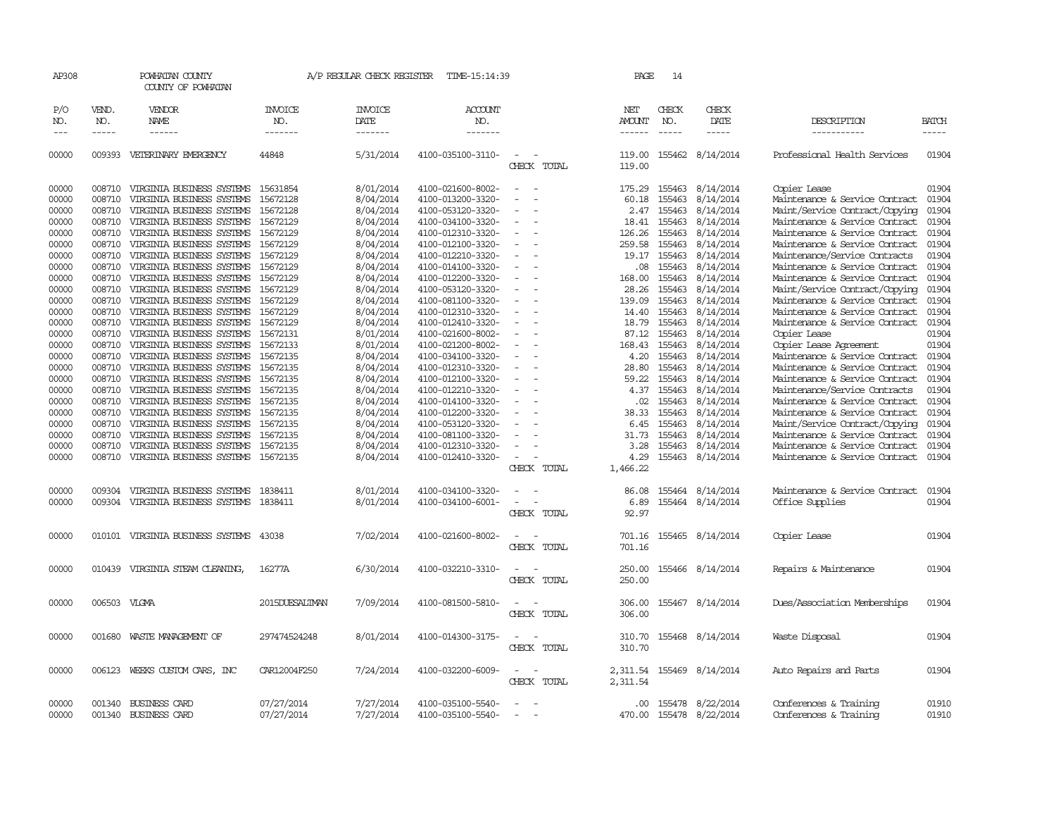AP308 POWHATAN COUNTY A/P REGULAR CHECK REGISTER TIME-15:14:39 PAGE 14

COUNTY OF POWHATAN

| P/O NO. | VEND. NO. | VENDOR NAME | INVOICE NO. | INVOICE DATE | ACCOUNT NO. | | NET AMOUNT | CHECK NO. | CHECK DATE | DESCRIPTION | BATCH |
|---|---|---|---|---|---|---|---|---|---|---|---|
| 00000 | 009393 | VETERINARY EMERGENCY | 44848 | 5/31/2014 | 4100-035100-3110- | - - | 119.00 | 155462 | 8/14/2014 | Professional Health Services | 01904 |
| | | | | | | CHECK TOTAL | 119.00 | | | | |
| 00000 | 008710 | VIRGINIA BUSINESS SYSTEMS | 15631854 | 8/01/2014 | 4100-021600-8002- | - - | 175.29 | 155463 | 8/14/2014 | Copier Lease | 01904 |
| 00000 | 008710 | VIRGINIA BUSINESS SYSTEMS | 15672128 | 8/04/2014 | 4100-013200-3320- | - - | 60.18 | 155463 | 8/14/2014 | Maintenance & Service Contract | 01904 |
| 00000 | 008710 | VIRGINIA BUSINESS SYSTEMS | 15672128 | 8/04/2014 | 4100-053120-3320- | - - | 2.47 | 155463 | 8/14/2014 | Maint/Service Contract/Copying | 01904 |
| 00000 | 008710 | VIRGINIA BUSINESS SYSTEMS | 15672129 | 8/04/2014 | 4100-034100-3320- | - - | 18.41 | 155463 | 8/14/2014 | Maintenance & Service Contract | 01904 |
| 00000 | 008710 | VIRGINIA BUSINESS SYSTEMS | 15672129 | 8/04/2014 | 4100-012310-3320- | - - | 126.26 | 155463 | 8/14/2014 | Maintenance & Service Contract | 01904 |
| 00000 | 008710 | VIRGINIA BUSINESS SYSTEMS | 15672129 | 8/04/2014 | 4100-012100-3320- | - - | 259.58 | 155463 | 8/14/2014 | Maintenance & Service Contract | 01904 |
| 00000 | 008710 | VIRGINIA BUSINESS SYSTEMS | 15672129 | 8/04/2014 | 4100-012210-3320- | - - | 19.17 | 155463 | 8/14/2014 | Maintenance/Service Contracts | 01904 |
| 00000 | 008710 | VIRGINIA BUSINESS SYSTEMS | 15672129 | 8/04/2014 | 4100-014100-3320- | - - | .08 | 155463 | 8/14/2014 | Maintenance & Service Contract | 01904 |
| 00000 | 008710 | VIRGINIA BUSINESS SYSTEMS | 15672129 | 8/04/2014 | 4100-012200-3320- | - - | 168.00 | 155463 | 8/14/2014 | Maintenance & Service Contract | 01904 |
| 00000 | 008710 | VIRGINIA BUSINESS SYSTEMS | 15672129 | 8/04/2014 | 4100-053120-3320- | - - | 28.26 | 155463 | 8/14/2014 | Maint/Service Contract/Copying | 01904 |
| 00000 | 008710 | VIRGINIA BUSINESS SYSTEMS | 15672129 | 8/04/2014 | 4100-081100-3320- | - - | 139.09 | 155463 | 8/14/2014 | Maintenance & Service Contract | 01904 |
| 00000 | 008710 | VIRGINIA BUSINESS SYSTEMS | 15672129 | 8/04/2014 | 4100-012310-3320- | - - | 14.40 | 155463 | 8/14/2014 | Maintenance & Service Contract | 01904 |
| 00000 | 008710 | VIRGINIA BUSINESS SYSTEMS | 15672129 | 8/04/2014 | 4100-012410-3320- | - - | 18.79 | 155463 | 8/14/2014 | Maintenance & Service Contract | 01904 |
| 00000 | 008710 | VIRGINIA BUSINESS SYSTEMS | 15672131 | 8/01/2014 | 4100-021600-8002- | - - | 87.12 | 155463 | 8/14/2014 | Copier Lease | 01904 |
| 00000 | 008710 | VIRGINIA BUSINESS SYSTEMS | 15672133 | 8/01/2014 | 4100-021200-8002- | - - | 168.43 | 155463 | 8/14/2014 | Copier Lease Agreement | 01904 |
| 00000 | 008710 | VIRGINIA BUSINESS SYSTEMS | 15672135 | 8/04/2014 | 4100-034100-3320- | - - | 4.20 | 155463 | 8/14/2014 | Maintenance & Service Contract | 01904 |
| 00000 | 008710 | VIRGINIA BUSINESS SYSTEMS | 15672135 | 8/04/2014 | 4100-012310-3320- | - - | 28.80 | 155463 | 8/14/2014 | Maintenance & Service Contract | 01904 |
| 00000 | 008710 | VIRGINIA BUSINESS SYSTEMS | 15672135 | 8/04/2014 | 4100-012100-3320- | - - | 59.22 | 155463 | 8/14/2014 | Maintenance & Service Contract | 01904 |
| 00000 | 008710 | VIRGINIA BUSINESS SYSTEMS | 15672135 | 8/04/2014 | 4100-012210-3320- | - - | 4.37 | 155463 | 8/14/2014 | Maintenance/Service Contracts | 01904 |
| 00000 | 008710 | VIRGINIA BUSINESS SYSTEMS | 15672135 | 8/04/2014 | 4100-014100-3320- | - - | .02 | 155463 | 8/14/2014 | Maintenance & Service Contract | 01904 |
| 00000 | 008710 | VIRGINIA BUSINESS SYSTEMS | 15672135 | 8/04/2014 | 4100-012200-3320- | - - | 38.33 | 155463 | 8/14/2014 | Maintenance & Service Contract | 01904 |
| 00000 | 008710 | VIRGINIA BUSINESS SYSTEMS | 15672135 | 8/04/2014 | 4100-053120-3320- | - - | 6.45 | 155463 | 8/14/2014 | Maint/Service Contract/Copying | 01904 |
| 00000 | 008710 | VIRGINIA BUSINESS SYSTEMS | 15672135 | 8/04/2014 | 4100-081100-3320- | - - | 31.73 | 155463 | 8/14/2014 | Maintenance & Service Contract | 01904 |
| 00000 | 008710 | VIRGINIA BUSINESS SYSTEMS | 15672135 | 8/04/2014 | 4100-012310-3320- | - - | 3.28 | 155463 | 8/14/2014 | Maintenance & Service Contract | 01904 |
| 00000 | 008710 | VIRGINIA BUSINESS SYSTEMS | 15672135 | 8/04/2014 | 4100-012410-3320- | - - | 4.29 | 155463 | 8/14/2014 | Maintenance & Service Contract | 01904 |
| | | | | | | CHECK TOTAL | 1,466.22 | | | | |
| 00000 | 009304 | VIRGINIA BUSINESS SYSTEMS | 1838411 | 8/01/2014 | 4100-034100-3320- | - - | 86.08 | 155464 | 8/14/2014 | Maintenance & Service Contract | 01904 |
| 00000 | 009304 | VIRGINIA BUSINESS SYSTEMS | 1838411 | 8/01/2014 | 4100-034100-6001- | - - | 6.89 | 155464 | 8/14/2014 | Office Supplies | 01904 |
| | | | | | | CHECK TOTAL | 92.97 | | | | |
| 00000 | 010101 | VIRGINIA BUSINESS SYSTEMS | 43038 | 7/02/2014 | 4100-021600-8002- | - - | 701.16 | 155465 | 8/14/2014 | Copier Lease | 01904 |
| | | | | | | CHECK TOTAL | 701.16 | | | | |
| 00000 | 010439 | VIRGINIA STEAM CLEANING, | 16277A | 6/30/2014 | 4100-032210-3310- | - - | 250.00 | 155466 | 8/14/2014 | Repairs & Maintenance | 01904 |
| | | | | | | CHECK TOTAL | 250.00 | | | | |
| 00000 | 006503 | VLGMA | 2015DUESALTMAN | 7/09/2014 | 4100-081500-5810- | - - | 306.00 | 155467 | 8/14/2014 | Dues/Association Memberships | 01904 |
| | | | | | | CHECK TOTAL | 306.00 | | | | |
| 00000 | 001680 | WASTE MANAGEMENT OF | 297474524248 | 8/01/2014 | 4100-014300-3175- | - - | 310.70 | 155468 | 8/14/2014 | Waste Disposal | 01904 |
| | | | | | | CHECK TOTAL | 310.70 | | | | |
| 00000 | 006123 | WEEKS CUSTOM CARS, INC | CAR12004F250 | 7/24/2014 | 4100-032200-6009- | - - | 2,311.54 | 155469 | 8/14/2014 | Auto Repairs and Parts | 01904 |
| | | | | | | CHECK TOTAL | 2,311.54 | | | | |
| 00000 | 001340 | BUSINESS CARD | 07/27/2014 | 7/27/2014 | 4100-035100-5540- | - - | .00 | 155478 | 8/22/2014 | Conferences & Training | 01910 |
| 00000 | 001340 | BUSINESS CARD | 07/27/2014 | 7/27/2014 | 4100-035100-5540- | - - | 470.00 | 155478 | 8/22/2014 | Conferences & Training | 01910 |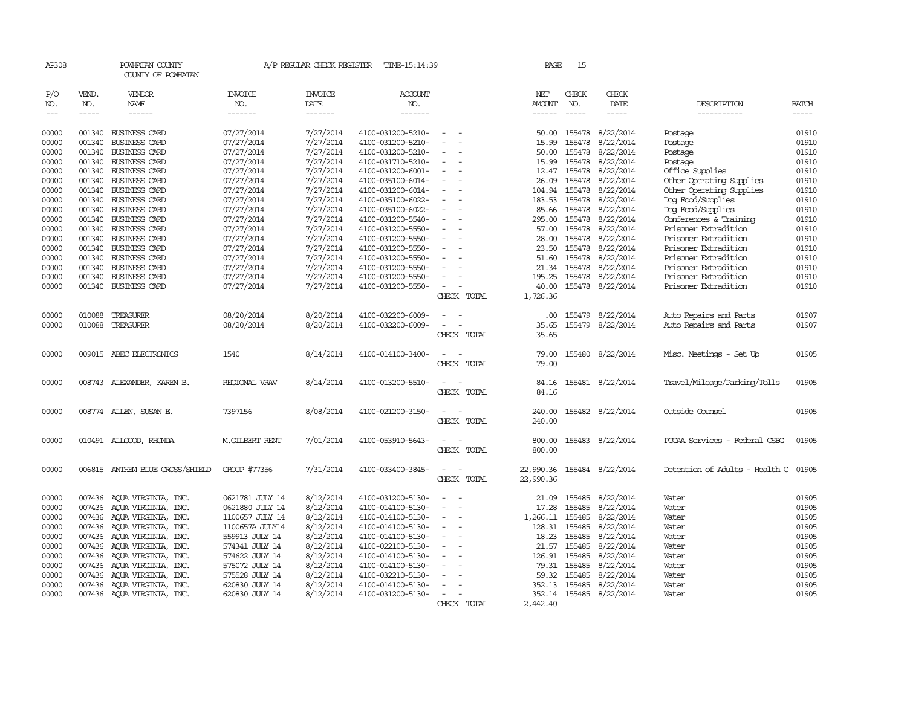AP308 POWHATAN COUNTY A/P REGULAR CHECK REGISTER TIME-15:14:39 PAGE 15
COUNTY OF POWHATAN

| P/O NO. | VEND. NO. | VENDOR NAME | INVOICE NO. | INVOICE DATE | ACCOUNT NO. | | NET AMOUNT | CHECK NO. | CHECK DATE | DESCRIPTION | BATCH |
|---|---|---|---|---|---|---|---|---|---|---|---|
| 00000 | 001340 | BUSINESS CARD | 07/27/2014 | 7/27/2014 | 4100-031200-5210- | - - | 50.00 | 155478 | 8/22/2014 | Postage | 01910 |
| 00000 | 001340 | BUSINESS CARD | 07/27/2014 | 7/27/2014 | 4100-031200-5210- | - - | 15.99 | 155478 | 8/22/2014 | Postage | 01910 |
| 00000 | 001340 | BUSINESS CARD | 07/27/2014 | 7/27/2014 | 4100-031200-5210- | - - | 50.00 | 155478 | 8/22/2014 | Postage | 01910 |
| 00000 | 001340 | BUSINESS CARD | 07/27/2014 | 7/27/2014 | 4100-031710-5210- | - - | 15.99 | 155478 | 8/22/2014 | Postage | 01910 |
| 00000 | 001340 | BUSINESS CARD | 07/27/2014 | 7/27/2014 | 4100-031200-6001- | - - | 12.47 | 155478 | 8/22/2014 | Office Supplies | 01910 |
| 00000 | 001340 | BUSINESS CARD | 07/27/2014 | 7/27/2014 | 4100-035100-6014- | - - | 26.09 | 155478 | 8/22/2014 | Other Operating Supplies | 01910 |
| 00000 | 001340 | BUSINESS CARD | 07/27/2014 | 7/27/2014 | 4100-035100-6014- | - - | 104.94 | 155478 | 8/22/2014 | Other Operating Supplies | 01910 |
| 00000 | 001340 | BUSINESS CARD | 07/27/2014 | 7/27/2014 | 4100-035100-6022- | - - | 183.53 | 155478 | 8/22/2014 | Dog Food/Supplies | 01910 |
| 00000 | 001340 | BUSINESS CARD | 07/27/2014 | 7/27/2014 | 4100-035100-6022- | - - | 85.66 | 155478 | 8/22/2014 | Dog Food/Supplies | 01910 |
| 00000 | 001340 | BUSINESS CARD | 07/27/2014 | 7/27/2014 | 4100-031200-5540- | - - | 295.00 | 155478 | 8/22/2014 | Conferences & Training | 01910 |
| 00000 | 001340 | BUSINESS CARD | 07/27/2014 | 7/27/2014 | 4100-031200-5550- | - - | 57.00 | 155478 | 8/22/2014 | Prisoner Extradition | 01910 |
| 00000 | 001340 | BUSINESS CARD | 07/27/2014 | 7/27/2014 | 4100-031200-5550- | - - | 28.00 | 155478 | 8/22/2014 | Prisoner Extradition | 01910 |
| 00000 | 001340 | BUSINESS CARD | 07/27/2014 | 7/27/2014 | 4100-031200-5550- | - - | 23.50 | 155478 | 8/22/2014 | Prisoner Extradition | 01910 |
| 00000 | 001340 | BUSINESS CARD | 07/27/2014 | 7/27/2014 | 4100-031200-5550- | - - | 51.60 | 155478 | 8/22/2014 | Prisoner Extradition | 01910 |
| 00000 | 001340 | BUSINESS CARD | 07/27/2014 | 7/27/2014 | 4100-031200-5550- | - - | 21.34 | 155478 | 8/22/2014 | Prisoner Extradition | 01910 |
| 00000 | 001340 | BUSINESS CARD | 07/27/2014 | 7/27/2014 | 4100-031200-5550- | - - | 195.25 | 155478 | 8/22/2014 | Prisoner Extradition | 01910 |
| 00000 | 001340 | BUSINESS CARD | 07/27/2014 | 7/27/2014 | 4100-031200-5550- | - - | 40.00 | 155478 | 8/22/2014 | Prisoner Extradition | 01910 |
| | | | | | | CHECK TOTAL | 1,726.36 | | | | |
| 00000 | 010088 | TREASURER | 08/20/2014 | 8/20/2014 | 4100-032200-6009- | - - | .00 | 155479 | 8/22/2014 | Auto Repairs and Parts | 01907 |
| 00000 | 010088 | TREASURER | 08/20/2014 | 8/20/2014 | 4100-032200-6009- | - - | 35.65 | 155479 | 8/22/2014 | Auto Repairs and Parts | 01907 |
| | | | | | | CHECK TOTAL | 35.65 | | | | |
| 00000 | 009015 | ABEC ELECTRONICS | 1540 | 8/14/2014 | 4100-014100-3400- | - - | 79.00 | 155480 | 8/22/2014 | Misc. Meetings - Set Up | 01905 |
| | | | | | | CHECK TOTAL | 79.00 | | | | |
| 00000 | 008743 | ALEXANDER, KAREN B. | REGIONAL VRAV | 8/14/2014 | 4100-013200-5510- | - - | 84.16 | 155481 | 8/22/2014 | Travel/Mileage/Parking/Tolls | 01905 |
| | | | | | | CHECK TOTAL | 84.16 | | | | |
| 00000 | 008774 | ALLEN, SUSAN E. | 7397156 | 8/08/2014 | 4100-021200-3150- | - - | 240.00 | 155482 | 8/22/2014 | Outside Counsel | 01905 |
| | | | | | | CHECK TOTAL | 240.00 | | | | |
| 00000 | 010491 | ALLGOOD, RHONDA | M.GILBERT RENT | 7/01/2014 | 4100-053910-5643- | - - | 800.00 | 155483 | 8/22/2014 | PCCAA Services - Federal CSBG | 01905 |
| | | | | | | CHECK TOTAL | 800.00 | | | | |
| 00000 | 006815 | ANTHEM BLUE CROSS/SHIELD | GROUP #77356 | 7/31/2014 | 4100-033400-3845- | - - | 22,990.36 | 155484 | 8/22/2014 | Detention of Adults - Health C | 01905 |
| | | | | | | CHECK TOTAL | 22,990.36 | | | | |
| 00000 | 007436 | AQUA VIRGINIA, INC. | 0621781 JULY 14 | 8/12/2014 | 4100-031200-5130- | - - | 21.09 | 155485 | 8/22/2014 | Water | 01905 |
| 00000 | 007436 | AQUA VIRGINIA, INC. | 0621880 JULY 14 | 8/12/2014 | 4100-014100-5130- | - - | 17.28 | 155485 | 8/22/2014 | Water | 01905 |
| 00000 | 007436 | AQUA VIRGINIA, INC. | 1100657 JULY 14 | 8/12/2014 | 4100-014100-5130- | - - | 1,266.11 | 155485 | 8/22/2014 | Water | 01905 |
| 00000 | 007436 | AQUA VIRGINIA, INC. | 1100657A JULY14 | 8/12/2014 | 4100-014100-5130- | - - | 128.31 | 155485 | 8/22/2014 | Water | 01905 |
| 00000 | 007436 | AQUA VIRGINIA, INC. | 559913 JULY 14 | 8/12/2014 | 4100-014100-5130- | - - | 18.23 | 155485 | 8/22/2014 | Water | 01905 |
| 00000 | 007436 | AQUA VIRGINIA, INC. | 574341 JULY 14 | 8/12/2014 | 4100-022100-5130- | - - | 21.57 | 155485 | 8/22/2014 | Water | 01905 |
| 00000 | 007436 | AQUA VIRGINIA, INC. | 574622 JULY 14 | 8/12/2014 | 4100-014100-5130- | - - | 126.91 | 155485 | 8/22/2014 | Water | 01905 |
| 00000 | 007436 | AQUA VIRGINIA, INC. | 575072 JULY 14 | 8/12/2014 | 4100-014100-5130- | - - | 79.31 | 155485 | 8/22/2014 | Water | 01905 |
| 00000 | 007436 | AQUA VIRGINIA, INC. | 575528 JULY 14 | 8/12/2014 | 4100-032210-5130- | - - | 59.32 | 155485 | 8/22/2014 | Water | 01905 |
| 00000 | 007436 | AQUA VIRGINIA, INC. | 620830 JULY 14 | 8/12/2014 | 4100-014100-5130- | - - | 352.13 | 155485 | 8/22/2014 | Water | 01905 |
| 00000 | 007436 | AQUA VIRGINIA, INC. | 620830 JULY 14 | 8/12/2014 | 4100-031200-5130- | - - | 352.14 | 155485 | 8/22/2014 | Water | 01905 |
| | | | | | | CHECK TOTAL | 2,442.40 | | | | |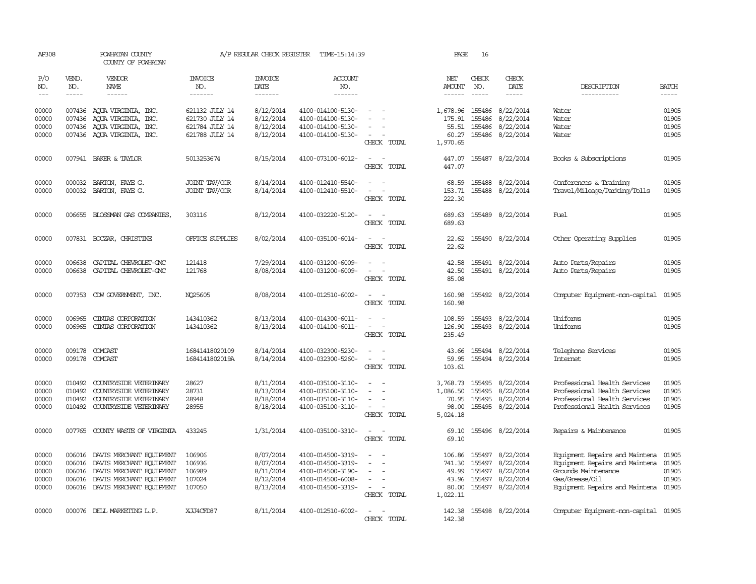AP308 POWHATAN COUNTY A/P REGULAR CHECK REGISTER TIME-15:14:39 PAGE 16

COUNTY OF POWHATAN

| P/O NO. | VEND. NO. | VENDOR NAME | INVOICE NO. | INVOICE DATE | ACCOUNT NO. | | NET AMOUNT | CHECK NO. | CHECK DATE | DESCRIPTION | BATCH |
|---|---|---|---|---|---|---|---|---|---|---|---|
| 00000 | 007436 | AQUA VIRGINIA, INC. | 621132 JULY 14 | 8/12/2014 | 4100-014100-5130- | - - | 1,678.96 | 155486 | 8/22/2014 | Water | 01905 |
| 00000 | 007436 | AQUA VIRGINIA, INC. | 621730 JULY 14 | 8/12/2014 | 4100-014100-5130- | - - | 175.91 | 155486 | 8/22/2014 | Water | 01905 |
| 00000 | 007436 | AQUA VIRGINIA, INC. | 621784 JULY 14 | 8/12/2014 | 4100-014100-5130- | - - | 55.51 | 155486 | 8/22/2014 | Water | 01905 |
| 00000 | 007436 | AQUA VIRGINIA, INC. | 621788 JULY 14 | 8/12/2014 | 4100-014100-5130- | - - | 60.27 | 155486 | 8/22/2014 | Water | 01905 |
| | | | | | | CHECK TOTAL | 1,970.65 | | | | |
| 00000 | 007941 | BAKER & TAYLOR | 5013253674 | 8/15/2014 | 4100-073100-6012- | - - | 447.07 | 155487 | 8/22/2014 | Books & Subscriptions | 01905 |
| | | | | | | CHECK TOTAL | 447.07 | | | | |
| 00000 | 000032 | BARTON, FAYE G. | JOINT TAV/COR | 8/14/2014 | 4100-012410-5540- | - - | 68.59 | 155488 | 8/22/2014 | Conferences & Training | 01905 |
| 00000 | 000032 | BARTON, FAYE G. | JOINT TAV/COR | 8/14/2014 | 4100-012410-5510- | - - | 153.71 | 155488 | 8/22/2014 | Travel/Mileage/Parking/Tolls | 01905 |
| | | | | | | CHECK TOTAL | 222.30 | | | | |
| 00000 | 006655 | BLOSSMAN GAS COMPANIES, | 303116 | 8/12/2014 | 4100-032220-5120- | - - | 689.63 | 155489 | 8/22/2014 | Fuel | 01905 |
| | | | | | | CHECK TOTAL | 689.63 | | | | |
| 00000 | 007831 | BOCZAR, CHRISTINE | OFFICE SUPPLIES | 8/02/2014 | 4100-035100-6014- | - - | 22.62 | 155490 | 8/22/2014 | Other Operating Supplies | 01905 |
| | | | | | | CHECK TOTAL | 22.62 | | | | |
| 00000 | 006638 | CAPITAL CHEVROLET-GMC | 121418 | 7/29/2014 | 4100-031200-6009- | - - | 42.58 | 155491 | 8/22/2014 | Auto Parts/Repairs | 01905 |
| 00000 | 006638 | CAPITAL CHEVROLET-GMC | 121768 | 8/08/2014 | 4100-031200-6009- | - - | 42.50 | 155491 | 8/22/2014 | Auto Parts/Repairs | 01905 |
| | | | | | | CHECK TOTAL | 85.08 | | | | |
| 00000 | 007353 | CDW GOVERNMENT, INC. | NQ25605 | 8/08/2014 | 4100-012510-6002- | - - | 160.98 | 155492 | 8/22/2014 | Computer Equipment-non-capital | 01905 |
| | | | | | | CHECK TOTAL | 160.98 | | | | |
| 00000 | 006965 | CINTAS CORPORATION | 143410362 | 8/13/2014 | 4100-014300-6011- | - - | 108.59 | 155493 | 8/22/2014 | Uniforms | 01905 |
| 00000 | 006965 | CINTAS CORPORATION | 143410362 | 8/13/2014 | 4100-014100-6011- | - - | 126.90 | 155493 | 8/22/2014 | Uniforms | 01905 |
| | | | | | | CHECK TOTAL | 235.49 | | | | |
| 00000 | 009178 | COMCAST | 16841418020109 | 8/14/2014 | 4100-032300-5230- | - - | 43.66 | 155494 | 8/22/2014 | Telephone Services | 01905 |
| 00000 | 009178 | COMCAST | 1684141802019A | 8/14/2014 | 4100-032300-5260- | - - | 59.95 | 155494 | 8/22/2014 | Internet | 01905 |
| | | | | | | CHECK TOTAL | 103.61 | | | | |
| 00000 | 010492 | COUNTRYSIDE VETERINARY | 28627 | 8/11/2014 | 4100-035100-3110- | - - | 3,768.73 | 155495 | 8/22/2014 | Professional Health Services | 01905 |
| 00000 | 010492 | COUNTRYSIDE VETERINARY | 28731 | 8/13/2014 | 4100-035100-3110- | - - | 1,086.50 | 155495 | 8/22/2014 | Professional Health Services | 01905 |
| 00000 | 010492 | COUNTRYSIDE VETERINARY | 28948 | 8/18/2014 | 4100-035100-3110- | - - | 70.95 | 155495 | 8/22/2014 | Professional Health Services | 01905 |
| 00000 | 010492 | COUNTRYSIDE VETERINARY | 28955 | 8/18/2014 | 4100-035100-3110- | - - | 98.00 | 155495 | 8/22/2014 | Professional Health Services | 01905 |
| | | | | | | CHECK TOTAL | 5,024.18 | | | | |
| 00000 | 007765 | COUNTY WASTE OF VIRGINIA | 433245 | 1/31/2014 | 4100-035100-3310- | - - | 69.10 | 155496 | 8/22/2014 | Repairs & Maintenance | 01905 |
| | | | | | | CHECK TOTAL | 69.10 | | | | |
| 00000 | 006016 | DAVIS MERCHANT EQUIPMENT | 106906 | 8/07/2014 | 4100-014500-3319- | - - | 106.86 | 155497 | 8/22/2014 | Equipment Repairs and Maintena | 01905 |
| 00000 | 006016 | DAVIS MERCHANT EQUIPMENT | 106936 | 8/07/2014 | 4100-014500-3319- | - - | 741.30 | 155497 | 8/22/2014 | Equipment Repairs and Maintena | 01905 |
| 00000 | 006016 | DAVIS MERCHANT EQUIPMENT | 106989 | 8/11/2014 | 4100-014500-3190- | - - | 49.99 | 155497 | 8/22/2014 | Grounds Maintenance | 01905 |
| 00000 | 006016 | DAVIS MERCHANT EQUIPMENT | 107024 | 8/12/2014 | 4100-014500-6008- | - - | 43.96 | 155497 | 8/22/2014 | Gas/Grease/Oil | 01905 |
| 00000 | 006016 | DAVIS MERCHANT EQUIPMENT | 107050 | 8/13/2014 | 4100-014500-3319- | - - | 80.00 | 155497 | 8/22/2014 | Equipment Repairs and Maintena | 01905 |
| | | | | | | CHECK TOTAL | 1,022.11 | | | | |
| 00000 | 000076 | DELL MARKETING L.P. | XJJ4CFD87 | 8/11/2014 | 4100-012510-6002- | - - | 142.38 | 155498 | 8/22/2014 | Computer Equipment-non-capital | 01905 |
| | | | | | | CHECK TOTAL | 142.38 | | | | |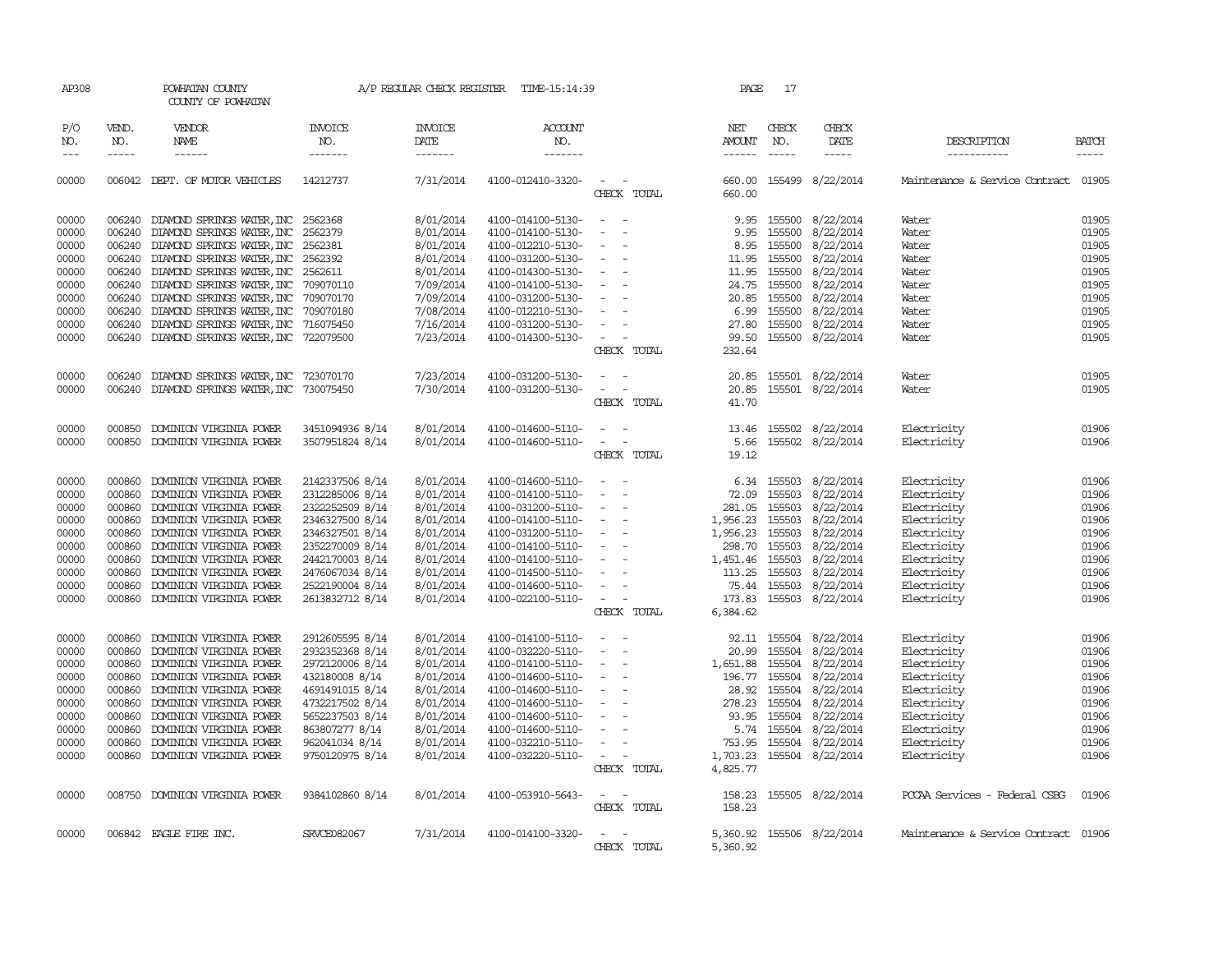AP308 POWHATAN COUNTY A/P REGULAR CHECK REGISTER TIME-15:14:39 PAGE 17

COUNTY OF POWHATAN

| P/O NO. | VEND. NO. | VENDOR NAME | INVOICE NO. | INVOICE DATE | ACCOUNT NO. | | NET AMOUNT | CHECK NO. | CHECK DATE | DESCRIPTION | BATCH |
|---|---|---|---|---|---|---|---|---|---|---|---|
| 00000 | 006042 | DEPT. OF MOTOR VEHICLES | 14212737 | 7/31/2014 | 4100-012410-3320- | - - | 660.00 | 155499 | 8/22/2014 | Maintenance & Service Contract | 01905 |
| | | | | | | CHECK TOTAL | 660.00 | | | | |
| 00000 | 006240 | DIAMOND SPRINGS WATER,INC | 2562368 | 8/01/2014 | 4100-014100-5130- | - - | 9.95 | 155500 | 8/22/2014 | Water | 01905 |
| 00000 | 006240 | DIAMOND SPRINGS WATER,INC | 2562379 | 8/01/2014 | 4100-014100-5130- | - - | 9.95 | 155500 | 8/22/2014 | Water | 01905 |
| 00000 | 006240 | DIAMOND SPRINGS WATER,INC | 2562381 | 8/01/2014 | 4100-012210-5130- | - - | 8.95 | 155500 | 8/22/2014 | Water | 01905 |
| 00000 | 006240 | DIAMOND SPRINGS WATER,INC | 2562392 | 8/01/2014 | 4100-031200-5130- | - - | 11.95 | 155500 | 8/22/2014 | Water | 01905 |
| 00000 | 006240 | DIAMOND SPRINGS WATER,INC | 2562611 | 8/01/2014 | 4100-014300-5130- | - - | 11.95 | 155500 | 8/22/2014 | Water | 01905 |
| 00000 | 006240 | DIAMOND SPRINGS WATER,INC | 709070110 | 7/09/2014 | 4100-014100-5130- | - - | 24.75 | 155500 | 8/22/2014 | Water | 01905 |
| 00000 | 006240 | DIAMOND SPRINGS WATER,INC | 709070170 | 7/09/2014 | 4100-031200-5130- | - - | 20.85 | 155500 | 8/22/2014 | Water | 01905 |
| 00000 | 006240 | DIAMOND SPRINGS WATER,INC | 709070180 | 7/08/2014 | 4100-012210-5130- | - - | 6.99 | 155500 | 8/22/2014 | Water | 01905 |
| 00000 | 006240 | DIAMOND SPRINGS WATER,INC | 716075450 | 7/16/2014 | 4100-031200-5130- | - - | 27.80 | 155500 | 8/22/2014 | Water | 01905 |
| 00000 | 006240 | DIAMOND SPRINGS WATER,INC | 722079500 | 7/23/2014 | 4100-014300-5130- | - - | 99.50 | 155500 | 8/22/2014 | Water | 01905 |
| | | | | | | CHECK TOTAL | 232.64 | | | | |
| 00000 | 006240 | DIAMOND SPRINGS WATER,INC | 723070170 | 7/23/2014 | 4100-031200-5130- | - - | 20.85 | 155501 | 8/22/2014 | Water | 01905 |
| 00000 | 006240 | DIAMOND SPRINGS WATER,INC | 730075450 | 7/30/2014 | 4100-031200-5130- | - - | 20.85 | 155501 | 8/22/2014 | Water | 01905 |
| | | | | | | CHECK TOTAL | 41.70 | | | | |
| 00000 | 000850 | DOMINION VIRGINIA POWER | 3451094936 8/14 | 8/01/2014 | 4100-014600-5110- | - - | 13.46 | 155502 | 8/22/2014 | Electricity | 01906 |
| 00000 | 000850 | DOMINION VIRGINIA POWER | 3507951824 8/14 | 8/01/2014 | 4100-014600-5110- | - - | 5.66 | 155502 | 8/22/2014 | Electricity | 01906 |
| | | | | | | CHECK TOTAL | 19.12 | | | | |
| 00000 | 000860 | DOMINION VIRGINIA POWER | 2142337506 8/14 | 8/01/2014 | 4100-014600-5110- | - - | 6.34 | 155503 | 8/22/2014 | Electricity | 01906 |
| 00000 | 000860 | DOMINION VIRGINIA POWER | 2312285006 8/14 | 8/01/2014 | 4100-014100-5110- | - - | 72.09 | 155503 | 8/22/2014 | Electricity | 01906 |
| 00000 | 000860 | DOMINION VIRGINIA POWER | 2322252509 8/14 | 8/01/2014 | 4100-031200-5110- | - - | 281.05 | 155503 | 8/22/2014 | Electricity | 01906 |
| 00000 | 000860 | DOMINION VIRGINIA POWER | 2346327500 8/14 | 8/01/2014 | 4100-014100-5110- | - - | 1,956.23 | 155503 | 8/22/2014 | Electricity | 01906 |
| 00000 | 000860 | DOMINION VIRGINIA POWER | 2346327501 8/14 | 8/01/2014 | 4100-031200-5110- | - - | 1,956.23 | 155503 | 8/22/2014 | Electricity | 01906 |
| 00000 | 000860 | DOMINION VIRGINIA POWER | 2352270009 8/14 | 8/01/2014 | 4100-014100-5110- | - - | 298.70 | 155503 | 8/22/2014 | Electricity | 01906 |
| 00000 | 000860 | DOMINION VIRGINIA POWER | 2442170003 8/14 | 8/01/2014 | 4100-014100-5110- | - - | 1,451.46 | 155503 | 8/22/2014 | Electricity | 01906 |
| 00000 | 000860 | DOMINION VIRGINIA POWER | 2476067034 8/14 | 8/01/2014 | 4100-014500-5110- | - - | 113.25 | 155503 | 8/22/2014 | Electricity | 01906 |
| 00000 | 000860 | DOMINION VIRGINIA POWER | 2522190004 8/14 | 8/01/2014 | 4100-014600-5110- | - - | 75.44 | 155503 | 8/22/2014 | Electricity | 01906 |
| 00000 | 000860 | DOMINION VIRGINIA POWER | 2613832712 8/14 | 8/01/2014 | 4100-022100-5110- | - - | 173.83 | 155503 | 8/22/2014 | Electricity | 01906 |
| | | | | | | CHECK TOTAL | 6,384.62 | | | | |
| 00000 | 000860 | DOMINION VIRGINIA POWER | 2912605595 8/14 | 8/01/2014 | 4100-014100-5110- | - - | 92.11 | 155504 | 8/22/2014 | Electricity | 01906 |
| 00000 | 000860 | DOMINION VIRGINIA POWER | 2932352368 8/14 | 8/01/2014 | 4100-032220-5110- | - - | 20.99 | 155504 | 8/22/2014 | Electricity | 01906 |
| 00000 | 000860 | DOMINION VIRGINIA POWER | 2972120006 8/14 | 8/01/2014 | 4100-014100-5110- | - - | 1,651.88 | 155504 | 8/22/2014 | Electricity | 01906 |
| 00000 | 000860 | DOMINION VIRGINIA POWER | 432180008 8/14 | 8/01/2014 | 4100-014600-5110- | - - | 196.77 | 155504 | 8/22/2014 | Electricity | 01906 |
| 00000 | 000860 | DOMINION VIRGINIA POWER | 4691491015 8/14 | 8/01/2014 | 4100-014600-5110- | - - | 28.92 | 155504 | 8/22/2014 | Electricity | 01906 |
| 00000 | 000860 | DOMINION VIRGINIA POWER | 4732217502 8/14 | 8/01/2014 | 4100-014600-5110- | - - | 278.23 | 155504 | 8/22/2014 | Electricity | 01906 |
| 00000 | 000860 | DOMINION VIRGINIA POWER | 5652237503 8/14 | 8/01/2014 | 4100-014600-5110- | - - | 93.95 | 155504 | 8/22/2014 | Electricity | 01906 |
| 00000 | 000860 | DOMINION VIRGINIA POWER | 863807277 8/14 | 8/01/2014 | 4100-014600-5110- | - - | 5.74 | 155504 | 8/22/2014 | Electricity | 01906 |
| 00000 | 000860 | DOMINION VIRGINIA POWER | 962041034 8/14 | 8/01/2014 | 4100-032210-5110- | - - | 753.95 | 155504 | 8/22/2014 | Electricity | 01906 |
| 00000 | 000860 | DOMINION VIRGINIA POWER | 9750120975 8/14 | 8/01/2014 | 4100-032220-5110- | - - | 1,703.23 | 155504 | 8/22/2014 | Electricity | 01906 |
| | | | | | | CHECK TOTAL | 4,825.77 | | | | |
| 00000 | 008750 | DOMINION VIRGINIA POWER | 9384102860 8/14 | 8/01/2014 | 4100-053910-5643- | - - | 158.23 | 155505 | 8/22/2014 | PCCAA Services - Federal CSBG | 01906 |
| | | | | | | CHECK TOTAL | 158.23 | | | | |
| 00000 | 006842 | EAGLE FIRE INC. | SRVCE082067 | 7/31/2014 | 4100-014100-3320- | - - | 5,360.92 | 155506 | 8/22/2014 | Maintenance & Service Contract | 01906 |
| | | | | | | CHECK TOTAL | 5,360.92 | | | | |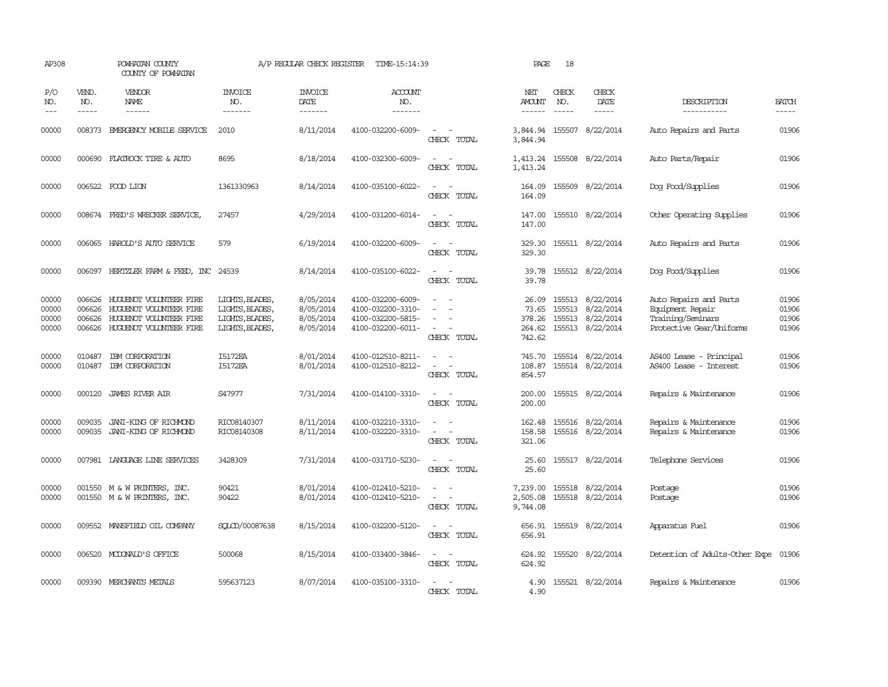AP308 POWHATAN COUNTY COUNTY OF POWHATAN A/P REGULAR CHECK REGISTER TIME-15:14:39 PAGE 18

| P/O NO. | VEND. NO. | VENDOR NAME | INVOICE NO. | INVOICE DATE | ACCOUNT NO. | | NET AMOUNT | CHECK NO. | CHECK DATE | DESCRIPTION | BATCH |
|---|---|---|---|---|---|---|---|---|---|---|---|
| 00000 | 008373 | EMERGENCY MOBILE SERVICE | 2010 | 8/11/2014 | 4100-032200-6009- | - - | 3,844.94 | 155507 | 8/22/2014 | Auto Repairs and Parts | 01906 |
| | | | | | | CHECK TOTAL | 3,844.94 | | | | |
| 00000 | 000690 | FLATROCK TIRE & AUTO | 8695 | 8/18/2014 | 4100-032300-6009- | - - | 1,413.24 | 155508 | 8/22/2014 | Auto Parts/Repair | 01906 |
| | | | | | | CHECK TOTAL | 1,413.24 | | | | |
| 00000 | 006522 | FOOD LION | 1361330963 | 8/14/2014 | 4100-035100-6022- | - - | 164.09 | 155509 | 8/22/2014 | Dog Food/Supplies | 01906 |
| | | | | | | CHECK TOTAL | 164.09 | | | | |
| 00000 | 008674 | FRED'S WRECKER SERVICE, | 27457 | 4/29/2014 | 4100-031200-6014- | - - | 147.00 | 155510 | 8/22/2014 | Other Operating Supplies | 01906 |
| | | | | | | CHECK TOTAL | 147.00 | | | | |
| 00000 | 006065 | HAROLD'S AUTO SERVICE | 579 | 6/19/2014 | 4100-032200-6009- | - - | 329.30 | 155511 | 8/22/2014 | Auto Repairs and Parts | 01906 |
| | | | | | | CHECK TOTAL | 329.30 | | | | |
| 00000 | 006097 | HERTZLER FARM & FEED, INC | 24539 | 8/14/2014 | 4100-035100-6022- | - - | 39.78 | 155512 | 8/22/2014 | Dog Food/Supplies | 01906 |
| | | | | | | CHECK TOTAL | 39.78 | | | | |
| 00000 | 006626 | HUGUENOT VOLUNTEER FIRE | LIGHTS, BLADES, | 8/05/2014 | 4100-032200-6009- | - - | 26.09 | 155513 | 8/22/2014 | Auto Repairs and Parts | 01906 |
| 00000 | 006626 | HUGUENOT VOLUNTEER FIRE | LIGHTS, BLADES, | 8/05/2014 | 4100-032200-3310- | - - | 73.65 | 155513 | 8/22/2014 | Equipment Repair | 01906 |
| 00000 | 006626 | HUGUENOT VOLUNTEER FIRE | LIGHTS, BLADES, | 8/05/2014 | 4100-032200-5815- | - - | 378.26 | 155513 | 8/22/2014 | Training/Seminars | 01906 |
| 00000 | 006626 | HUGUENOT VOLUNTEER FIRE | LIGHTS, BLADES, | 8/05/2014 | 4100-032200-6011- | - - | 264.62 | 155513 | 8/22/2014 | Protective Gear/Uniforms | 01906 |
| | | | | | | CHECK TOTAL | 742.62 | | | | |
| 00000 | 010487 | IBM CORPORATION | I5172EA | 8/01/2014 | 4100-012510-8211- | - - | 745.70 | 155514 | 8/22/2014 | AS400 Lease - Principal | 01906 |
| 00000 | 010487 | IBM CORPORATION | I5172EA | 8/01/2014 | 4100-012510-8212- | - - | 108.87 | 155514 | 8/22/2014 | AS400 Lease - Interest | 01906 |
| | | | | | | CHECK TOTAL | 854.57 | | | | |
| 00000 | 000120 | JAMES RIVER AIR | S47977 | 7/31/2014 | 4100-014100-3310- | - - | 200.00 | 155515 | 8/22/2014 | Repairs & Maintenance | 01906 |
| | | | | | | CHECK TOTAL | 200.00 | | | | |
| 00000 | 009035 | JANI-KING OF RICHMOND | RIC08140307 | 8/11/2014 | 4100-032210-3310- | - - | 162.48 | 155516 | 8/22/2014 | Repairs & Maintenance | 01906 |
| 00000 | 009035 | JANI-KING OF RICHMOND | RIC08140308 | 8/11/2014 | 4100-032220-3310- | - - | 158.58 | 155516 | 8/22/2014 | Repairs & Maintenance | 01906 |
| | | | | | | CHECK TOTAL | 321.06 | | | | |
| 00000 | 007981 | LANGUAGE LINE SERVICES | 3428309 | 7/31/2014 | 4100-031710-5230- | - - | 25.60 | 155517 | 8/22/2014 | Telephone Services | 01906 |
| | | | | | | CHECK TOTAL | 25.60 | | | | |
| 00000 | 001550 | M & W PRINTERS, INC. | 90421 | 8/01/2014 | 4100-012410-5210- | - - | 7,239.00 | 155518 | 8/22/2014 | Postage | 01906 |
| 00000 | 001550 | M & W PRINTERS, INC. | 90422 | 8/01/2014 | 4100-012410-5210- | - - | 2,505.08 | 155518 | 8/22/2014 | Postage | 01906 |
| | | | | | | CHECK TOTAL | 9,744.08 | | | | |
| 00000 | 009552 | MANSFIELD OIL COMPANY | SQLCD/00087638 | 8/15/2014 | 4100-032200-5120- | - - | 656.91 | 155519 | 8/22/2014 | Apparatus Fuel | 01906 |
| | | | | | | CHECK TOTAL | 656.91 | | | | |
| 00000 | 006520 | MCDONALD'S OFFICE | 500068 | 8/15/2014 | 4100-033400-3846- | - - | 624.92 | 155520 | 8/22/2014 | Detention of Adults-Other Expe | 01906 |
| | | | | | | CHECK TOTAL | 624.92 | | | | |
| 00000 | 009390 | MERCHANTS METALS | 595637123 | 8/07/2014 | 4100-035100-3310- | - - | 4.90 | 155521 | 8/22/2014 | Repairs & Maintenance | 01906 |
| | | | | | | CHECK TOTAL | 4.90 | | | | |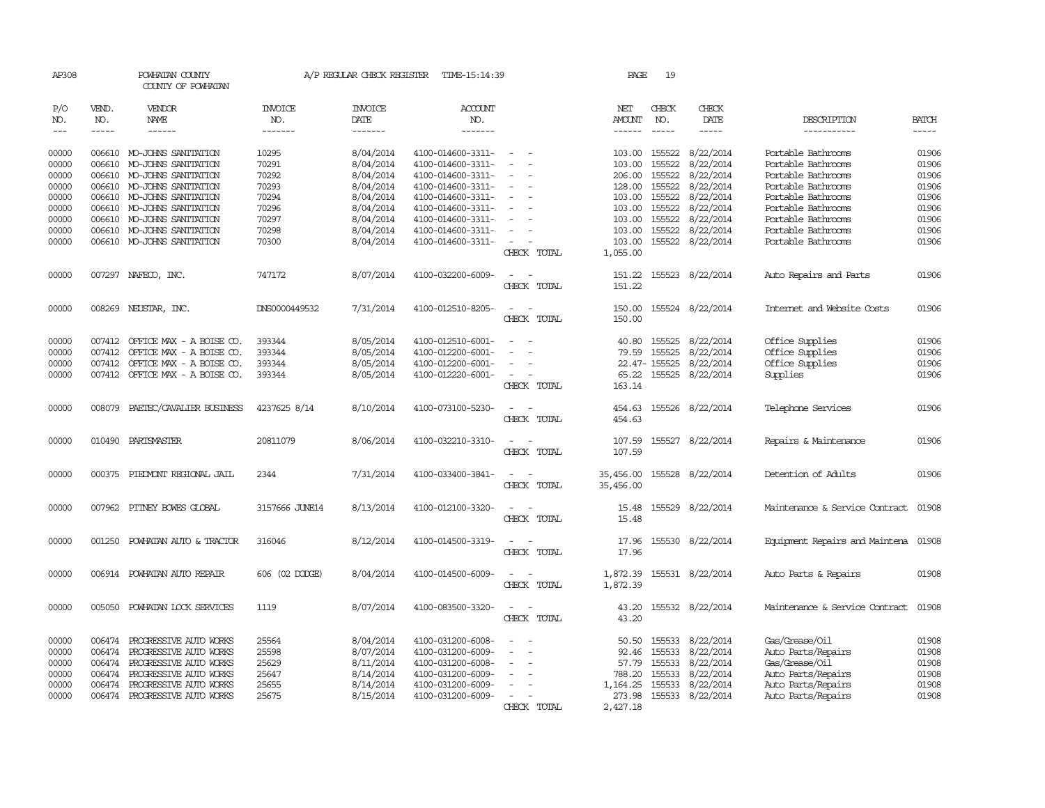AP308 POWHATAN COUNTY A/P REGULAR CHECK REGISTER TIME-15:14:39 PAGE 19

COUNTY OF POWHATAN

| P/O NO. | VEND. NO. | VENDOR NAME | INVOICE NO. | INVOICE DATE | ACCOUNT NO. | | NET AMOUNT | CHECK NO. | CHECK DATE | DESCRIPTION | BATCH |
|---|---|---|---|---|---|---|---|---|---|---|---|
| --- | ----- | ------ | ------- | ------- | ------- | | ------ | ----- | ----- | ----------- | ----- |
| 00000 | 006610 | MO-JOHNS SANITATION | 10295 | 8/04/2014 | 4100-014600-3311- | - - | 103.00 | 155522 | 8/22/2014 | Portable Bathrooms | 01906 |
| 00000 | 006610 | MO-JOHNS SANITATION | 70291 | 8/04/2014 | 4100-014600-3311- | - - | 103.00 | 155522 | 8/22/2014 | Portable Bathrooms | 01906 |
| 00000 | 006610 | MO-JOHNS SANITATION | 70292 | 8/04/2014 | 4100-014600-3311- | - - | 206.00 | 155522 | 8/22/2014 | Portable Bathrooms | 01906 |
| 00000 | 006610 | MO-JOHNS SANITATION | 70293 | 8/04/2014 | 4100-014600-3311- | - - | 128.00 | 155522 | 8/22/2014 | Portable Bathrooms | 01906 |
| 00000 | 006610 | MO-JOHNS SANITATION | 70294 | 8/04/2014 | 4100-014600-3311- | - - | 103.00 | 155522 | 8/22/2014 | Portable Bathrooms | 01906 |
| 00000 | 006610 | MO-JOHNS SANITATION | 70296 | 8/04/2014 | 4100-014600-3311- | - - | 103.00 | 155522 | 8/22/2014 | Portable Bathrooms | 01906 |
| 00000 | 006610 | MO-JOHNS SANITATION | 70297 | 8/04/2014 | 4100-014600-3311- | - - | 103.00 | 155522 | 8/22/2014 | Portable Bathrooms | 01906 |
| 00000 | 006610 | MO-JOHNS SANITATION | 70298 | 8/04/2014 | 4100-014600-3311- | - - | 103.00 | 155522 | 8/22/2014 | Portable Bathrooms | 01906 |
| 00000 | 006610 | MO-JOHNS SANITATION | 70300 | 8/04/2014 | 4100-014600-3311- | - - | 103.00 | 155522 | 8/22/2014 | Portable Bathrooms | 01906 |
| | | | | | | CHECK TOTAL | 1,055.00 | | | | |
| 00000 | 007297 | NAFECO, INC. | 747172 | 8/07/2014 | 4100-032200-6009- | - - | 151.22 | 155523 | 8/22/2014 | Auto Repairs and Parts | 01906 |
| | | | | | | CHECK TOTAL | 151.22 | | | | |
| 00000 | 008269 | NEUSTAR, INC. | DNS0000449532 | 7/31/2014 | 4100-012510-8205- | - - | 150.00 | 155524 | 8/22/2014 | Internet and Website Costs | 01906 |
| | | | | | | CHECK TOTAL | 150.00 | | | | |
| 00000 | 007412 | OFFICE MAX - A BOISE CO. | 393344 | 8/05/2014 | 4100-012510-6001- | - - | 40.80 | 155525 | 8/22/2014 | Office Supplies | 01906 |
| 00000 | 007412 | OFFICE MAX - A BOISE CO. | 393344 | 8/05/2014 | 4100-012200-6001- | - - | 79.59 | 155525 | 8/22/2014 | Office Supplies | 01906 |
| 00000 | 007412 | OFFICE MAX - A BOISE CO. | 393344 | 8/05/2014 | 4100-012200-6001- | - - | 22.47- | 155525 | 8/22/2014 | Office Supplies | 01906 |
| 00000 | 007412 | OFFICE MAX - A BOISE CO. | 393344 | 8/05/2014 | 4100-012220-6001- | - - | 65.22 | 155525 | 8/22/2014 | Supplies | 01906 |
| | | | | | | CHECK TOTAL | 163.14 | | | | |
| 00000 | 008079 | PAETEC/CAVALIER BUSINESS | 4237625 8/14 | 8/10/2014 | 4100-073100-5230- | - - | 454.63 | 155526 | 8/22/2014 | Telephone Services | 01906 |
| | | | | | | CHECK TOTAL | 454.63 | | | | |
| 00000 | 010490 | PARTSMASTER | 20811079 | 8/06/2014 | 4100-032210-3310- | - - | 107.59 | 155527 | 8/22/2014 | Repairs & Maintenance | 01906 |
| | | | | | | CHECK TOTAL | 107.59 | | | | |
| 00000 | 000375 | PIEDMONT REGIONAL JAIL | 2344 | 7/31/2014 | 4100-033400-3841- | - - | 35,456.00 | 155528 | 8/22/2014 | Detention of Adults | 01906 |
| | | | | | | CHECK TOTAL | 35,456.00 | | | | |
| 00000 | 007962 | PITNEY BOWES GLOBAL | 3157666 JUNE14 | 8/13/2014 | 4100-012100-3320- | - - | 15.48 | 155529 | 8/22/2014 | Maintenance & Service Contract | 01908 |
| | | | | | | CHECK TOTAL | 15.48 | | | | |
| 00000 | 001250 | POWHATAN AUTO & TRACTOR | 316046 | 8/12/2014 | 4100-014500-3319- | - - | 17.96 | 155530 | 8/22/2014 | Equipment Repairs and Maintena | 01908 |
| | | | | | | CHECK TOTAL | 17.96 | | | | |
| 00000 | 006914 | POWHATAN AUTO REPAIR | 606 (02 DODGE) | 8/04/2014 | 4100-014500-6009- | - - | 1,872.39 | 155531 | 8/22/2014 | Auto Parts & Repairs | 01908 |
| | | | | | | CHECK TOTAL | 1,872.39 | | | | |
| 00000 | 005050 | POWHATAN LOCK SERVICES | 1119 | 8/07/2014 | 4100-083500-3320- | - - | 43.20 | 155532 | 8/22/2014 | Maintenance & Service Contract | 01908 |
| | | | | | | CHECK TOTAL | 43.20 | | | | |
| 00000 | 006474 | PROGRESSIVE AUTO WORKS | 25564 | 8/04/2014 | 4100-031200-6008- | - - | 50.50 | 155533 | 8/22/2014 | Gas/Grease/Oil | 01908 |
| 00000 | 006474 | PROGRESSIVE AUTO WORKS | 25598 | 8/07/2014 | 4100-031200-6009- | - - | 92.46 | 155533 | 8/22/2014 | Auto Parts/Repairs | 01908 |
| 00000 | 006474 | PROGRESSIVE AUTO WORKS | 25629 | 8/11/2014 | 4100-031200-6008- | - - | 57.79 | 155533 | 8/22/2014 | Gas/Grease/Oil | 01908 |
| 00000 | 006474 | PROGRESSIVE AUTO WORKS | 25647 | 8/14/2014 | 4100-031200-6009- | - - | 788.20 | 155533 | 8/22/2014 | Auto Parts/Repairs | 01908 |
| 00000 | 006474 | PROGRESSIVE AUTO WORKS | 25655 | 8/14/2014 | 4100-031200-6009- | - - | 1,164.25 | 155533 | 8/22/2014 | Auto Parts/Repairs | 01908 |
| 00000 | 006474 | PROGRESSIVE AUTO WORKS | 25675 | 8/15/2014 | 4100-031200-6009- | - - | 273.98 | 155533 | 8/22/2014 | Auto Parts/Repairs | 01908 |
| | | | | | | CHECK TOTAL | 2,427.18 | | | | |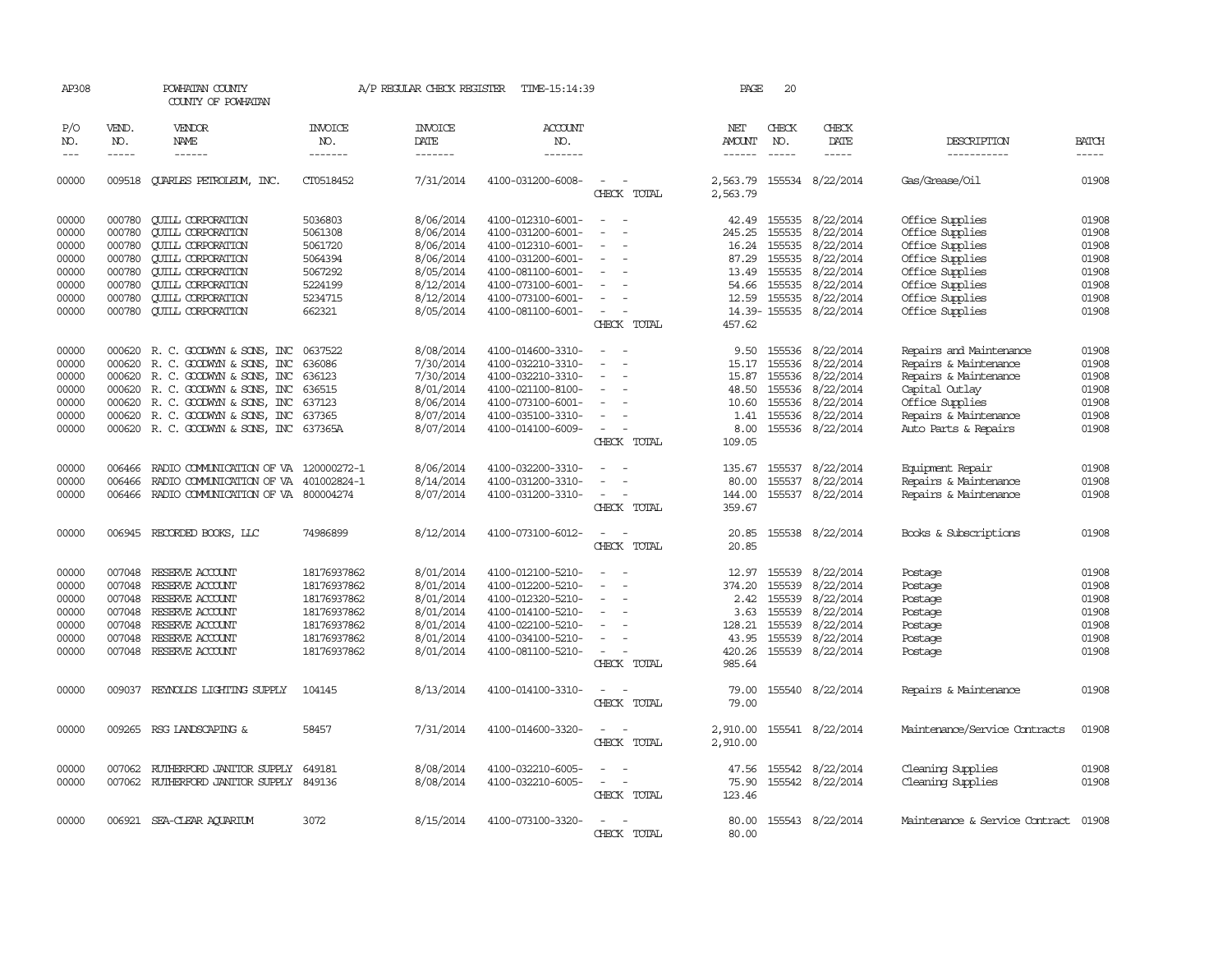AP308 POWHATAN COUNTY A/P REGULAR CHECK REGISTER TIME-15:14:39 PAGE 20

COUNTY OF POWHATAN

| P/O NO. | VEND. NO. | VENDOR NAME | INVOICE NO. | INVOICE DATE | ACCOUNT NO. | | NET AMOUNT | CHECK NO. | CHECK DATE | DESCRIPTION | BATCH |
|---|---|---|---|---|---|---|---|---|---|---|---|
| 00000 | 009518 | QUARLES PETROLEUM, INC. | CT0518452 | 7/31/2014 | 4100-031200-6008- | - - | 2,563.79 | 155534 | 8/22/2014 | Gas/Grease/Oil | 01908 |
| | | | | | | CHECK TOTAL | 2,563.79 | | | | |
| 00000 | 000780 | QUILL CORPORATION | 5036803 | 8/06/2014 | 4100-012310-6001- | - - | 42.49 | 155535 | 8/22/2014 | Office Supplies | 01908 |
| 00000 | 000780 | QUILL CORPORATION | 5061308 | 8/06/2014 | 4100-031200-6001- | - - | 245.25 | 155535 | 8/22/2014 | Office Supplies | 01908 |
| 00000 | 000780 | QUILL CORPORATION | 5061720 | 8/06/2014 | 4100-012310-6001- | - - | 16.24 | 155535 | 8/22/2014 | Office Supplies | 01908 |
| 00000 | 000780 | QUILL CORPORATION | 5064394 | 8/06/2014 | 4100-031200-6001- | - - | 87.29 | 155535 | 8/22/2014 | Office Supplies | 01908 |
| 00000 | 000780 | QUILL CORPORATION | 5067292 | 8/05/2014 | 4100-081100-6001- | - - | 13.49 | 155535 | 8/22/2014 | Office Supplies | 01908 |
| 00000 | 000780 | QUILL CORPORATION | 5224199 | 8/12/2014 | 4100-073100-6001- | - - | 54.66 | 155535 | 8/22/2014 | Office Supplies | 01908 |
| 00000 | 000780 | QUILL CORPORATION | 5234715 | 8/12/2014 | 4100-073100-6001- | - - | 12.59 | 155535 | 8/22/2014 | Office Supplies | 01908 |
| 00000 | 000780 | QUILL CORPORATION | 662321 | 8/05/2014 | 4100-081100-6001- | - - | 14.39- | 155535 | 8/22/2014 | Office Supplies | 01908 |
| | | | | | | CHECK TOTAL | 457.62 | | | | |
| 00000 | 000620 | R. C. GOODWYN & SONS, INC | 0637522 | 8/08/2014 | 4100-014600-3310- | - - | 9.50 | 155536 | 8/22/2014 | Repairs and Maintenance | 01908 |
| 00000 | 000620 | R. C. GOODWYN & SONS, INC | 636086 | 7/30/2014 | 4100-032210-3310- | - - | 15.17 | 155536 | 8/22/2014 | Repairs & Maintenance | 01908 |
| 00000 | 000620 | R. C. GOODWYN & SONS, INC | 636123 | 7/30/2014 | 4100-032210-3310- | - - | 15.87 | 155536 | 8/22/2014 | Repairs & Maintenance | 01908 |
| 00000 | 000620 | R. C. GOODWYN & SONS, INC | 636515 | 8/01/2014 | 4100-021100-8100- | - - | 48.50 | 155536 | 8/22/2014 | Capital Outlay | 01908 |
| 00000 | 000620 | R. C. GOODWYN & SONS, INC | 637123 | 8/06/2014 | 4100-073100-6001- | - - | 10.60 | 155536 | 8/22/2014 | Office Supplies | 01908 |
| 00000 | 000620 | R. C. GOODWYN & SONS, INC | 637365 | 8/07/2014 | 4100-035100-3310- | - - | 1.41 | 155536 | 8/22/2014 | Repairs & Maintenance | 01908 |
| 00000 | 000620 | R. C. GOODWYN & SONS, INC | 637365A | 8/07/2014 | 4100-014100-6009- | - - | 8.00 | 155536 | 8/22/2014 | Auto Parts & Repairs | 01908 |
| | | | | | | CHECK TOTAL | 109.05 | | | | |
| 00000 | 006466 | RADIO COMMUNICATION OF VA | 120000272-1 | 8/06/2014 | 4100-032200-3310- | - - | 135.67 | 155537 | 8/22/2014 | Equipment Repair | 01908 |
| 00000 | 006466 | RADIO COMMUNICATION OF VA | 401002824-1 | 8/14/2014 | 4100-031200-3310- | - - | 80.00 | 155537 | 8/22/2014 | Repairs & Maintenance | 01908 |
| 00000 | 006466 | RADIO COMMUNICATION OF VA | 800004274 | 8/07/2014 | 4100-031200-3310- | - - | 144.00 | 155537 | 8/22/2014 | Repairs & Maintenance | 01908 |
| | | | | | | CHECK TOTAL | 359.67 | | | | |
| 00000 | 006945 | RECORDED BOOKS, LLC | 74986899 | 8/12/2014 | 4100-073100-6012- | - - | 20.85 | 155538 | 8/22/2014 | Books & Subscriptions | 01908 |
| | | | | | | CHECK TOTAL | 20.85 | | | | |
| 00000 | 007048 | RESERVE ACCOUNT | 18176937862 | 8/01/2014 | 4100-012100-5210- | - - | 12.97 | 155539 | 8/22/2014 | Postage | 01908 |
| 00000 | 007048 | RESERVE ACCOUNT | 18176937862 | 8/01/2014 | 4100-012200-5210- | - - | 374.20 | 155539 | 8/22/2014 | Postage | 01908 |
| 00000 | 007048 | RESERVE ACCOUNT | 18176937862 | 8/01/2014 | 4100-012320-5210- | - - | 2.42 | 155539 | 8/22/2014 | Postage | 01908 |
| 00000 | 007048 | RESERVE ACCOUNT | 18176937862 | 8/01/2014 | 4100-014100-5210- | - - | 3.63 | 155539 | 8/22/2014 | Postage | 01908 |
| 00000 | 007048 | RESERVE ACCOUNT | 18176937862 | 8/01/2014 | 4100-022100-5210- | - - | 128.21 | 155539 | 8/22/2014 | Postage | 01908 |
| 00000 | 007048 | RESERVE ACCOUNT | 18176937862 | 8/01/2014 | 4100-034100-5210- | - - | 43.95 | 155539 | 8/22/2014 | Postage | 01908 |
| 00000 | 007048 | RESERVE ACCOUNT | 18176937862 | 8/01/2014 | 4100-081100-5210- | - - | 420.26 | 155539 | 8/22/2014 | Postage | 01908 |
| | | | | | | CHECK TOTAL | 985.64 | | | | |
| 00000 | 009037 | REYNOLDS LIGHTING SUPPLY | 104145 | 8/13/2014 | 4100-014100-3310- | - - | 79.00 | 155540 | 8/22/2014 | Repairs & Maintenance | 01908 |
| | | | | | | CHECK TOTAL | 79.00 | | | | |
| 00000 | 009265 | RSG LANDSCAPING & | 58457 | 7/31/2014 | 4100-014600-3320- | - - | 2,910.00 | 155541 | 8/22/2014 | Maintenance/Service Contracts | 01908 |
| | | | | | | CHECK TOTAL | 2,910.00 | | | | |
| 00000 | 007062 | RUTHERFORD JANITOR SUPPLY | 649181 | 8/08/2014 | 4100-032210-6005- | - - | 47.56 | 155542 | 8/22/2014 | Cleaning Supplies | 01908 |
| 00000 | 007062 | RUTHERFORD JANITOR SUPPLY | 849136 | 8/08/2014 | 4100-032210-6005- | - - | 75.90 | 155542 | 8/22/2014 | Cleaning Supplies | 01908 |
| | | | | | | CHECK TOTAL | 123.46 | | | | |
| 00000 | 006921 | SEA-CLEAR AQUARIUM | 3072 | 8/15/2014 | 4100-073100-3320- | - - | 80.00 | 155543 | 8/22/2014 | Maintenance & Service Contract | 01908 |
| | | | | | | CHECK TOTAL | 80.00 | | | | |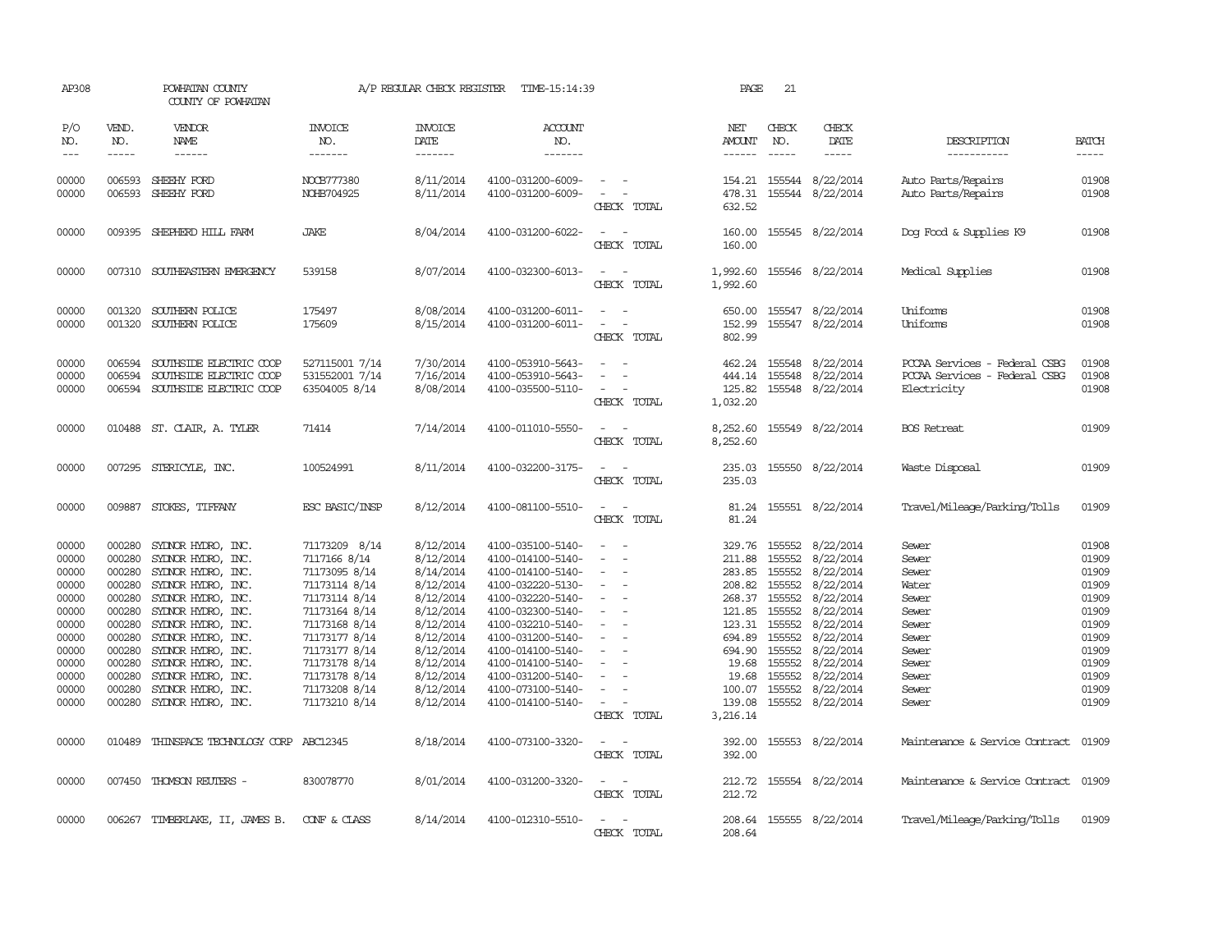AP308 POWHATAN COUNTY A/P REGULAR CHECK REGISTER TIME-15:14:39 PAGE 21

COUNTY OF POWHATAN

| P/O NO. | VEND. NO. | VENDOR NAME | INVOICE NO. | INVOICE DATE | ACCOUNT NO. | | NET AMOUNT | CHECK NO. | CHECK DATE | DESCRIPTION | BATCH |
|---|---|---|---|---|---|---|---|---|---|---|---|
| 00000 | 006593 | SHEEHY FORD | NOCB777380 | 8/11/2014 | 4100-031200-6009- | - - | 154.21 | 155544 | 8/22/2014 | Auto Parts/Repairs | 01908 |
| 00000 | 006593 | SHEEHY FORD | NOHB704925 | 8/11/2014 | 4100-031200-6009- | - - | 478.31 | 155544 | 8/22/2014 | Auto Parts/Repairs | 01908 |
| | | | | | | CHECK TOTAL | 632.52 | | | | |
| 00000 | 009395 | SHEPHERD HILL FARM | JAKE | 8/04/2014 | 4100-031200-6022- | - - | 160.00 | 155545 | 8/22/2014 | Dog Food & Supplies K9 | 01908 |
| | | | | | | CHECK TOTAL | 160.00 | | | | |
| 00000 | 007310 | SOUTHEASTERN EMERGENCY | 539158 | 8/07/2014 | 4100-032300-6013- | - - | 1,992.60 | 155546 | 8/22/2014 | Medical Supplies | 01908 |
| | | | | | | CHECK TOTAL | 1,992.60 | | | | |
| 00000 | 001320 | SOUTHERN POLICE | 175497 | 8/08/2014 | 4100-031200-6011- | - - | 650.00 | 155547 | 8/22/2014 | Uniforms | 01908 |
| 00000 | 001320 | SOUTHERN POLICE | 175609 | 8/15/2014 | 4100-031200-6011- | - - | 152.99 | 155547 | 8/22/2014 | Uniforms | 01908 |
| | | | | | | CHECK TOTAL | 802.99 | | | | |
| 00000 | 006594 | SOUTHSIDE ELECTRIC COOP | 527115001 7/14 | 7/30/2014 | 4100-053910-5643- | - - | 462.24 | 155548 | 8/22/2014 | PCCAA Services - Federal CSBG | 01908 |
| 00000 | 006594 | SOUTHSIDE ELECTRIC COOP | 531552001 7/14 | 7/16/2014 | 4100-053910-5643- | - - | 444.14 | 155548 | 8/22/2014 | PCCAA Services - Federal CSBG | 01908 |
| 00000 | 006594 | SOUTHSIDE ELECTRIC COOP | 63504005 8/14 | 8/08/2014 | 4100-035500-5110- | - - | 125.82 | 155548 | 8/22/2014 | Electricity | 01908 |
| | | | | | | CHECK TOTAL | 1,032.20 | | | | |
| 00000 | 010488 | ST. CLAIR, A. TYLER | 71414 | 7/14/2014 | 4100-011010-5550- | - - | 8,252.60 | 155549 | 8/22/2014 | BOS Retreat | 01909 |
| | | | | | | CHECK TOTAL | 8,252.60 | | | | |
| 00000 | 007295 | STERICYLE, INC. | 100524991 | 8/11/2014 | 4100-032200-3175- | - - | 235.03 | 155550 | 8/22/2014 | Waste Disposal | 01909 |
| | | | | | | CHECK TOTAL | 235.03 | | | | |
| 00000 | 009887 | STOKES, TIFFANY | ESC BASIC/INSP | 8/12/2014 | 4100-081100-5510- | - - | 81.24 | 155551 | 8/22/2014 | Travel/Mileage/Parking/Tolls | 01909 |
| | | | | | | CHECK TOTAL | 81.24 | | | | |
| 00000 | 000280 | SYDNOR HYDRO, INC. | 71173209 8/14 | 8/12/2014 | 4100-035100-5140- | - - | 329.76 | 155552 | 8/22/2014 | Sewer | 01908 |
| 00000 | 000280 | SYDNOR HYDRO, INC. | 7117166 8/14 | 8/12/2014 | 4100-014100-5140- | - - | 211.88 | 155552 | 8/22/2014 | Sewer | 01909 |
| 00000 | 000280 | SYDNOR HYDRO, INC. | 71173095 8/14 | 8/14/2014 | 4100-014100-5140- | - - | 283.85 | 155552 | 8/22/2014 | Sewer | 01909 |
| 00000 | 000280 | SYDNOR HYDRO, INC. | 71173114 8/14 | 8/12/2014 | 4100-032220-5130- | - - | 208.82 | 155552 | 8/22/2014 | Water | 01909 |
| 00000 | 000280 | SYDNOR HYDRO, INC. | 71173114 8/14 | 8/12/2014 | 4100-032220-5140- | - - | 268.37 | 155552 | 8/22/2014 | Sewer | 01909 |
| 00000 | 000280 | SYDNOR HYDRO, INC. | 71173164 8/14 | 8/12/2014 | 4100-032300-5140- | - - | 121.85 | 155552 | 8/22/2014 | Sewer | 01909 |
| 00000 | 000280 | SYDNOR HYDRO, INC. | 71173168 8/14 | 8/12/2014 | 4100-032210-5140- | - - | 123.31 | 155552 | 8/22/2014 | Sewer | 01909 |
| 00000 | 000280 | SYDNOR HYDRO, INC. | 71173177 8/14 | 8/12/2014 | 4100-031200-5140- | - - | 694.89 | 155552 | 8/22/2014 | Sewer | 01909 |
| 00000 | 000280 | SYDNOR HYDRO, INC. | 71173177 8/14 | 8/12/2014 | 4100-014100-5140- | - - | 694.90 | 155552 | 8/22/2014 | Sewer | 01909 |
| 00000 | 000280 | SYDNOR HYDRO, INC. | 71173178 8/14 | 8/12/2014 | 4100-014100-5140- | - - | 19.68 | 155552 | 8/22/2014 | Sewer | 01909 |
| 00000 | 000280 | SYDNOR HYDRO, INC. | 71173178 8/14 | 8/12/2014 | 4100-031200-5140- | - - | 19.68 | 155552 | 8/22/2014 | Sewer | 01909 |
| 00000 | 000280 | SYDNOR HYDRO, INC. | 71173208 8/14 | 8/12/2014 | 4100-073100-5140- | - - | 100.07 | 155552 | 8/22/2014 | Sewer | 01909 |
| 00000 | 000280 | SYDNOR HYDRO, INC. | 71173210 8/14 | 8/12/2014 | 4100-014100-5140- | - - | 139.08 | 155552 | 8/22/2014 | Sewer | 01909 |
| | | | | | | CHECK TOTAL | 3,216.14 | | | | |
| 00000 | 010489 | THINSPACE TECHNOLOGY CORP | ABC12345 | 8/18/2014 | 4100-073100-3320- | - - | 392.00 | 155553 | 8/22/2014 | Maintenance & Service Contract | 01909 |
| | | | | | | CHECK TOTAL | 392.00 | | | | |
| 00000 | 007450 | THOMSON REUTERS - | 830078770 | 8/01/2014 | 4100-031200-3320- | - - | 212.72 | 155554 | 8/22/2014 | Maintenance & Service Contract | 01909 |
| | | | | | | CHECK TOTAL | 212.72 | | | | |
| 00000 | 006267 | TIMBERLAKE, II, JAMES B. | CONF & CLASS | 8/14/2014 | 4100-012310-5510- | - - | 208.64 | 155555 | 8/22/2014 | Travel/Mileage/Parking/Tolls | 01909 |
| | | | | | | CHECK TOTAL | 208.64 | | | | |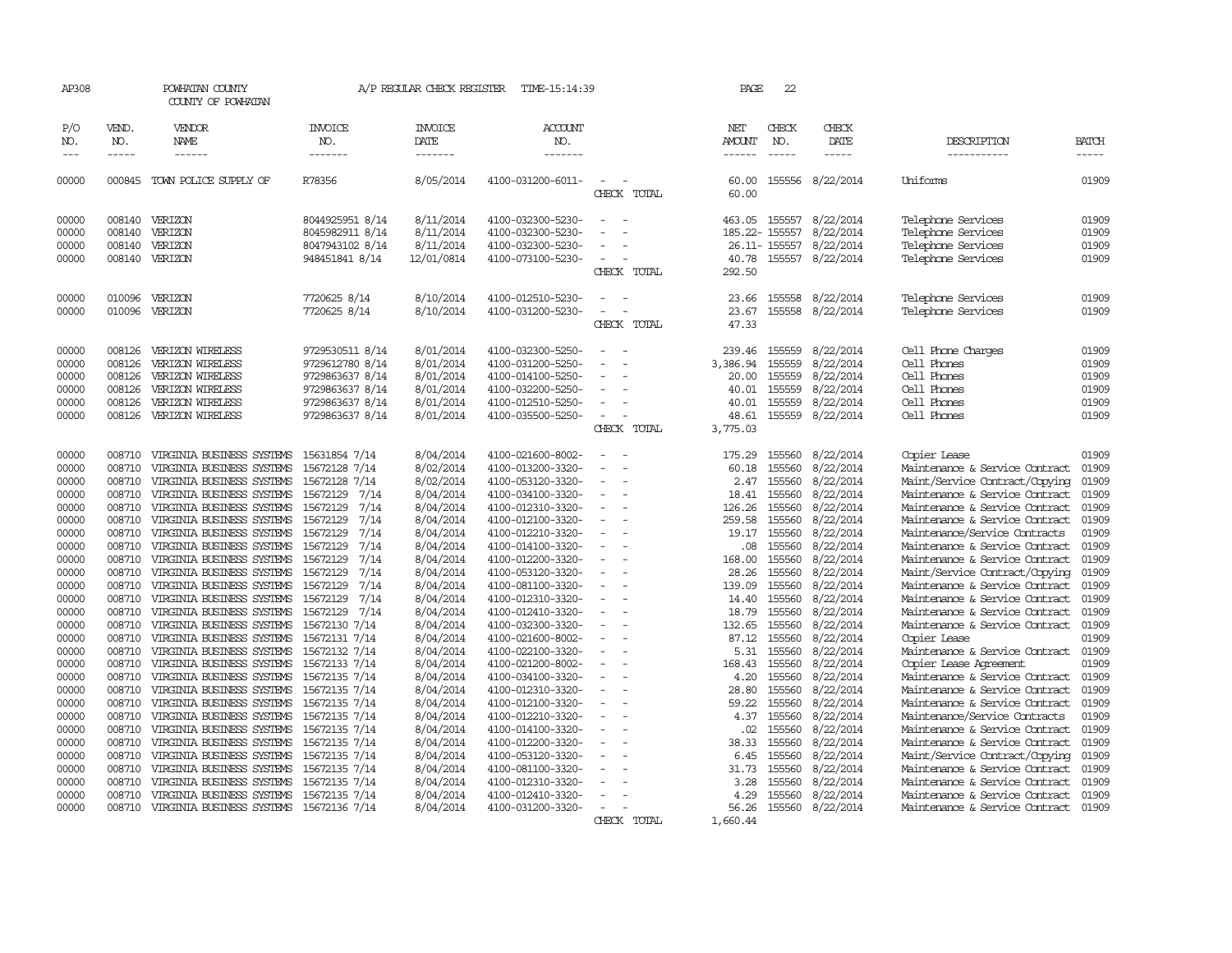AP308 POWHATAN COUNTY A/P REGULAR CHECK REGISTER TIME-15:14:39

COUNTY OF POWHATAN

| P/O NO. | VEND. NO. | VENDOR NAME | INVOICE NO. | INVOICE DATE | ACCOUNT NO. | | NET AMOUNT | CHECK NO. | CHECK DATE | DESCRIPTION | BATCH |
|---|---|---|---|---|---|---|---|---|---|---|---|
| 00000 | 000845 | TOWN POLICE SUPPLY OF | R78356 | 8/05/2014 | 4100-031200-6011- | - - | 60.00 | 155556 | 8/22/2014 | Uniforms | 01909 |
| | | | | | | CHECK TOTAL | 60.00 | | | | |
| 00000 | 008140 | VERIZON | 8044925951 8/14 | 8/11/2014 | 4100-032300-5230- | - - | 463.05 | 155557 | 8/22/2014 | Telephone Services | 01909 |
| 00000 | 008140 | VERIZON | 8045982911 8/14 | 8/11/2014 | 4100-032300-5230- | - - | 185.22- | 155557 | 8/22/2014 | Telephone Services | 01909 |
| 00000 | 008140 | VERIZON | 8047943102 8/14 | 8/11/2014 | 4100-032300-5230- | - - | 26.11- | 155557 | 8/22/2014 | Telephone Services | 01909 |
| 00000 | 008140 | VERIZON | 948451841 8/14 | 12/01/0814 | 4100-073100-5230- | - - | 40.78 | 155557 | 8/22/2014 | Telephone Services | 01909 |
| | | | | | | CHECK TOTAL | 292.50 | | | | |
| 00000 | 010096 | VERIZON | 7720625 8/14 | 8/10/2014 | 4100-012510-5230- | - - | 23.66 | 155558 | 8/22/2014 | Telephone Services | 01909 |
| 00000 | 010096 | VERIZON | 7720625 8/14 | 8/10/2014 | 4100-031200-5230- | - - | 23.67 | 155558 | 8/22/2014 | Telephone Services | 01909 |
| | | | | | | CHECK TOTAL | 47.33 | | | | |
| 00000 | 008126 | VERIZON WIRELESS | 9729530511 8/14 | 8/01/2014 | 4100-032300-5250- | - - | 239.46 | 155559 | 8/22/2014 | Cell Phone Charges | 01909 |
| 00000 | 008126 | VERIZON WIRELESS | 9729612780 8/14 | 8/01/2014 | 4100-031200-5250- | - - | 3,386.94 | 155559 | 8/22/2014 | Cell Phones | 01909 |
| 00000 | 008126 | VERIZON WIRELESS | 9729863637 8/14 | 8/01/2014 | 4100-014100-5250- | - - | 20.00 | 155559 | 8/22/2014 | Cell Phones | 01909 |
| 00000 | 008126 | VERIZON WIRELESS | 9729863637 8/14 | 8/01/2014 | 4100-032200-5250- | - - | 40.01 | 155559 | 8/22/2014 | Cell Phones | 01909 |
| 00000 | 008126 | VERIZON WIRELESS | 9729863637 8/14 | 8/01/2014 | 4100-012510-5250- | - - | 40.01 | 155559 | 8/22/2014 | Cell Phones | 01909 |
| 00000 | 008126 | VERIZON WIRELESS | 9729863637 8/14 | 8/01/2014 | 4100-035500-5250- | - - | 48.61 | 155559 | 8/22/2014 | Cell Phones | 01909 |
| | | | | | | CHECK TOTAL | 3,775.03 | | | | |
| 00000 | 008710 | VIRGINIA BUSINESS SYSTEMS | 15631854 7/14 | 8/04/2014 | 4100-021600-8002- | - - | 175.29 | 155560 | 8/22/2014 | Copier Lease | 01909 |
| 00000 | 008710 | VIRGINIA BUSINESS SYSTEMS | 15672128 7/14 | 8/02/2014 | 4100-013200-3320- | - - | 60.18 | 155560 | 8/22/2014 | Maintenance & Service Contract | 01909 |
| 00000 | 008710 | VIRGINIA BUSINESS SYSTEMS | 15672128 7/14 | 8/02/2014 | 4100-053120-3320- | - - | 2.47 | 155560 | 8/22/2014 | Maint/Service Contract/Copying | 01909 |
| 00000 | 008710 | VIRGINIA BUSINESS SYSTEMS | 15672129 7/14 | 8/04/2014 | 4100-034100-3320- | - - | 18.41 | 155560 | 8/22/2014 | Maintenance & Service Contract | 01909 |
| 00000 | 008710 | VIRGINIA BUSINESS SYSTEMS | 15672129 7/14 | 8/04/2014 | 4100-012310-3320- | - - | 126.26 | 155560 | 8/22/2014 | Maintenance & Service Contract | 01909 |
| 00000 | 008710 | VIRGINIA BUSINESS SYSTEMS | 15672129 7/14 | 8/04/2014 | 4100-012100-3320- | - - | 259.58 | 155560 | 8/22/2014 | Maintenance & Service Contract | 01909 |
| 00000 | 008710 | VIRGINIA BUSINESS SYSTEMS | 15672129 7/14 | 8/04/2014 | 4100-012210-3320- | - - | 19.17 | 155560 | 8/22/2014 | Maintenance/Service Contracts | 01909 |
| 00000 | 008710 | VIRGINIA BUSINESS SYSTEMS | 15672129 7/14 | 8/04/2014 | 4100-014100-3320- | - - | .08 | 155560 | 8/22/2014 | Maintenance & Service Contract | 01909 |
| 00000 | 008710 | VIRGINIA BUSINESS SYSTEMS | 15672129 7/14 | 8/04/2014 | 4100-012200-3320- | - - | 168.00 | 155560 | 8/22/2014 | Maintenance & Service Contract | 01909 |
| 00000 | 008710 | VIRGINIA BUSINESS SYSTEMS | 15672129 7/14 | 8/04/2014 | 4100-053120-3320- | - - | 28.26 | 155560 | 8/22/2014 | Maint/Service Contract/Copying | 01909 |
| 00000 | 008710 | VIRGINIA BUSINESS SYSTEMS | 15672129 7/14 | 8/04/2014 | 4100-081100-3320- | - - | 139.09 | 155560 | 8/22/2014 | Maintenance & Service Contract | 01909 |
| 00000 | 008710 | VIRGINIA BUSINESS SYSTEMS | 15672129 7/14 | 8/04/2014 | 4100-012310-3320- | - - | 14.40 | 155560 | 8/22/2014 | Maintenance & Service Contract | 01909 |
| 00000 | 008710 | VIRGINIA BUSINESS SYSTEMS | 15672129 7/14 | 8/04/2014 | 4100-012410-3320- | - - | 18.79 | 155560 | 8/22/2014 | Maintenance & Service Contract | 01909 |
| 00000 | 008710 | VIRGINIA BUSINESS SYSTEMS | 15672130 7/14 | 8/04/2014 | 4100-032300-3320- | - - | 132.65 | 155560 | 8/22/2014 | Maintenance & Service Contract | 01909 |
| 00000 | 008710 | VIRGINIA BUSINESS SYSTEMS | 15672131 7/14 | 8/04/2014 | 4100-021600-8002- | - - | 87.12 | 155560 | 8/22/2014 | Copier Lease | 01909 |
| 00000 | 008710 | VIRGINIA BUSINESS SYSTEMS | 15672132 7/14 | 8/04/2014 | 4100-022100-3320- | - - | 5.31 | 155560 | 8/22/2014 | Maintenance & Service Contract | 01909 |
| 00000 | 008710 | VIRGINIA BUSINESS SYSTEMS | 15672133 7/14 | 8/04/2014 | 4100-021200-8002- | - - | 168.43 | 155560 | 8/22/2014 | Copier Lease Agreement | 01909 |
| 00000 | 008710 | VIRGINIA BUSINESS SYSTEMS | 15672135 7/14 | 8/04/2014 | 4100-034100-3320- | - - | 4.20 | 155560 | 8/22/2014 | Maintenance & Service Contract | 01909 |
| 00000 | 008710 | VIRGINIA BUSINESS SYSTEMS | 15672135 7/14 | 8/04/2014 | 4100-012310-3320- | - - | 28.80 | 155560 | 8/22/2014 | Maintenance & Service Contract | 01909 |
| 00000 | 008710 | VIRGINIA BUSINESS SYSTEMS | 15672135 7/14 | 8/04/2014 | 4100-012100-3320- | - - | 59.22 | 155560 | 8/22/2014 | Maintenance & Service Contract | 01909 |
| 00000 | 008710 | VIRGINIA BUSINESS SYSTEMS | 15672135 7/14 | 8/04/2014 | 4100-012210-3320- | - - | 4.37 | 155560 | 8/22/2014 | Maintenance/Service Contracts | 01909 |
| 00000 | 008710 | VIRGINIA BUSINESS SYSTEMS | 15672135 7/14 | 8/04/2014 | 4100-014100-3320- | - - | .02 | 155560 | 8/22/2014 | Maintenance & Service Contract | 01909 |
| 00000 | 008710 | VIRGINIA BUSINESS SYSTEMS | 15672135 7/14 | 8/04/2014 | 4100-012200-3320- | - - | 38.33 | 155560 | 8/22/2014 | Maintenance & Service Contract | 01909 |
| 00000 | 008710 | VIRGINIA BUSINESS SYSTEMS | 15672135 7/14 | 8/04/2014 | 4100-053120-3320- | - - | 6.45 | 155560 | 8/22/2014 | Maint/Service Contract/Copying | 01909 |
| 00000 | 008710 | VIRGINIA BUSINESS SYSTEMS | 15672135 7/14 | 8/04/2014 | 4100-081100-3320- | - - | 31.73 | 155560 | 8/22/2014 | Maintenance & Service Contract | 01909 |
| 00000 | 008710 | VIRGINIA BUSINESS SYSTEMS | 15672135 7/14 | 8/04/2014 | 4100-012310-3320- | - - | 3.28 | 155560 | 8/22/2014 | Maintenance & Service Contract | 01909 |
| 00000 | 008710 | VIRGINIA BUSINESS SYSTEMS | 15672135 7/14 | 8/04/2014 | 4100-012410-3320- | - - | 4.29 | 155560 | 8/22/2014 | Maintenance & Service Contract | 01909 |
| 00000 | 008710 | VIRGINIA BUSINESS SYSTEMS | 15672136 7/14 | 8/04/2014 | 4100-031200-3320- | - - | 56.26 | 155560 | 8/22/2014 | Maintenance & Service Contract | 01909 |
| | | | | | | CHECK TOTAL | 1,660.44 | | | | |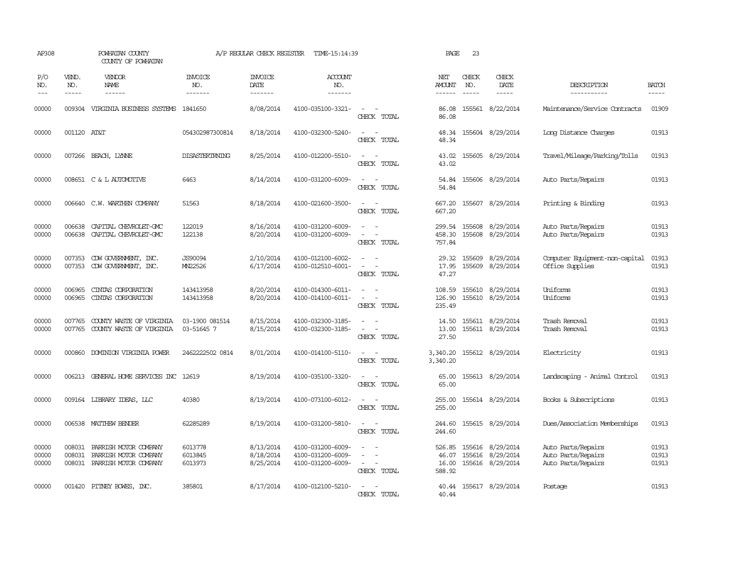AP308 POWHATAN COUNTY A/P REGULAR CHECK REGISTER TIME-15:14:39

COUNTY OF POWHATAN

| P/O NO. | VEND. NO. | VENDOR NAME | INVOICE NO. | INVOICE DATE | ACCOUNT NO. | | NET AMOUNT | CHECK NO. | CHECK DATE | DESCRIPTION | BATCH |
|---|---|---|---|---|---|---|---|---|---|---|---|
| 00000 | 009304 | VIRGINIA BUSINESS SYSTEMS | 1841650 | 8/08/2014 | 4100-035100-3321- | - - | 86.08 | 155561 | 8/22/2014 | Maintenance/Service Contracts | 01909 |
| | | | | | | CHECK TOTAL | 86.08 | | | | |
| 00000 | 001120 | AT&T | 054302987300814 | 8/18/2014 | 4100-032300-5240- | - - | 48.34 | 155604 | 8/29/2014 | Long Distance Charges | 01913 |
| | | | | | | CHECK TOTAL | 48.34 | | | | |
| 00000 | 007266 | BEACH, LYNNE | DISASTERTRNING | 8/25/2014 | 4100-012200-5510- | - - | 43.02 | 155605 | 8/29/2014 | Travel/Mileage/Parking/Tolls | 01913 |
| | | | | | | CHECK TOTAL | 43.02 | | | | |
| 00000 | 008651 | C & L AUTOMOTIVE | 6463 | 8/14/2014 | 4100-031200-6009- | - - | 54.84 | 155606 | 8/29/2014 | Auto Parts/Repairs | 01913 |
| | | | | | | CHECK TOTAL | 54.84 | | | | |
| 00000 | 006640 | C.W. WARTHEN COMPANY | 51563 | 8/18/2014 | 4100-021600-3500- | - - | 667.20 | 155607 | 8/29/2014 | Printing & Binding | 01913 |
| | | | | | | CHECK TOTAL | 667.20 | | | | |
| 00000 | 006638 | CAPITAL CHEVROLET-GMC | 122019 | 8/16/2014 | 4100-031200-6009- | - - | 299.54 | 155608 | 8/29/2014 | Auto Parts/Repairs | 01913 |
| 00000 | 006638 | CAPITAL CHEVROLET-GMC | 122138 | 8/20/2014 | 4100-031200-6009- | - - | 458.30 | 155608 | 8/29/2014 | Auto Parts/Repairs | 01913 |
| | | | | | | CHECK TOTAL | 757.84 | | | | |
| 00000 | 007353 | CDW GOVERNMENT, INC. | JS90094 | 2/10/2014 | 4100-012100-6002- | - - | 29.32 | 155609 | 8/29/2014 | Computer Equipment-non-capital | 01913 |
| 00000 | 007353 | CDW GOVERNMENT, INC. | MN22526 | 6/17/2014 | 4100-012510-6001- | - - | 17.95 | 155609 | 8/29/2014 | Office Supplies | 01913 |
| | | | | | | CHECK TOTAL | 47.27 | | | | |
| 00000 | 006965 | CINTAS CORPORATION | 143413958 | 8/20/2014 | 4100-014300-6011- | - - | 108.59 | 155610 | 8/29/2014 | Uniforms | 01913 |
| 00000 | 006965 | CINTAS CORPORATION | 143413958 | 8/20/2014 | 4100-014100-6011- | - - | 126.90 | 155610 | 8/29/2014 | Uniforms | 01913 |
| | | | | | | CHECK TOTAL | 235.49 | | | | |
| 00000 | 007765 | COUNTY WASTE OF VIRGINIA | 03-1900 081514 | 8/15/2014 | 4100-032300-3185- | - - | 14.50 | 155611 | 8/29/2014 | Trash Removal | 01913 |
| 00000 | 007765 | COUNTY WASTE OF VIRGINIA | 03-51645 7 | 8/15/2014 | 4100-032300-3185- | - - | 13.00 | 155611 | 8/29/2014 | Trash Removal | 01913 |
| | | | | | | CHECK TOTAL | 27.50 | | | | |
| 00000 | 000860 | DOMINION VIRGINIA POWER | 2462222502 0814 | 8/01/2014 | 4100-014100-5110- | - - | 3,340.20 | 155612 | 8/29/2014 | Electricity | 01913 |
| | | | | | | CHECK TOTAL | 3,340.20 | | | | |
| 00000 | 006213 | GENERAL HOME SERVICES INC | 12619 | 8/19/2014 | 4100-035100-3320- | - - | 65.00 | 155613 | 8/29/2014 | Landscaping - Animal Control | 01913 |
| | | | | | | CHECK TOTAL | 65.00 | | | | |
| 00000 | 009164 | LIBRARY IDEAS, LLC | 40380 | 8/19/2014 | 4100-073100-6012- | - - | 255.00 | 155614 | 8/29/2014 | Books & Subscriptions | 01913 |
| | | | | | | CHECK TOTAL | 255.00 | | | | |
| 00000 | 006538 | MATTHEW BENDER | 62285289 | 8/19/2014 | 4100-031200-5810- | - - | 244.60 | 155615 | 8/29/2014 | Dues/Association Memberships | 01913 |
| | | | | | | CHECK TOTAL | 244.60 | | | | |
| 00000 | 008031 | PARRISH MOTOR COMPANY | 6013778 | 8/13/2014 | 4100-031200-6009- | - - | 526.85 | 155616 | 8/29/2014 | Auto Parts/Repairs | 01913 |
| 00000 | 008031 | PARRISH MOTOR COMPANY | 6013845 | 8/18/2014 | 4100-031200-6009- | - - | 46.07 | 155616 | 8/29/2014 | Auto Parts/Repairs | 01913 |
| 00000 | 008031 | PARRISH MOTOR COMPANY | 6013973 | 8/25/2014 | 4100-031200-6009- | - - | 16.00 | 155616 | 8/29/2014 | Auto Parts/Repairs | 01913 |
| | | | | | | CHECK TOTAL | 588.92 | | | | |
| 00000 | 001420 | PITNEY BOWES, INC. | 385801 | 8/17/2014 | 4100-012100-5210- | - - | 40.44 | 155617 | 8/29/2014 | Postage | 01913 |
| | | | | | | CHECK TOTAL | 40.44 | | | | |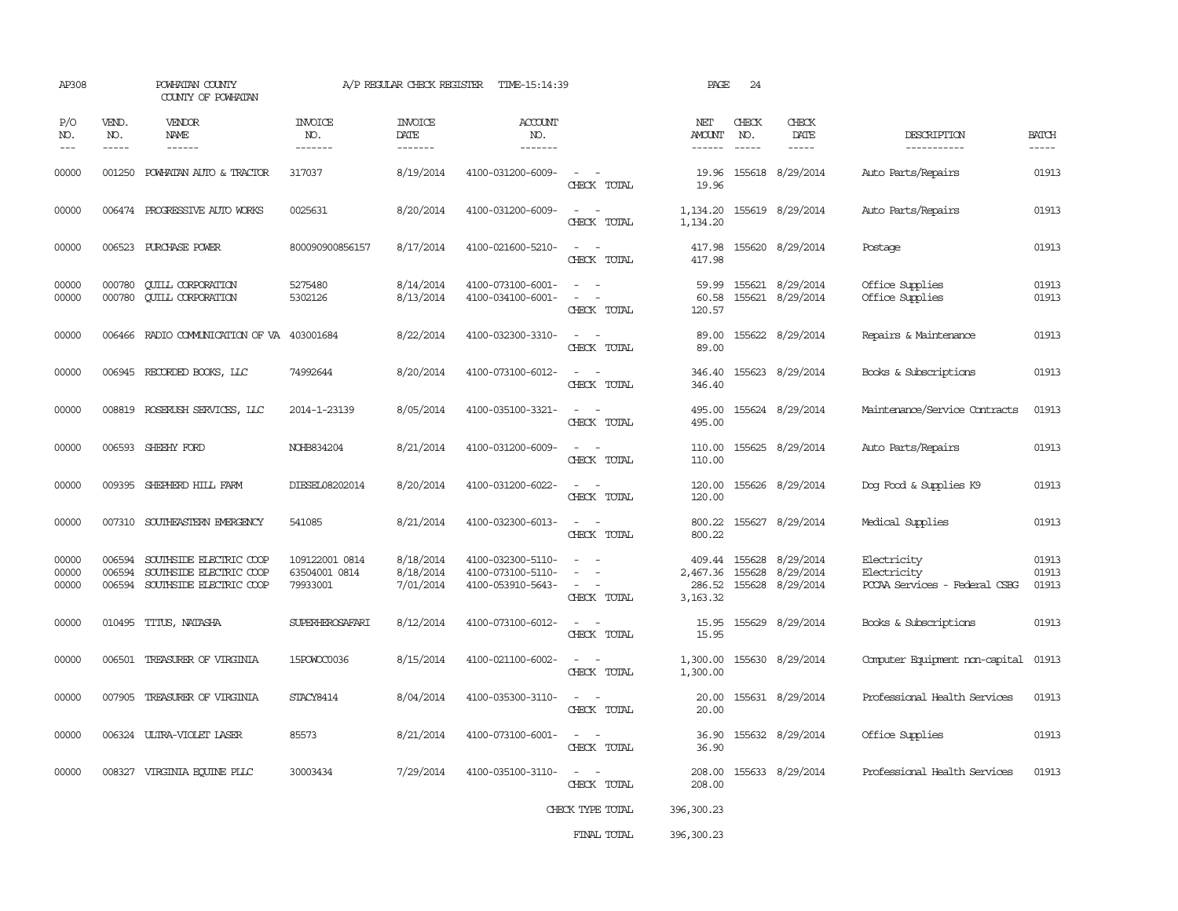AP308 POWHATAN COUNTY A/P REGULAR CHECK REGISTER TIME-15:14:39 PAGE 24
COUNTY OF POWHATAN

| P/O NO. | VEND. NO. | VENDOR NAME | INVOICE NO. | INVOICE DATE | ACCOUNT NO. | | NET AMOUNT | CHECK NO. | CHECK DATE | DESCRIPTION | BATCH |
|---|---|---|---|---|---|---|---|---|---|---|---|
| --- | ----- | ------ | ------- | ------- | ------- | | ------ | ----- | ----- | ----------- | ----- |
| 00000 | 001250 | POWHATAN AUTO & TRACTOR | 317037 | 8/19/2014 | 4100-031200-6009- | - - | 19.96 | 155618 | 8/29/2014 | Auto Parts/Repairs | 01913 |
| | | | | | | CHECK TOTAL | 19.96 | | | | |
| 00000 | 006474 | PROGRESSIVE AUTO WORKS | 0025631 | 8/20/2014 | 4100-031200-6009- | - - | 1,134.20 | 155619 | 8/29/2014 | Auto Parts/Repairs | 01913 |
| | | | | | | CHECK TOTAL | 1,134.20 | | | | |
| 00000 | 006523 | PURCHASE POWER | 800090900856157 | 8/17/2014 | 4100-021600-5210- | - - | 417.98 | 155620 | 8/29/2014 | Postage | 01913 |
| | | | | | | CHECK TOTAL | 417.98 | | | | |
| 00000 | 000780 | QUILL CORPORATION | 5275480 | 8/14/2014 | 4100-073100-6001- | - - | 59.99 | 155621 | 8/29/2014 | Office Supplies | 01913 |
| 00000 | 000780 | QUILL CORPORATION | 5302126 | 8/13/2014 | 4100-034100-6001- | - - | 60.58 | 155621 | 8/29/2014 | Office Supplies | 01913 |
| | | | | | | CHECK TOTAL | 120.57 | | | | |
| 00000 | 006466 | RADIO COMMUNICATION OF VA | 403001684 | 8/22/2014 | 4100-032300-3310- | - - | 89.00 | 155622 | 8/29/2014 | Repairs & Maintenance | 01913 |
| | | | | | | CHECK TOTAL | 89.00 | | | | |
| 00000 | 006945 | RECORDED BOOKS, LLC | 74992644 | 8/20/2014 | 4100-073100-6012- | - - | 346.40 | 155623 | 8/29/2014 | Books & Subscriptions | 01913 |
| | | | | | | CHECK TOTAL | 346.40 | | | | |
| 00000 | 008819 | ROSERUSH SERVICES, LLC | 2014-1-23139 | 8/05/2014 | 4100-035100-3321- | - - | 495.00 | 155624 | 8/29/2014 | Maintenance/Service Contracts | 01913 |
| | | | | | | CHECK TOTAL | 495.00 | | | | |
| 00000 | 006593 | SHEEHY FORD | NOHB834204 | 8/21/2014 | 4100-031200-6009- | - - | 110.00 | 155625 | 8/29/2014 | Auto Parts/Repairs | 01913 |
| | | | | | | CHECK TOTAL | 110.00 | | | | |
| 00000 | 009395 | SHEPHERD HILL FARM | DIESEL08202014 | 8/20/2014 | 4100-031200-6022- | - - | 120.00 | 155626 | 8/29/2014 | Dog Food & Supplies K9 | 01913 |
| | | | | | | CHECK TOTAL | 120.00 | | | | |
| 00000 | 007310 | SOUTHEASTERN EMERGENCY | 541085 | 8/21/2014 | 4100-032300-6013- | - - | 800.22 | 155627 | 8/29/2014 | Medical Supplies | 01913 |
| | | | | | | CHECK TOTAL | 800.22 | | | | |
| 00000 | 006594 | SOUTHSIDE ELECTRIC COOP | 109122001 0814 | 8/18/2014 | 4100-032300-5110- | - - | 409.44 | 155628 | 8/29/2014 | Electricity | 01913 |
| 00000 | 006594 | SOUTHSIDE ELECTRIC COOP | 63504001 0814 | 8/18/2014 | 4100-073100-5110- | - - | 2,467.36 | 155628 | 8/29/2014 | Electricity | 01913 |
| 00000 | 006594 | SOUTHSIDE ELECTRIC COOP | 79933001 | 7/01/2014 | 4100-053910-5643- | - - | 286.52 | 155628 | 8/29/2014 | PCCAA Services - Federal CSBG | 01913 |
| | | | | | | CHECK TOTAL | 3,163.32 | | | | |
| 00000 | 010495 | TITUS, NATASHA | SUPERHEROSAFARI | 8/12/2014 | 4100-073100-6012- | - - | 15.95 | 155629 | 8/29/2014 | Books & Subscriptions | 01913 |
| | | | | | | CHECK TOTAL | 15.95 | | | | |
| 00000 | 006501 | TREASURER OF VIRGINIA | 15POWOC0036 | 8/15/2014 | 4100-021100-6002- | - - | 1,300.00 | 155630 | 8/29/2014 | Computer Equipment non-capital | 01913 |
| | | | | | | CHECK TOTAL | 1,300.00 | | | | |
| 00000 | 007905 | TREASURER OF VIRGINIA | STACY8414 | 8/04/2014 | 4100-035300-3110- | - - | 20.00 | 155631 | 8/29/2014 | Professional Health Services | 01913 |
| | | | | | | CHECK TOTAL | 20.00 | | | | |
| 00000 | 006324 | ULTRA-VIOLET LASER | 85573 | 8/21/2014 | 4100-073100-6001- | - - | 36.90 | 155632 | 8/29/2014 | Office Supplies | 01913 |
| | | | | | | CHECK TOTAL | 36.90 | | | | |
| 00000 | 008327 | VIRGINIA EQUINE PLLC | 30003434 | 7/29/2014 | 4100-035100-3110- | - - | 208.00 | 155633 | 8/29/2014 | Professional Health Services | 01913 |
| | | | | | | CHECK TOTAL | 208.00 | | | | |
| | | | | | | CHECK TYPE TOTAL | 396,300.23 | | | | |
| | | | | | | FINAL TOTAL | 396,300.23 | | | | |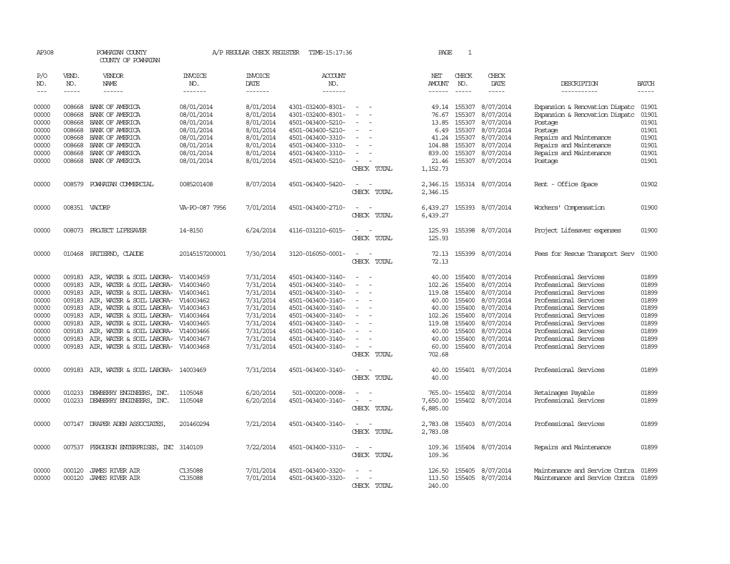AP308 POWHATAN COUNTY A/P REGULAR CHECK REGISTER TIME-15:17:36 PAGE 1

COUNTY OF POWHATAN

| P/O NO. | VEND. NO. | VENDOR NAME | INVOICE NO. | INVOICE DATE | ACCOUNT NO. | | NET AMOUNT | CHECK NO. | CHECK DATE | DESCRIPTION | BATCH |
|---|---|---|---|---|---|---|---|---|---|---|---|
| --- | ----- | ------ | ------- | ------- | ------- | | ------ | ----- | ----- | ----------- | ----- |
| 00000 | 008668 | BANK OF AMERICA | 08/01/2014 | 8/01/2014 | 4301-032400-8301- | - - | 49.14 | 155307 | 8/07/2014 | Expansion & Renovation Dispatc | 01901 |
| 00000 | 008668 | BANK OF AMERICA | 08/01/2014 | 8/01/2014 | 4301-032400-8301- | - - | 76.67 | 155307 | 8/07/2014 | Expansion & Renovation Dispatc | 01901 |
| 00000 | 008668 | BANK OF AMERICA | 08/01/2014 | 8/01/2014 | 4501-043400-5210- | - - | 13.85 | 155307 | 8/07/2014 | Postage | 01901 |
| 00000 | 008668 | BANK OF AMERICA | 08/01/2014 | 8/01/2014 | 4501-043400-5210- | - - | 6.49 | 155307 | 8/07/2014 | Postage | 01901 |
| 00000 | 008668 | BANK OF AMERICA | 08/01/2014 | 8/01/2014 | 4501-043400-3310- | - - | 41.24 | 155307 | 8/07/2014 | Repairs and Maintenance | 01901 |
| 00000 | 008668 | BANK OF AMERICA | 08/01/2014 | 8/01/2014 | 4501-043400-3310- | - - | 104.88 | 155307 | 8/07/2014 | Repairs and Maintenance | 01901 |
| 00000 | 008668 | BANK OF AMERICA | 08/01/2014 | 8/01/2014 | 4501-043400-3310- | - - | 839.00 | 155307 | 8/07/2014 | Repairs and Maintenance | 01901 |
| 00000 | 008668 | BANK OF AMERICA | 08/01/2014 | 8/01/2014 | 4501-043400-5210- | - - | 21.46 | 155307 | 8/07/2014 | Postage | 01901 |
| | | | | | | CHECK TOTAL | 1,152.73 | | | | |
| 00000 | 008579 | POWHATAN COMMERCIAL | 0085201408 | 8/07/2014 | 4501-043400-5420- | - - | 2,346.15 | 155314 | 8/07/2014 | Rent - Office Space | 01902 |
| | | | | | | CHECK TOTAL | 2,346.15 | | | | |
| 00000 | 008351 | VACORP | VA-PO-087 7956 | 7/01/2014 | 4501-043400-2710- | - - | 6,439.27 | 155393 | 8/07/2014 | Workers' Compensation | 01900 |
| | | | | | | CHECK TOTAL | 6,439.27 | | | | |
| 00000 | 008073 | PROJECT LIFESAVER | 14-8150 | 6/24/2014 | 4116-031210-6015- | - - | 125.93 | 155398 | 8/07/2014 | Project Lifesaver expenses | 01900 |
| | | | | | | CHECK TOTAL | 125.93 | | | | |
| 00000 | 010468 | PATIERNO, CLAUDE | 20145157200001 | 7/30/2014 | 3120-016050-0001- | - - | 72.13 | 155399 | 8/07/2014 | Fees for Rescue Transport Serv | 01900 |
| | | | | | | CHECK TOTAL | 72.13 | | | | |
| 00000 | 009183 | AIR, WATER & SOIL LABORA- | V14003459 | 7/31/2014 | 4501-043400-3140- | - - | 40.00 | 155400 | 8/07/2014 | Professional Services | 01899 |
| 00000 | 009183 | AIR, WATER & SOIL LABORA- | V14003460 | 7/31/2014 | 4501-043400-3140- | - - | 102.26 | 155400 | 8/07/2014 | Professional Services | 01899 |
| 00000 | 009183 | AIR, WATER & SOIL LABORA- | V14003461 | 7/31/2014 | 4501-043400-3140- | - - | 119.08 | 155400 | 8/07/2014 | Professional Services | 01899 |
| 00000 | 009183 | AIR, WATER & SOIL LABORA- | V14003462 | 7/31/2014 | 4501-043400-3140- | - - | 40.00 | 155400 | 8/07/2014 | Professional Services | 01899 |
| 00000 | 009183 | AIR, WATER & SOIL LABORA- | V14003463 | 7/31/2014 | 4501-043400-3140- | - - | 40.00 | 155400 | 8/07/2014 | Professional Services | 01899 |
| 00000 | 009183 | AIR, WATER & SOIL LABORA- | V14003464 | 7/31/2014 | 4501-043400-3140- | - - | 102.26 | 155400 | 8/07/2014 | Professional Services | 01899 |
| 00000 | 009183 | AIR, WATER & SOIL LABORA- | V14003465 | 7/31/2014 | 4501-043400-3140- | - - | 119.08 | 155400 | 8/07/2014 | Professional Services | 01899 |
| 00000 | 009183 | AIR, WATER & SOIL LABORA- | V14003466 | 7/31/2014 | 4501-043400-3140- | - - | 40.00 | 155400 | 8/07/2014 | Professional Services | 01899 |
| 00000 | 009183 | AIR, WATER & SOIL LABORA- | V14003467 | 7/31/2014 | 4501-043400-3140- | - - | 40.00 | 155400 | 8/07/2014 | Professional Services | 01899 |
| 00000 | 009183 | AIR, WATER & SOIL LABORA- | V14003468 | 7/31/2014 | 4501-043400-3140- | - - | 60.00 | 155400 | 8/07/2014 | Professional Services | 01899 |
| | | | | | | CHECK TOTAL | 702.68 | | | | |
| 00000 | 009183 | AIR, WATER & SOIL LABORA- | 14003469 | 7/31/2014 | 4501-043400-3140- | - - | 40.00 | 155401 | 8/07/2014 | Professional Services | 01899 |
| | | | | | | CHECK TOTAL | 40.00 | | | | |
| 00000 | 010233 | DEWBERRY ENGINEERS, INC. | 1105048 | 6/20/2014 | 501-000200-0008- | - - | 765.00- | 155402 | 8/07/2014 | Retainages Payable | 01899 |
| 00000 | 010233 | DEWBERRY ENGINEERS, INC. | 1105048 | 6/20/2014 | 4501-043400-3140- | - - | 7,650.00 | 155402 | 8/07/2014 | Professional Services | 01899 |
| | | | | | | CHECK TOTAL | 6,885.00 | | | | |
| 00000 | 007147 | DRAPER ADEN ASSOCIATES, | 201460294 | 7/21/2014 | 4501-043400-3140- | - - | 2,783.08 | 155403 | 8/07/2014 | Professional Services | 01899 |
| | | | | | | CHECK TOTAL | 2,783.08 | | | | |
| 00000 | 007537 | FERGUSON ENTERPRISES, INC | 3140109 | 7/22/2014 | 4501-043400-3310- | - - | 109.36 | 155404 | 8/07/2014 | Repairs and Maintenance | 01899 |
| | | | | | | CHECK TOTAL | 109.36 | | | | |
| 00000 | 000120 | JAMES RIVER AIR | C135088 | 7/01/2014 | 4501-043400-3320- | - - | 126.50 | 155405 | 8/07/2014 | Maintenance and Service Contra | 01899 |
| 00000 | 000120 | JAMES RIVER AIR | C135088 | 7/01/2014 | 4501-043400-3320- | - - | 113.50 | 155405 | 8/07/2014 | Maintenance and Service Contra | 01899 |
| | | | | | | CHECK TOTAL | 240.00 | | | | |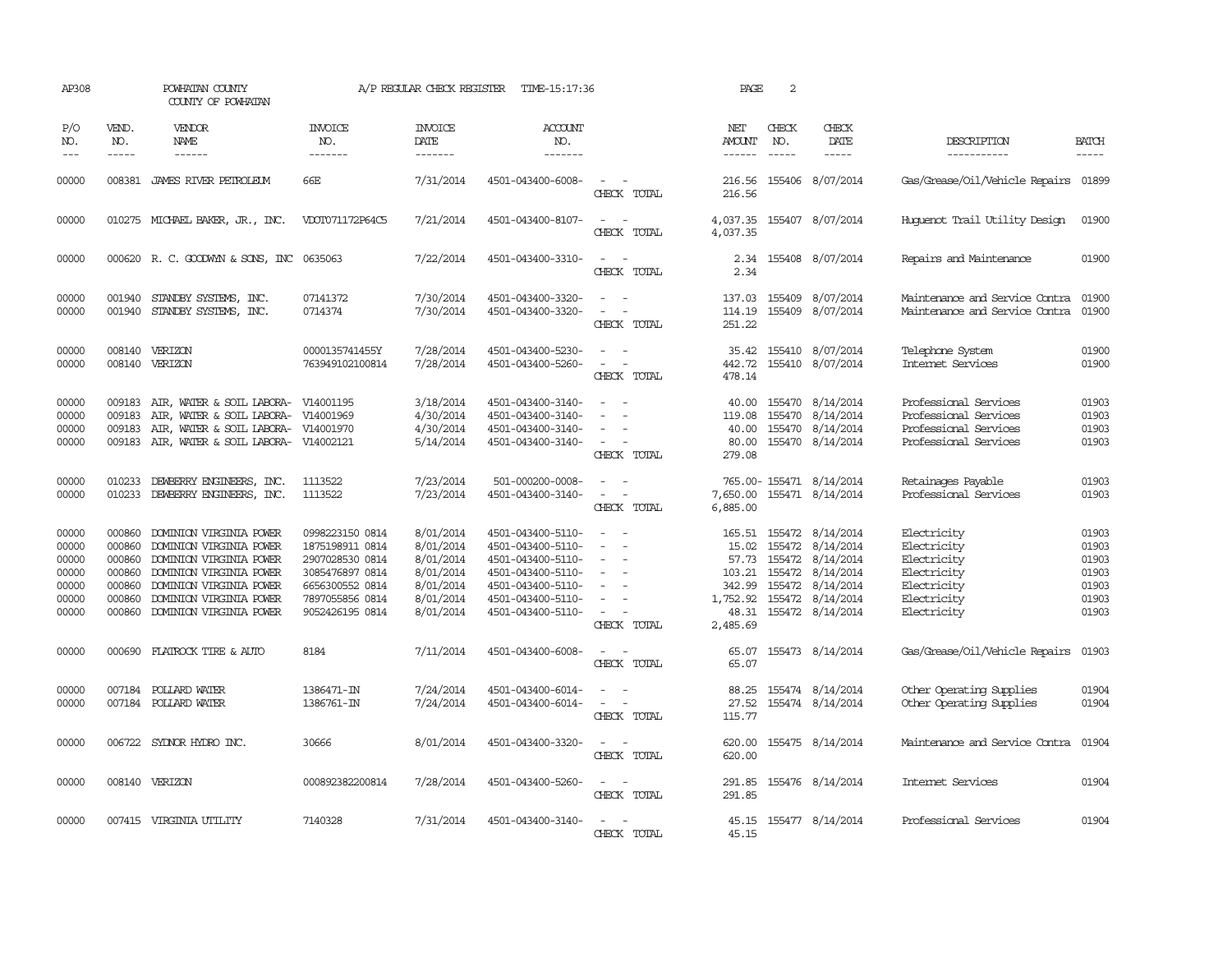AP308 POWHATAN COUNTY A/P REGULAR CHECK REGISTER TIME-15:17:36 PAGE 2

COUNTY OF POWHATAN

| P/O NO. | VEND. NO. | VENDOR NAME | INVOICE NO. | INVOICE DATE | ACCOUNT NO. | | NET AMOUNT | CHECK NO. | CHECK DATE | DESCRIPTION | BATCH |
|---|---|---|---|---|---|---|---|---|---|---|---|
| 00000 | 008381 | JAMES RIVER PETROLEUM | 66E | 7/31/2014 | 4501-043400-6008- | - - | 216.56 | 155406 | 8/07/2014 | Gas/Grease/Oil/Vehicle Repairs | 01899 |
| | | | | | | CHECK TOTAL | 216.56 | | | | |
| 00000 | 010275 | MICHAEL BAKER, JR., INC. | VDOT071172P64C5 | 7/21/2014 | 4501-043400-8107- | - - | 4,037.35 | 155407 | 8/07/2014 | Huguenot Trail Utility Design | 01900 |
| | | | | | | CHECK TOTAL | 4,037.35 | | | | |
| 00000 | 000620 | R. C. GOODWYN & SONS, INC | 0635063 | 7/22/2014 | 4501-043400-3310- | - - | 2.34 | 155408 | 8/07/2014 | Repairs and Maintenance | 01900 |
| | | | | | | CHECK TOTAL | 2.34 | | | | |
| 00000 | 001940 | STANDBY SYSTEMS, INC. | 07141372 | 7/30/2014 | 4501-043400-3320- | - - | 137.03 | 155409 | 8/07/2014 | Maintenance and Service Contra | 01900 |
| 00000 | 001940 | STANDBY SYSTEMS, INC. | 0714374 | 7/30/2014 | 4501-043400-3320- | - - | 114.19 | 155409 | 8/07/2014 | Maintenance and Service Contra | 01900 |
| | | | | | | CHECK TOTAL | 251.22 | | | | |
| 00000 | 008140 | VERIZON | 0000135741455Y | 7/28/2014 | 4501-043400-5230- | - - | 35.42 | 155410 | 8/07/2014 | Telephone System | 01900 |
| 00000 | 008140 | VERIZON | 763949102100814 | 7/28/2014 | 4501-043400-5260- | - - | 442.72 | 155410 | 8/07/2014 | Internet Services | 01900 |
| | | | | | | CHECK TOTAL | 478.14 | | | | |
| 00000 | 009183 | AIR, WATER & SOIL LABORA- | V14001195 | 3/18/2014 | 4501-043400-3140- | - - | 40.00 | 155470 | 8/14/2014 | Professional Services | 01903 |
| 00000 | 009183 | AIR, WATER & SOIL LABORA- | V14001969 | 4/30/2014 | 4501-043400-3140- | - - | 119.08 | 155470 | 8/14/2014 | Professional Services | 01903 |
| 00000 | 009183 | AIR, WATER & SOIL LABORA- | V14001970 | 4/30/2014 | 4501-043400-3140- | - - | 40.00 | 155470 | 8/14/2014 | Professional Services | 01903 |
| 00000 | 009183 | AIR, WATER & SOIL LABORA- | V14002121 | 5/14/2014 | 4501-043400-3140- | - - | 80.00 | 155470 | 8/14/2014 | Professional Services | 01903 |
| | | | | | | CHECK TOTAL | 279.08 | | | | |
| 00000 | 010233 | DEWBERRY ENGINEERS, INC. | 1113522 | 7/23/2014 | 501-000200-0008- | - - | 765.00- | 155471 | 8/14/2014 | Retainages Payable | 01903 |
| 00000 | 010233 | DEWBERRY ENGINEERS, INC. | 1113522 | 7/23/2014 | 4501-043400-3140- | - - | 7,650.00 | 155471 | 8/14/2014 | Professional Services | 01903 |
| | | | | | | CHECK TOTAL | 6,885.00 | | | | |
| 00000 | 000860 | DOMINION VIRGINIA POWER | 0998223150 0814 | 8/01/2014 | 4501-043400-5110- | - - | 165.51 | 155472 | 8/14/2014 | Electricity | 01903 |
| 00000 | 000860 | DOMINION VIRGINIA POWER | 1875198911 0814 | 8/01/2014 | 4501-043400-5110- | - - | 15.02 | 155472 | 8/14/2014 | Electricity | 01903 |
| 00000 | 000860 | DOMINION VIRGINIA POWER | 2907028530 0814 | 8/01/2014 | 4501-043400-5110- | - - | 57.73 | 155472 | 8/14/2014 | Electricity | 01903 |
| 00000 | 000860 | DOMINION VIRGINIA POWER | 3085476897 0814 | 8/01/2014 | 4501-043400-5110- | - - | 103.21 | 155472 | 8/14/2014 | Electricity | 01903 |
| 00000 | 000860 | DOMINION VIRGINIA POWER | 6656300552 0814 | 8/01/2014 | 4501-043400-5110- | - - | 342.99 | 155472 | 8/14/2014 | Electricity | 01903 |
| 00000 | 000860 | DOMINION VIRGINIA POWER | 7897055856 0814 | 8/01/2014 | 4501-043400-5110- | - - | 1,752.92 | 155472 | 8/14/2014 | Electricity | 01903 |
| 00000 | 000860 | DOMINION VIRGINIA POWER | 9052426195 0814 | 8/01/2014 | 4501-043400-5110- | - - | 48.31 | 155472 | 8/14/2014 | Electricity | 01903 |
| | | | | | | CHECK TOTAL | 2,485.69 | | | | |
| 00000 | 000690 | FLATROCK TIRE & AUTO | 8184 | 7/11/2014 | 4501-043400-6008- | - - | 65.07 | 155473 | 8/14/2014 | Gas/Grease/Oil/Vehicle Repairs | 01903 |
| | | | | | | CHECK TOTAL | 65.07 | | | | |
| 00000 | 007184 | POLLARD WATER | 1386471-IN | 7/24/2014 | 4501-043400-6014- | - - | 88.25 | 155474 | 8/14/2014 | Other Operating Supplies | 01904 |
| 00000 | 007184 | POLLARD WATER | 1386761-IN | 7/24/2014 | 4501-043400-6014- | - - | 27.52 | 155474 | 8/14/2014 | Other Operating Supplies | 01904 |
| | | | | | | CHECK TOTAL | 115.77 | | | | |
| 00000 | 006722 | SYDNOR HYDRO INC. | 30666 | 8/01/2014 | 4501-043400-3320- | - - | 620.00 | 155475 | 8/14/2014 | Maintenance and Service Contra | 01904 |
| | | | | | | CHECK TOTAL | 620.00 | | | | |
| 00000 | 008140 | VERIZON | 000892382200814 | 7/28/2014 | 4501-043400-5260- | - - | 291.85 | 155476 | 8/14/2014 | Internet Services | 01904 |
| | | | | | | CHECK TOTAL | 291.85 | | | | |
| 00000 | 007415 | VIRGINIA UTILITY | 7140328 | 7/31/2014 | 4501-043400-3140- | - - | 45.15 | 155477 | 8/14/2014 | Professional Services | 01904 |
| | | | | | | CHECK TOTAL | 45.15 | | | | |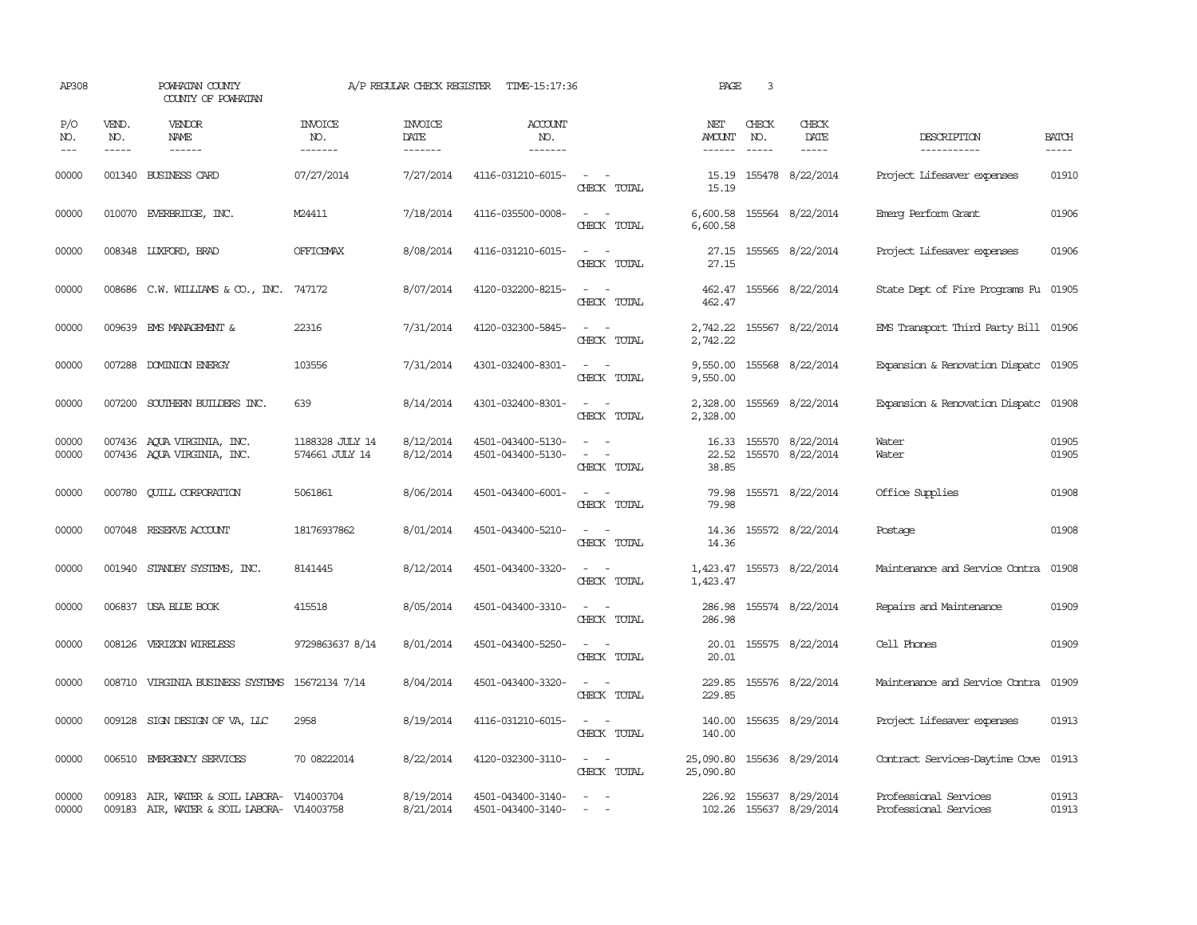AP308 POWHATAN COUNTY A/P REGULAR CHECK REGISTER TIME-15:17:36 PAGE 3

COUNTY OF POWHATAN

| P/O NO. | VEND. NO. | VENDOR NAME | INVOICE NO. | INVOICE DATE | ACCOUNT NO. | | NET AMOUNT | CHECK NO. | CHECK DATE | DESCRIPTION | BATCH |
|---|---|---|---|---|---|---|---|---|---|---|---|
| 00000 | 001340 | BUSINESS CARD | 07/27/2014 | 7/27/2014 | 4116-031210-6015- | - - | 15.19 | 155478 | 8/22/2014 | Project Lifesaver expenses | 01910 |
| | | | | | | CHECK TOTAL | 15.19 | | | | |
| 00000 | 010070 | EVERBRIDGE, INC. | M24411 | 7/18/2014 | 4116-035500-0008- | - - | 6,600.58 | 155564 | 8/22/2014 | Emerg Perform Grant | 01906 |
| | | | | | | CHECK TOTAL | 6,600.58 | | | | |
| 00000 | 008348 | LUXFORD, BRAD | OFFICEMAX | 8/08/2014 | 4116-031210-6015- | - - | 27.15 | 155565 | 8/22/2014 | Project Lifesaver expenses | 01906 |
| | | | | | | CHECK TOTAL | 27.15 | | | | |
| 00000 | 008686 | C.W. WILLIAMS & CO., INC. | 747172 | 8/07/2014 | 4120-032200-8215- | - - | 462.47 | 155566 | 8/22/2014 | State Dept of Fire Programs Fu | 01905 |
| | | | | | | CHECK TOTAL | 462.47 | | | | |
| 00000 | 009639 | EMS MANAGEMENT & | 22316 | 7/31/2014 | 4120-032300-5845- | - - | 2,742.22 | 155567 | 8/22/2014 | EMS Transport Third Party Bill | 01906 |
| | | | | | | CHECK TOTAL | 2,742.22 | | | | |
| 00000 | 007288 | DOMINION ENERGY | 103556 | 7/31/2014 | 4301-032400-8301- | - - | 9,550.00 | 155568 | 8/22/2014 | Expansion & Renovation Dispatc | 01905 |
| | | | | | | CHECK TOTAL | 9,550.00 | | | | |
| 00000 | 007200 | SOUTHERN BUILDERS INC. | 639 | 8/14/2014 | 4301-032400-8301- | - - | 2,328.00 | 155569 | 8/22/2014 | Expansion & Renovation Dispatc | 01908 |
| | | | | | | CHECK TOTAL | 2,328.00 | | | | |
| 00000 | 007436 | AQUA VIRGINIA, INC. | 1188328 JULY 14 | 8/12/2014 | 4501-043400-5130- | - - | 16.33 | 155570 | 8/22/2014 | Water | 01905 |
| 00000 | 007436 | AQUA VIRGINIA, INC. | 574661 JULY 14 | 8/12/2014 | 4501-043400-5130- | - - | 22.52 | 155570 | 8/22/2014 | Water | 01905 |
| | | | | | | CHECK TOTAL | 38.85 | | | | |
| 00000 | 000780 | QUILL CORPORATION | 5061861 | 8/06/2014 | 4501-043400-6001- | - - | 79.98 | 155571 | 8/22/2014 | Office Supplies | 01908 |
| | | | | | | CHECK TOTAL | 79.98 | | | | |
| 00000 | 007048 | RESERVE ACCOUNT | 18176937862 | 8/01/2014 | 4501-043400-5210- | - - | 14.36 | 155572 | 8/22/2014 | Postage | 01908 |
| | | | | | | CHECK TOTAL | 14.36 | | | | |
| 00000 | 001940 | STANDBY SYSTEMS, INC. | 8141445 | 8/12/2014 | 4501-043400-3320- | - - | 1,423.47 | 155573 | 8/22/2014 | Maintenance and Service Contra | 01908 |
| | | | | | | CHECK TOTAL | 1,423.47 | | | | |
| 00000 | 006837 | USA BLUE BOOK | 415518 | 8/05/2014 | 4501-043400-3310- | - - | 286.98 | 155574 | 8/22/2014 | Repairs and Maintenance | 01909 |
| | | | | | | CHECK TOTAL | 286.98 | | | | |
| 00000 | 008126 | VERIZON WIRELESS | 9729863637 8/14 | 8/01/2014 | 4501-043400-5250- | - - | 20.01 | 155575 | 8/22/2014 | Cell Phones | 01909 |
| | | | | | | CHECK TOTAL | 20.01 | | | | |
| 00000 | 008710 | VIRGINIA BUSINESS SYSTEMS | 15672134 7/14 | 8/04/2014 | 4501-043400-3320- | - - | 229.85 | 155576 | 8/22/2014 | Maintenance and Service Contra | 01909 |
| | | | | | | CHECK TOTAL | 229.85 | | | | |
| 00000 | 009128 | SIGN DESIGN OF VA, LLC | 2958 | 8/19/2014 | 4116-031210-6015- | - - | 140.00 | 155635 | 8/29/2014 | Project Lifesaver expenses | 01913 |
| | | | | | | CHECK TOTAL | 140.00 | | | | |
| 00000 | 006510 | EMERGENCY SERVICES | 70 08222014 | 8/22/2014 | 4120-032300-3110- | - - | 25,090.80 | 155636 | 8/29/2014 | Contract Services-Daytime Cove | 01913 |
| | | | | | | CHECK TOTAL | 25,090.80 | | | | |
| 00000 | 009183 | AIR, WATER & SOIL LABORA- | V14003704 | 8/19/2014 | 4501-043400-3140- | - - | 226.92 | 155637 | 8/29/2014 | Professional Services | 01913 |
| 00000 | 009183 | AIR, WATER & SOIL LABORA- | V14003758 | 8/21/2014 | 4501-043400-3140- | - - | 102.26 | 155637 | 8/29/2014 | Professional Services | 01913 |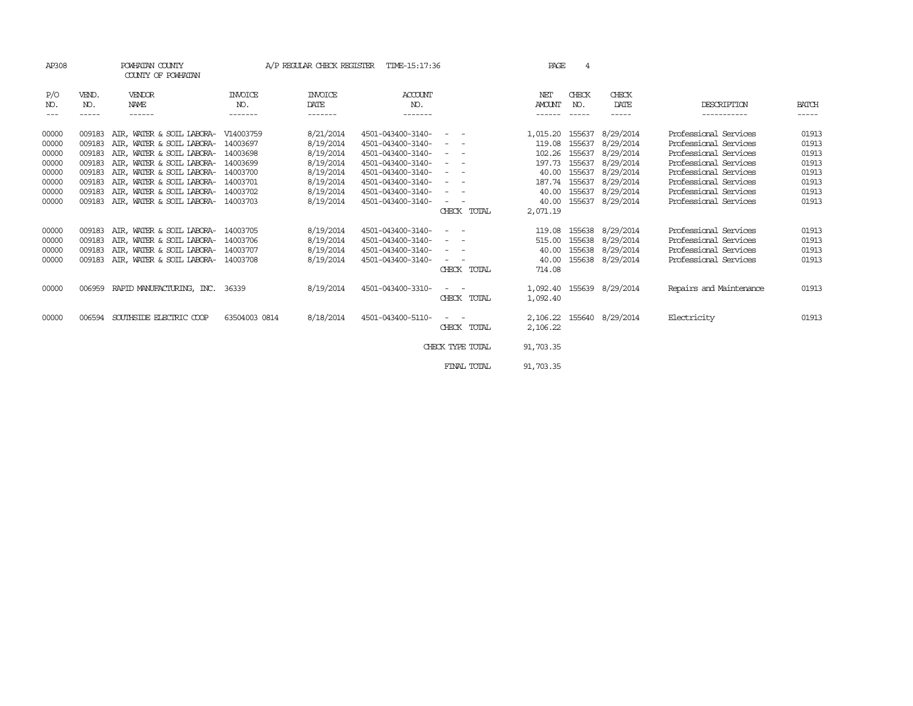AP308 POWHATAN COUNTY A/P REGULAR CHECK REGISTER TIME-15:17:36

COUNTY OF POWHATAN

| P/O NO. | VEND. NO. | VENDOR NAME | INVOICE NO. | INVOICE DATE | ACCOUNT NO. | | NET AMOUNT | CHECK NO. | CHECK DATE | DESCRIPTION | BATCH |
|---|---|---|---|---|---|---|---|---|---|---|---|
| 00000 | 009183 | AIR, WATER & SOIL LABORA- | V14003759 | 8/21/2014 | 4501-043400-3140- | - - | 1,015.20 | 155637 | 8/29/2014 | Professional Services | 01913 |
| 00000 | 009183 | AIR, WATER & SOIL LABORA- | 14003697 | 8/19/2014 | 4501-043400-3140- | - - | 119.08 | 155637 | 8/29/2014 | Professional Services | 01913 |
| 00000 | 009183 | AIR, WATER & SOIL LABORA- | 14003698 | 8/19/2014 | 4501-043400-3140- | - - | 102.26 | 155637 | 8/29/2014 | Professional Services | 01913 |
| 00000 | 009183 | AIR, WATER & SOIL LABORA- | 14003699 | 8/19/2014 | 4501-043400-3140- | - - | 197.73 | 155637 | 8/29/2014 | Professional Services | 01913 |
| 00000 | 009183 | AIR, WATER & SOIL LABORA- | 14003700 | 8/19/2014 | 4501-043400-3140- | - - | 40.00 | 155637 | 8/29/2014 | Professional Services | 01913 |
| 00000 | 009183 | AIR, WATER & SOIL LABORA- | 14003701 | 8/19/2014 | 4501-043400-3140- | - - | 187.74 | 155637 | 8/29/2014 | Professional Services | 01913 |
| 00000 | 009183 | AIR, WATER & SOIL LABORA- | 14003702 | 8/19/2014 | 4501-043400-3140- | - - | 40.00 | 155637 | 8/29/2014 | Professional Services | 01913 |
| 00000 | 009183 | AIR, WATER & SOIL LABORA- | 14003703 | 8/19/2014 | 4501-043400-3140- | - - | 40.00 | 155637 | 8/29/2014 | Professional Services | 01913 |
| | | | | | | CHECK TOTAL | 2,071.19 | | | | |
| 00000 | 009183 | AIR, WATER & SOIL LABORA- | 14003705 | 8/19/2014 | 4501-043400-3140- | - - | 119.08 | 155638 | 8/29/2014 | Professional Services | 01913 |
| 00000 | 009183 | AIR, WATER & SOIL LABORA- | 14003706 | 8/19/2014 | 4501-043400-3140- | - - | 515.00 | 155638 | 8/29/2014 | Professional Services | 01913 |
| 00000 | 009183 | AIR, WATER & SOIL LABORA- | 14003707 | 8/19/2014 | 4501-043400-3140- | - - | 40.00 | 155638 | 8/29/2014 | Professional Services | 01913 |
| 00000 | 009183 | AIR, WATER & SOIL LABORA- | 14003708 | 8/19/2014 | 4501-043400-3140- | - - | 40.00 | 155638 | 8/29/2014 | Professional Services | 01913 |
| | | | | | | CHECK TOTAL | 714.08 | | | | |
| 00000 | 006959 | RAPID MANUFACTURING, INC. | 36339 | 8/19/2014 | 4501-043400-3310- | - - | 1,092.40 | 155639 | 8/29/2014 | Repairs and Maintenance | 01913 |
| | | | | | | CHECK TOTAL | 1,092.40 | | | | |
| 00000 | 006594 | SOUTHSIDE ELECTRIC COOP | 63504003 0814 | 8/18/2014 | 4501-043400-5110- | - - | 2,106.22 | 155640 | 8/29/2014 | Electricity | 01913 |
| | | | | | | CHECK TOTAL | 2,106.22 | | | | |
| | | | | | | CHECK TYPE TOTAL | 91,703.35 | | | | |
| | | | | | | FINAL TOTAL | 91,703.35 | | | | |